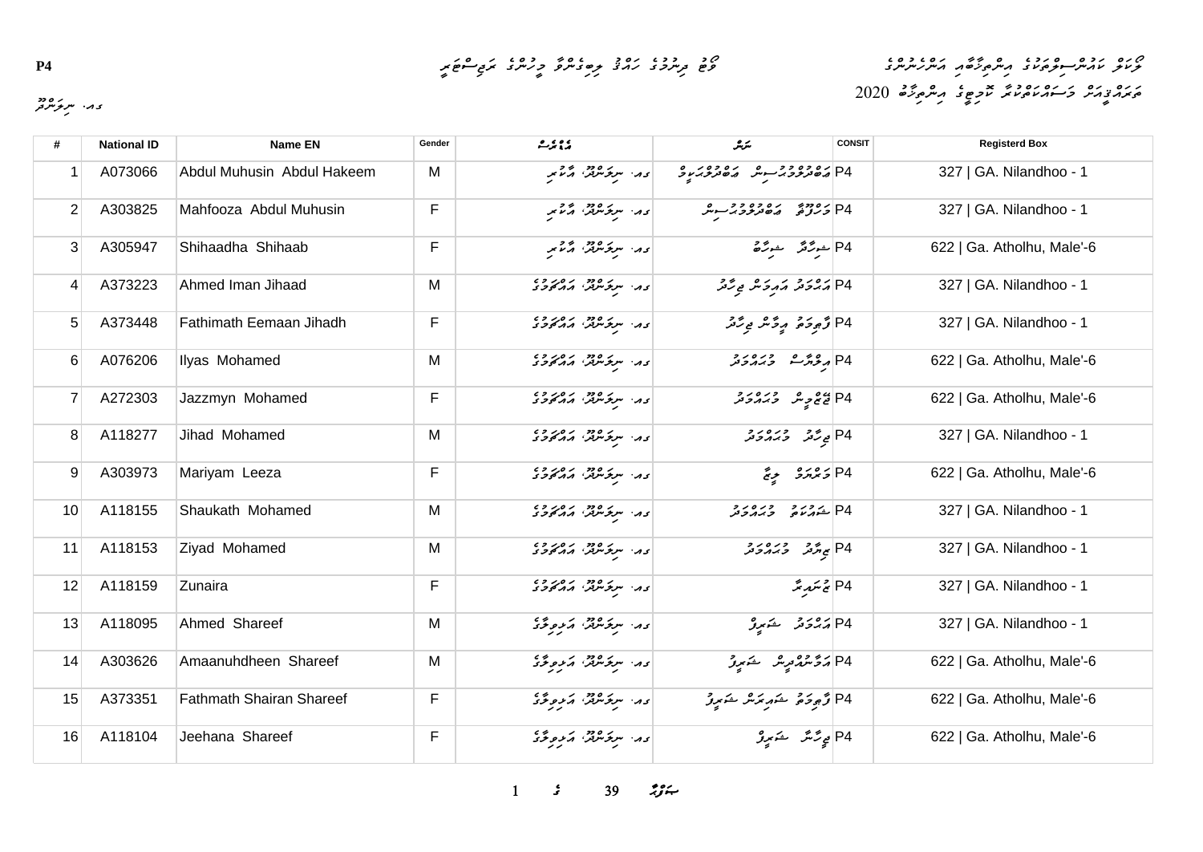# ޤާނޫނު އަސާސީގެ ދަށުން ކައުންސިލްތަކާއި ވުޒާރާގެ ރައީސުން އިންތިޚާބުކުރާ ދާއިރާތަކާއި ގޯތިގެދޮރާއި އަތޮޅު ކައުންސިލްތަކާއި ރާއްޖޭގެ ބައިނަލްއަޤްވާމީ އިންތިޚާބު 2020

ގއ. ނިލަންދޫ

| # | National ID | Name EN | Gender | ގެއްލިގެން | ނަން | CONSIT | Registerd Box |
|---|---|---|---|---|---|---|---|
| 1 | A073066 | Abdul Muhusin Abdul Hakeem | M | ގއ. ނިލަންދޫ، އާހިރި | އަބްދުލްމުހުސިން އަބްދުލްހަކީމް | P4 | 327 \| GA. Nilandhoo - 1 |
| 2 | A303825 | Mahfooza Abdul Muhusin | F | ގއ. ނިލަންދޫ، އާހިރި | މަޙްފޫޒާ އަބްދުލްމުހުސިން | P4 | 327 \| GA. Nilandhoo - 1 |
| 3 | A305947 | Shihaadha Shihaab | F | ގއ. ނިލަންދޫ، އާހިރި | ޝިހާދާ ޝިހާބް | P4 | 622 \| Ga. Atholhu, Male'-6 |
| 4 | A373223 | Ahmed Iman Jihaad | M | ގއ. ނިލަންދޫ، އައްޔަލަގެ | އަހުމަދު އަމީމަން ޖިހާދު | P4 | 327 \| GA. Nilandhoo - 1 |
| 5 | A373448 | Fathimath Eemaan Jihadh | F | ގއ. ނިލަންދޫ، އައްޔަލަގެ | ފާތިމަތު އީމާން ޖިހާދު | P4 | 327 \| GA. Nilandhoo - 1 |
| 6 | A076206 | Ilyas Mohamed | M | ގއ. ނިލަންދޫ، އައްޔަލަގެ | އިލްޔާސް މުހައްމަދު | P4 | 622 \| Ga. Atholhu, Male'-6 |
| 7 | A272303 | Jazzmyn Mohamed | F | ގއ. ނިލަންދޫ، އައްޔަލަގެ | ޖޭޒްމިން މުހައްމަދު | P4 | 622 \| Ga. Atholhu, Male'-6 |
| 8 | A118277 | Jihad Mohamed | M | ގއ. ނިލަންދޫ، އައްޔަލަގެ | ޖިހާދު މުހައްމަދު | P4 | 327 \| GA. Nilandhoo - 1 |
| 9 | A303973 | Mariyam Leeza | F | ގއ. ނިލަންދޫ، އައްޔަލަގެ | މަރިޔަމް ލީޒާ | P4 | 622 \| Ga. Atholhu, Male'-6 |
| 10 | A118155 | Shaukath Mohamed | M | ގއ. ނިލަންދޫ، އައްޔަލަގެ | ޝައުކަތު މުހައްމަދު | P4 | 327 \| GA. Nilandhoo - 1 |
| 11 | A118153 | Ziyad Mohamed | M | ގއ. ނިލަންދޫ، އައްޔަލަގެ | ޒިޔާދު މުހައްމަދު | P4 | 327 \| GA. Nilandhoo - 1 |
| 12 | A118159 | Zunaira | F | ގއ. ނިލަންދޫ، އައްޔަލަގެ | ޒުނައިރާ | P4 | 327 \| GA. Nilandhoo - 1 |
| 13 | A118095 | Ahmed Shareef | M | ގއ. ނިލަންދޫ، އަލިވިލާގެ | އަހުމަދު ޝަރީފް | P4 | 327 \| GA. Nilandhoo - 1 |
| 14 | A303626 | Amaanuhdheen Shareef | M | ގއ. ނިލަންދޫ، އަލިވިލާގެ | އަމާނުއްދީން ޝަރީފް | P4 | 622 \| Ga. Atholhu, Male'-6 |
| 15 | A373351 | Fathmath Shairan Shareef | F | ގއ. ނިލަންދޫ، އަލިވިލާގެ | ފާތިމަތު ޝައިރަން ޝަރީފް | P4 | 622 \| Ga. Atholhu, Male'-6 |
| 16 | A118104 | Jeehana Shareef | F | ގއ. ނިލަންދޫ، އަލިވިލާގެ | ޖީހާނާ ޝަރީފް | P4 | 622 \| Ga. Atholhu, Male'-6 |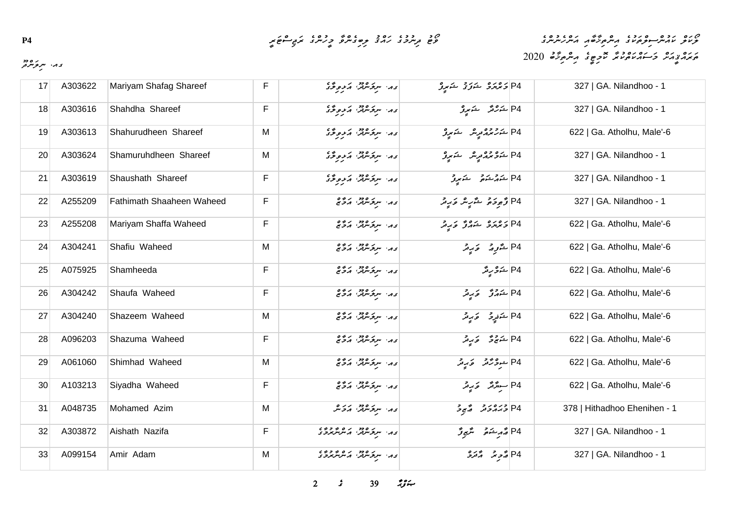ދއ. ނިލަންދޫ

| 17 | A303622 | Mariyam Shafag Shareef | F | ދއ. ނިލަންދޫ، އަލިވިލާގެ | P4 މަރިޔަމް ޝަފަގު ޝަރީފް | 327 \| GA. Nilandhoo - 1 |
|---|---|---|---|---|---|---|
| 18 | A303616 | Shahdha Shareef | F | ދއ. ނިލަންދޫ، އަލިވިލާގެ | P4 ޝަހްދާ ޝަރީފް | 327 \| GA. Nilandhoo - 1 |
| 19 | A303613 | Shahurudheen Shareef | M | ދއ. ނިލަންދޫ، އަލިވިލާގެ | P4 ޝަހުރުއްދީން ޝަރީފް | 622 \| Ga. Atholhu, Male'-6 |
| 20 | A303624 | Shamuruhdheen Shareef | M | ދއ. ނިލަންދޫ، އަލިވިލާގެ | P4 ޝަމުރުއްދީން ޝަރީފް | 327 \| GA. Nilandhoo - 1 |
| 21 | A303619 | Shaushath Shareef | F | ދއ. ނިލަންދޫ، އަލިވިލާގެ | P4 ޝައުޝަތު ޝަރީފް | 327 \| GA. Nilandhoo - 1 |
| 22 | A255209 | Fathimath Shaaheen Waheed | F | ދއ. ނިލަންދޫ، އަވަޙ | P4 ފާތިމަތު ޝާހީން ވަހީދު | 327 \| GA. Nilandhoo - 1 |
| 23 | A255208 | Mariyam Shaffa Waheed | F | ދއ. ނިލަންދޫ، އަވަޙ | P4 މަރިޔަމް ޝައްފާ ވަހީދު | 622 \| Ga. Atholhu, Male'-6 |
| 24 | A304241 | Shafiu Waheed | M | ދއ. ނިލަންދޫ، އަވަޙ | P4 ޝާފިޢު ވަހީދު | 622 \| Ga. Atholhu, Male'-6 |
| 25 | A075925 | Shamheeda | F | ދއ. ނިލަންދޫ، އަވަޙ | P4 ޝަމްހީދާ | 622 \| Ga. Atholhu, Male'-6 |
| 26 | A304242 | Shaufa Waheed | F | ދއ. ނިލަންދޫ، އަވަޙ | P4 ޝައުފާ ވަހީދު | 622 \| Ga. Atholhu, Male'-6 |
| 27 | A304240 | Shazeem Waheed | M | ދއ. ނިލަންދޫ، އަވަޙ | P4 ޝަޒީމް ވަހީދު | 622 \| Ga. Atholhu, Male'-6 |
| 28 | A096203 | Shazuma Waheed | F | ދއ. ނިލަންދޫ، އަވަޙ | P4 ޝަޒުމާ ވަހީދު | 622 \| Ga. Atholhu, Male'-6 |
| 29 | A061060 | Shimhad Waheed | M | ދއ. ނިލަންދޫ، އަވަޙ | P4 ޝިމްހާދު ވަހީދު | 622 \| Ga. Atholhu, Male'-6 |
| 30 | A103213 | Siyadha Waheed | F | ދއ. ނިލަންދޫ، އަވަޙ | P4 ސިޔާދާ ވަހީދު | 622 \| Ga. Atholhu, Male'-6 |
| 31 | A048735 | Mohamed Azim | M | ދއ. ނިލަންދޫ، އަވަސް | P4 މުހައްމަދު އާޒިމް | 378 \| Hithadhoo Ehenihen - 1 |
| 32 | A303872 | Aishath Nazifa | F | ދއ. ނިލަންދޫ، އަންނާރުމާގެ | P4 އާއިޝަތު ނާޒިފާ | 327 \| GA. Nilandhoo - 1 |
| 33 | A099154 | Amir Adam | M | ދއ. ނިލަންދޫ، އަންނާރުމާގެ | P4 އާމިރު އާދަމް | 327 \| GA. Nilandhoo - 1 |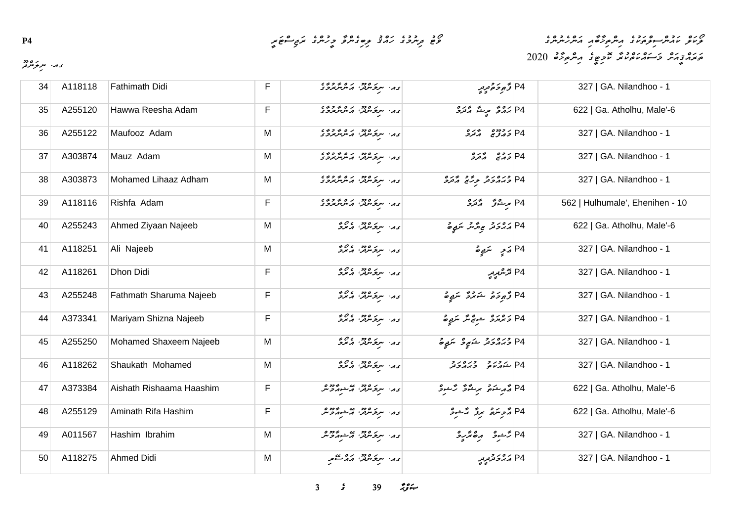| 34 | A118118 | Fathimath Didi | F | ގއ. ނިލަންދޫ، އަންނާރާގެ | P4 ފާތިމަތުދީދީ | 327 \| GA. Nilandhoo - 1 |
|---|---|---|---|---|---|---|
| 35 | A255120 | Hawwa Reesha Adam | F | ގއ. ނިލަންދޫ، އަންނާރާގެ | P4 ހައްވާ ރީޝާ އާދަމް | 622 \| Ga. Atholhu, Male'-6 |
| 36 | A255122 | Maufooz Adam | M | ގއ. ނިލަންދޫ، އަންނާރާގެ | P4 މައުފޫޒް އާދަމް | 327 \| GA. Nilandhoo - 1 |
| 37 | A303874 | Mauz Adam | M | ގއ. ނިލަންދޫ، އަންނާރާގެ | P4 މައުޒް އާދަމް | 327 \| GA. Nilandhoo - 1 |
| 38 | A303873 | Mohamed Lihaaz Adham | M | ގއ. ނިލަންދޫ، އަންނާރާގެ | P4 މުހައްމަދު ލިހާޒް އަދުހަމް | 327 \| GA. Nilandhoo - 1 |
| 39 | A118116 | Rishfa Adam | F | ގއ. ނިލަންދޫ، އަންނާރާގެ | P4 ރިޝްފާ އާދަމް | 562 \| Hulhumale', Ehenihen - 10 |
| 40 | A255243 | Ahmed Ziyaan Najeeb | M | ގއ. ނިލަންދޫ، އެރަވާ | P4 އަހުމަދު ޒިޔާން ނަޖީބު | 622 \| Ga. Atholhu, Male'-6 |
| 41 | A118251 | Ali Najeeb | M | ގއ. ނިލަންދޫ، އެރަވާ | P4 އަލި ނަޖީބު | 327 \| GA. Nilandhoo - 1 |
| 42 | A118261 | Dhon Didi | F | ގއ. ނިލަންދޫ، އެރަވާ | P4 ދޮންދީދީ | 327 \| GA. Nilandhoo - 1 |
| 43 | A255248 | Fathmath Sharuma Najeeb | F | ގއ. ނިލަންދޫ، އެރަވާ | P4 ފާތިމަތު ޝަރުމާ ނަޖީބު | 327 \| GA. Nilandhoo - 1 |
| 44 | A373341 | Mariyam Shizna Najeeb | F | ގއ. ނިލަންދޫ، އެރަވާ | P4 މަރިޔަމް ޝިޒްނާ ނަޖީބު | 327 \| GA. Nilandhoo - 1 |
| 45 | A255250 | Mohamed Shaxeem Najeeb | M | ގއ. ނިލަންދޫ، އެރަވާ | P4 މުހައްމަދު ޝަޒީމް ނަޖީބު | 327 \| GA. Nilandhoo - 1 |
| 46 | A118262 | Shaukath Mohamed | M | ގއ. ނިލަންދޫ، އެރަވާ | P4 ޝައުކަތު މުހައްމަދު | 327 \| GA. Nilandhoo - 1 |
| 47 | A373384 | Aishath Rishaama Haashim | F | ގއ. ނިލަންދޫ، އޭޝިއަމާން | P4 އާއިޝަތު ރިޝާމާ ހާޝިމް | 622 \| Ga. Atholhu, Male'-6 |
| 48 | A255129 | Aminath Rifa Hashim | F | ގއ. ނިލަންދޫ، އޭޝިއަމާން | P4 އާމިނަތު ރިފާ ހާޝިމް | 622 \| Ga. Atholhu, Male'-6 |
| 49 | A011567 | Hashim Ibrahim | M | ގއ. ނިލަންދޫ، އޭޝިއަމާން | P4 ހާޝިމް އިބްރާހީމް | 327 \| GA. Nilandhoo - 1 |
| 50 | A118275 | Ahmed Didi | M | ގއ. ނިލަންދޫ، އައުސްޓަރ | P4 އަހުމަދުދީދީ | 327 \| GA. Nilandhoo - 1 |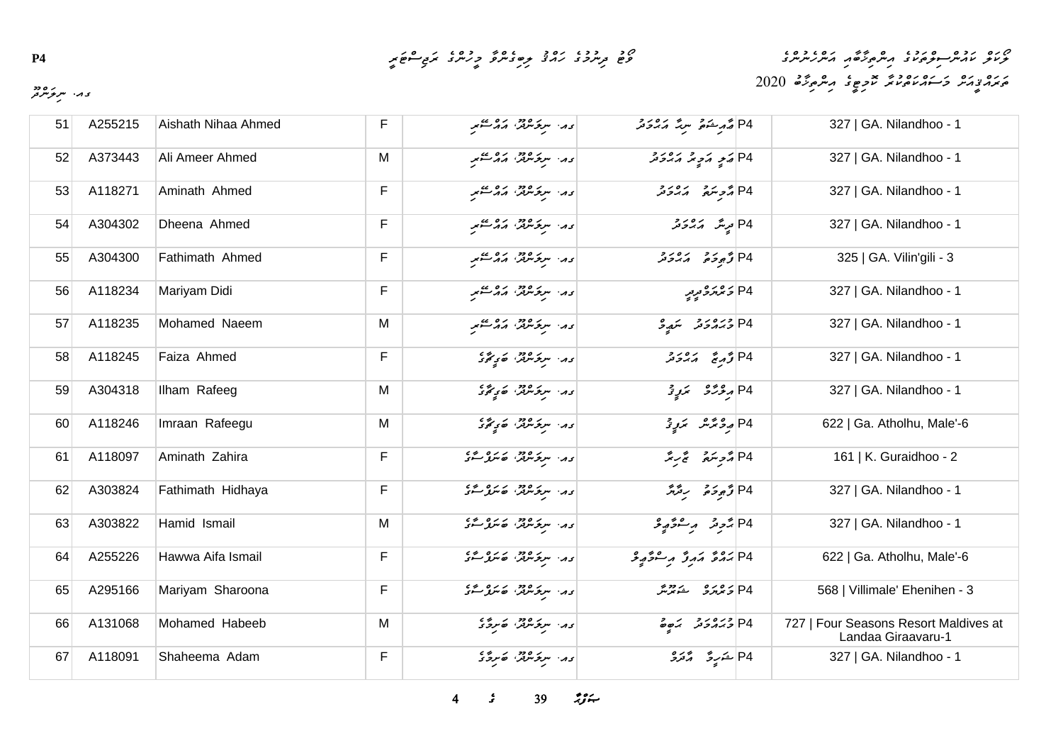ގއ. ނިލަންދޫ

| 51 | A255215 | Aishath Nihaa Ahmed | F | ގއ. ނިލަންދޫ، އަޑުސްކޭރި | P4 އައިޝަތު ނިހާ އަޙްމަދު | 327 \| GA. Nilandhoo - 1 |
|---|---|---|---|---|---|---|
| 52 | A373443 | Ali Ameer Ahmed | M | ގއ. ނިލަންދޫ، އަޑުސްކޭރި | P4 ޢަލީ އަމީރު އަޙްމަދު | 327 \| GA. Nilandhoo - 1 |
| 53 | A118271 | Aminath Ahmed | F | ގއ. ނިލަންދޫ، އަޑުސްކޭރި | P4 އާމިނަތު އަޙްމަދު | 327 \| GA. Nilandhoo - 1 |
| 54 | A304302 | Dheena Ahmed | F | ގއ. ނިލަންދޫ، އަޑުސްކޭރި | P4 ދީނާ އަޙްމަދު | 327 \| GA. Nilandhoo - 1 |
| 55 | A304300 | Fathimath Ahmed | F | ގއ. ނިލަންދޫ، އަޑުސްކޭރި | P4 ފާތިމަތު އަޙްމަދު | 325 \| GA. Vilin'gili - 3 |
| 56 | A118234 | Mariyam Didi | F | ގއ. ނިލަންދޫ، އަޑުސްކޭރި | P4 މަރިޔަމްދީދީ | 327 \| GA. Nilandhoo - 1 |
| 57 | A118235 | Mohamed Naeem | M | ގއ. ނިލަންދޫ، އަޑުސްކޭރި | P4 މުޙައްމަދު ނަޢީމް | 327 \| GA. Nilandhoo - 1 |
| 58 | A118245 | Faiza Ahmed | F | ގއ. ނިލަންދޫ، ބަގީޗާގެ | P4 ފާއިޒާ އަޙްމަދު | 327 \| GA. Nilandhoo - 1 |
| 59 | A304318 | Ilham Rafeeg | M | ގއ. ނިލަންދޫ، ބަގީޗާގެ | P4 އިލްހާމް ރަފީގު | 327 \| GA. Nilandhoo - 1 |
| 60 | A118246 | Imraan Rafeegu | M | ގއ. ނިލަންދޫ، ބަގީޗާގެ | P4 އިމްރާން ރަފީގު | 622 \| Ga. Atholhu, Male'-6 |
| 61 | A118097 | Aminath Zahira | F | ގއ. ނިލަންދޫ، ބަނަފްސާގެ | P4 އާމިނަތު ޒާހިރާ | 161 \| K. Guraidhoo - 2 |
| 62 | A303824 | Fathimath Hidhaya | F | ގއ. ނިލަންދޫ، ބަނަފްސާގެ | P4 ފާތިމަތު ހިދާޔާ | 327 \| GA. Nilandhoo - 1 |
| 63 | A303822 | Hamid Ismail | M | ގއ. ނިލަންދޫ، ބަނަފްސާގެ | P4 ހާމިދު އިސްމާޢީލް | 327 \| GA. Nilandhoo - 1 |
| 64 | A255226 | Hawwa Aifa Ismail | F | ގއ. ނިލަންދޫ، ބަނަފްސާގެ | P4 ހައްވާ އައިފާ އިސްމާޢީލް | 622 \| Ga. Atholhu, Male'-6 |
| 65 | A295166 | Mariyam Sharoona | F | ގއ. ނިލަންދޫ، ބަނަފްސާގެ | P4 މަރިޔަމް ޝަރޫނާ | 568 \| Villimale' Ehenihen - 3 |
| 66 | A131068 | Mohamed Habeeb | M | ގއ. ނިލަންދޫ، ބަހާރުގެ | P4 މުޙައްމަދު ހަބީބު | 727 \| Four Seasons Resort Maldives at Landaa Giraavaru-1 |
| 67 | A118091 | Shaheema Adam | F | ގއ. ނިލަންދޫ، ބަހާރުގެ | P4 ޝަހީމާ އާދަމް | 327 \| GA. Nilandhoo - 1 |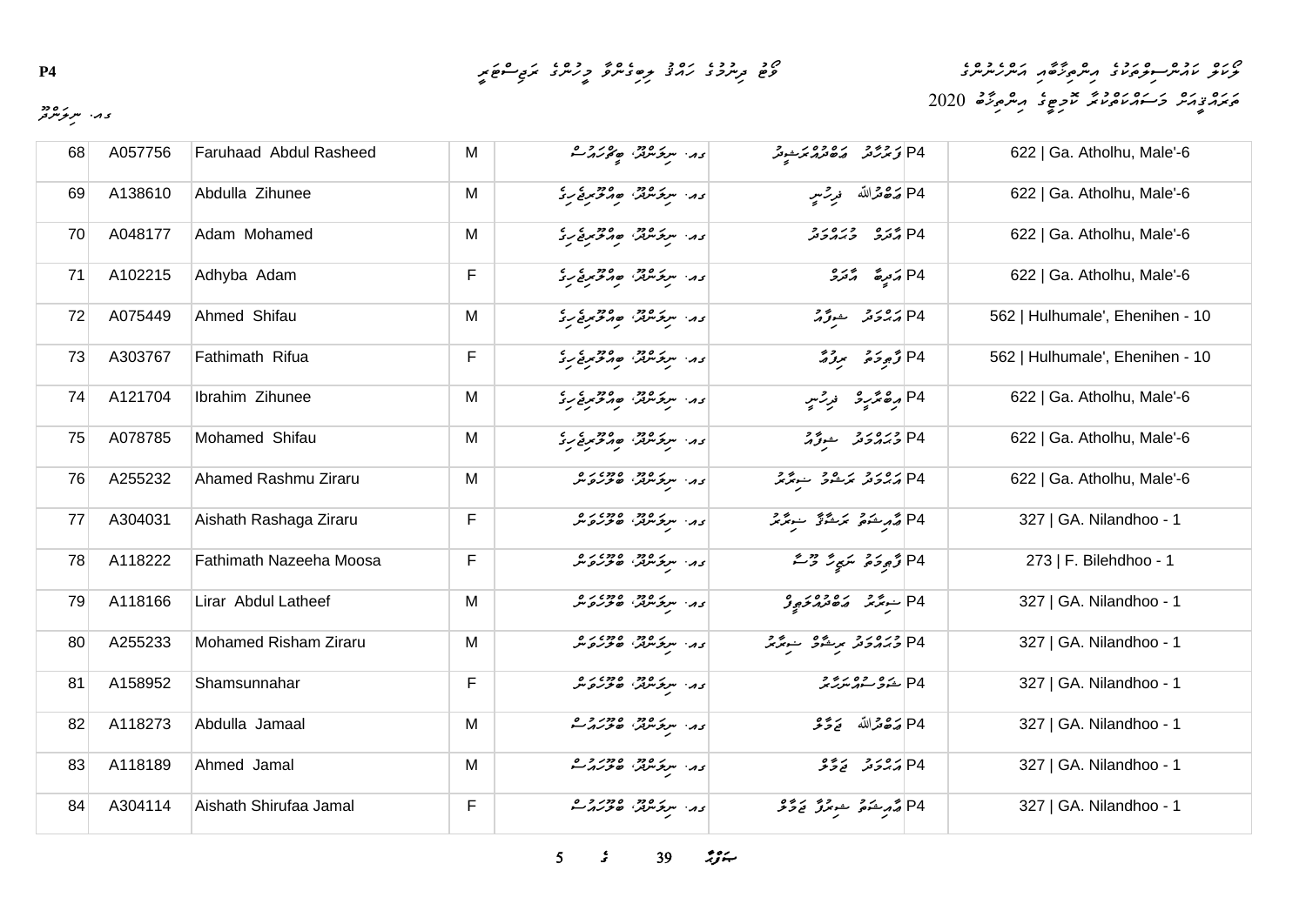| 68 | A057756 | Faruhaad Abdul Rasheed | M | ގއ. ނިލަންދޫ، ބީޗްހައުސް | P4 ފަރުހާދު އަބްދުއްރަޝީދު | 622 \| Ga. Atholhu, Male'-6 |
|---|---|---|---|---|---|---|
| 69 | A138610 | Abdulla Zihunee | M | ގއ. ނިލަންދޫ، ބްލޫރިޖް ހިލް | P4 އަބްދުﷲ ޒިހުނީ | 622 \| Ga. Atholhu, Male'-6 |
| 70 | A048177 | Adam Mohamed | M | ގއ. ނިލަންދޫ، ބްލޫރިޖް ހިލް | P4 އާދަމް މުޙައްމަދު | 622 \| Ga. Atholhu, Male'-6 |
| 71 | A102215 | Adhyba Adam | F | ގއ. ނިލަންދޫ، ބްލޫރިޖް ހިލް | P4 އަދީބާ އާދަމް | 622 \| Ga. Atholhu, Male'-6 |
| 72 | A075449 | Ahmed Shifau | M | ގއ. ނިލަންދޫ، ބްލޫރިޖް ހިލް | P4 އަހުމަދު ޝިފާއު | 562 \| Hulhumale', Ehenihen - 10 |
| 73 | A303767 | Fathimath Rifua | F | ގއ. ނިލަންދޫ، ބްލޫރިޖް ހިލް | P4 ފާތިމަތު ރިފުއާ | 562 \| Hulhumale', Ehenihen - 10 |
| 74 | A121704 | Ibrahim Zihunee | M | ގއ. ނިލަންދޫ، ބްލޫރިޖް ހިލް | P4 އިބްރާހީމް ޒިހުނީ | 622 \| Ga. Atholhu, Male'-6 |
| 75 | A078785 | Mohamed Shifau | M | ގއ. ނިލަންދޫ، ބްލޫރިޖް ހިލް | P4 މުޙައްމަދު ޝިފާއު | 622 \| Ga. Atholhu, Male'-6 |
| 76 | A255232 | Ahamed Rashmu Ziraru | M | ގއ. ނިލަންދޫ، ބޫރުގަން | P4 އަހުމަދު ރަޝްމު ޒިރާރު | 622 \| Ga. Atholhu, Male'-6 |
| 77 | A304031 | Aishath Rashaga Ziraru | F | ގއ. ނިލަންދޫ، ބޫރުގަން | P4 އާއިޝަތު ރަޝާގާ ޒިރާރު | 327 \| GA. Nilandhoo - 1 |
| 78 | A118222 | Fathimath Nazeeha Moosa | F | ގއ. ނިލަންދޫ، ބޫރުގަން | P4 ފާތިމަތު ނަޒީހާ މޫސާ | 273 \| F. Bilehdhoo - 1 |
| 79 | A118166 | Lirar Abdul Latheef | M | ގއ. ނިލަންދޫ، ބޫރުގަން | P4 ލިރާރު އަބްދުއްލަޠީފު | 327 \| GA. Nilandhoo - 1 |
| 80 | A255233 | Mohamed Risham Ziraru | M | ގއ. ނިލަންދޫ، ބޫރުގަން | P4 މުޙައްމަދު ރިޝާމް ޒިރާރު | 327 \| GA. Nilandhoo - 1 |
| 81 | A158952 | Shamsunnahar | F | ގއ. ނިލަންދޫ، ބޫރުގަން | P4 ޝަމްސުންނަހާރު | 327 \| GA. Nilandhoo - 1 |
| 82 | A118273 | Abdulla Jamaal | M | ގއ. ނިލަންދޫ، ބޫރަހައުސް | P4 އަބްދުﷲ ޖަމާލް | 327 \| GA. Nilandhoo - 1 |
| 83 | A118189 | Ahmed Jamal | M | ގއ. ނިލަންދޫ، ބޫރަހައުސް | P4 އަހުމަދު ޖަމާލް | 327 \| GA. Nilandhoo - 1 |
| 84 | A304114 | Aishath Shirufaa Jamal | F | ގއ. ނިލަންދޫ، ބޫރަހައުސް | P4 އާއިޝަތު ޝިރުފާ ޖަމާލް | 327 \| GA. Nilandhoo - 1 |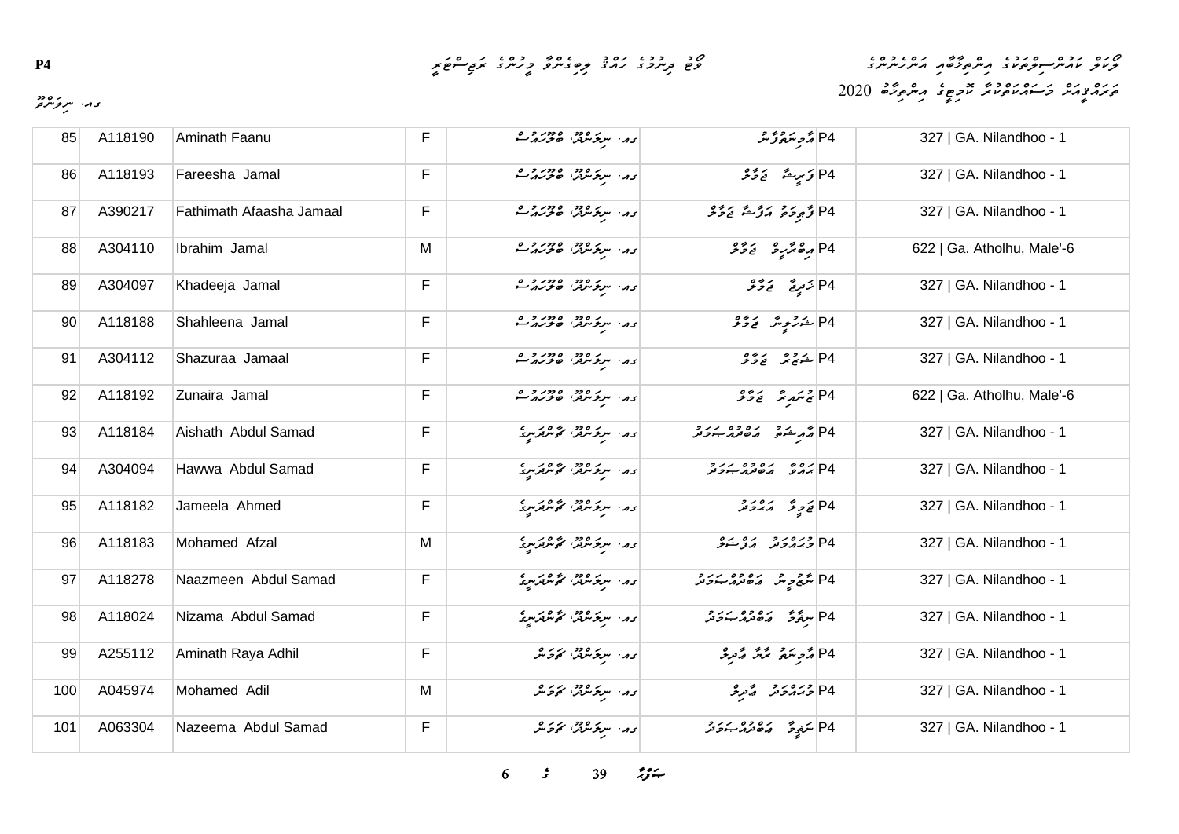| 85 | A118190 | Aminath Faanu | F | ގއ. ނިލަންދޫ، ބޯވަޑިސް | P4 އާމިނަތު ފާނު | 327 \| GA. Nilandhoo - 1 |
|---|---|---|---|---|---|---|
| 86 | A118193 | Fareesha Jamal | F | ގއ. ނިލަންދޫ، ބޯވަޑިސް | P4 ފަރީޝާ ޖަމާލް | 327 \| GA. Nilandhoo - 1 |
| 87 | A390217 | Fathimath Afaasha Jamaal | F | ގއ. ނިލަންދޫ، ބޯވަޑިސް | P4 ފާތިމަތު އަފާޝާ ޖަމާލް | 327 \| GA. Nilandhoo - 1 |
| 88 | A304110 | Ibrahim Jamal | M | ގއ. ނިލަންދޫ، ބޯވަޑިސް | P4 އިބްރާހީމް ޖަމާލް | 622 \| Ga. Atholhu, Male'-6 |
| 89 | A304097 | Khadeeja Jamal | F | ގއ. ނިލަންދޫ، ބޯވަޑިސް | P4 ޚަދީޖާ ޖަމާލް | 327 \| GA. Nilandhoo - 1 |
| 90 | A118188 | Shahleena Jamal | F | ގއ. ނިލަންދޫ، ބޯވަޑިސް | P4 ޝަހްލީނާ ޖަމާލް | 327 \| GA. Nilandhoo - 1 |
| 91 | A304112 | Shazuraa Jamaal | F | ގއ. ނިލަންދޫ، ބޯވަޑިސް | P4 ޝަޒުރާ ޖަމާލް | 327 \| GA. Nilandhoo - 1 |
| 92 | A118192 | Zunaira Jamal | F | ގއ. ނިލަންދޫ، ބޯވަޑިސް | P4 ޒުނައިރާ ޖަމާލް | 622 \| Ga. Atholhu, Male'-6 |
| 93 | A118184 | Aishath Abdul Samad | F | ގއ. ނިލަންދޫ، ގުލްދަސްތާ | P4 އާއިޝަތު އަބްދުލްސަމަދު | 327 \| GA. Nilandhoo - 1 |
| 94 | A304094 | Hawwa Abdul Samad | F | ގއ. ނިލަންދޫ، ގުލްދަސްތާ | P4 ހައްވާ އަބްދުލްސަމަދު | 327 \| GA. Nilandhoo - 1 |
| 95 | A118182 | Jameela Ahmed | F | ގއ. ނިލަންދޫ، ގުލްދަސްތާ | P4 ޖަމީލާ އަހްމަދު | 327 \| GA. Nilandhoo - 1 |
| 96 | A118183 | Mohamed Afzal | M | ގއ. ނިލަންދޫ، ގުލްދަސްތާ | P4 މުހައްމަދު އަފްޒަލް | 327 \| GA. Nilandhoo - 1 |
| 97 | A118278 | Naazmeen Abdul Samad | F | ގއ. ނިލަންދޫ، ގުލްދަސްތާ | P4 ނާޒްމީން އަބްދުލްސަމަދު | 327 \| GA. Nilandhoo - 1 |
| 98 | A118024 | Nizama Abdul Samad | F | ގއ. ނިލަންދޫ، ގުލްދަސްތާ | P4 ނިޒާމާ އަބްދުލްސަމަދު | 327 \| GA. Nilandhoo - 1 |
| 99 | A255112 | Aminath Raya Adhil | F | ގއ. ނިލަންދޫ، ގަމަރު | P4 އާމިނަތު ރާޔާ އާދިލް | 327 \| GA. Nilandhoo - 1 |
| 100 | A045974 | Mohamed Adil | M | ގއ. ނިލަންދޫ، ގަމަރު | P4 މުހައްމަދު އާދިލް | 327 \| GA. Nilandhoo - 1 |
| 101 | A063304 | Nazeema Abdul Samad | F | ގއ. ނިލަންދޫ، ގަމަރު | P4 ނަޒީމާ އަބްދުލްސަމަދު | 327 \| GA. Nilandhoo - 1 |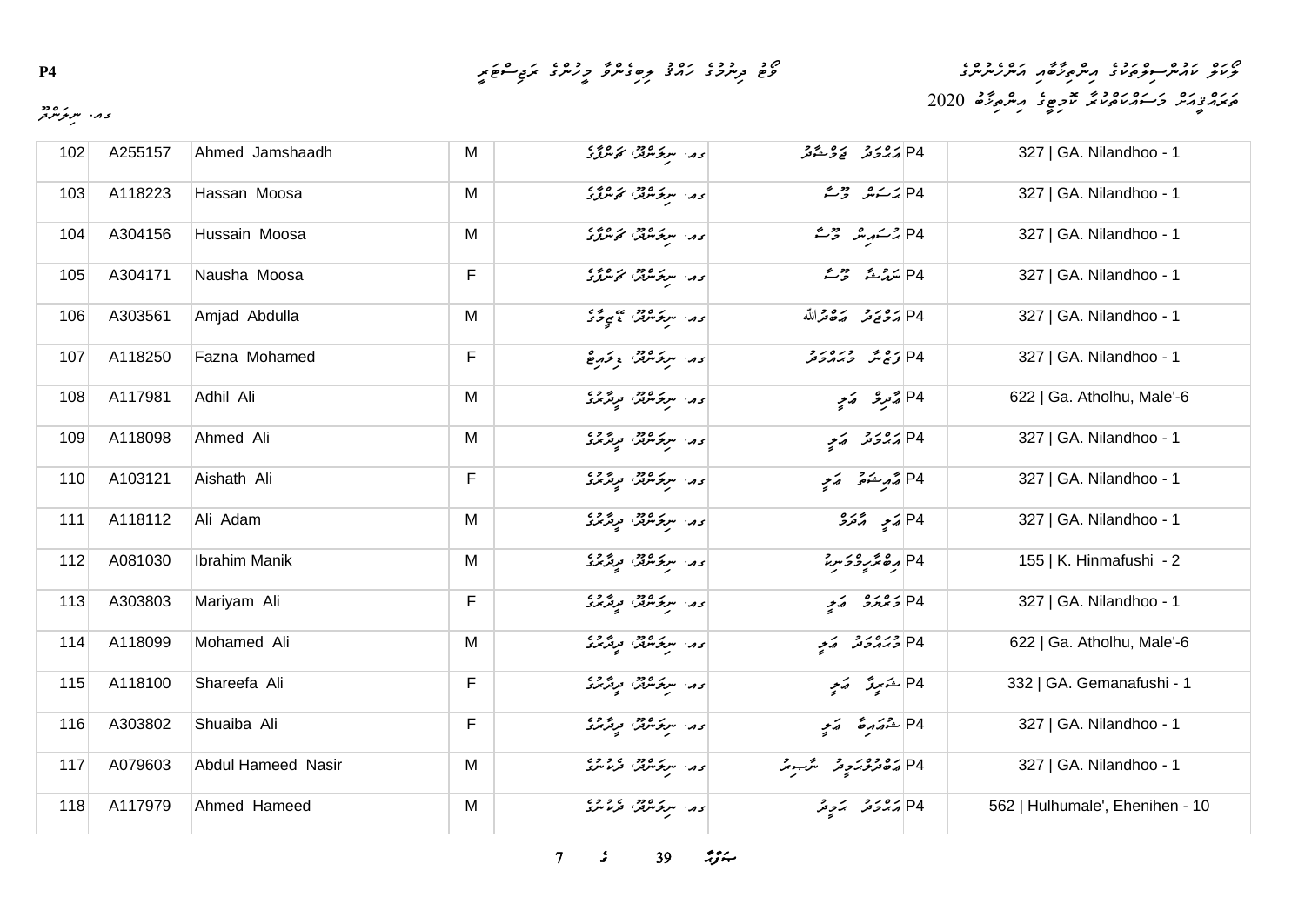| 102 | A255157 | Ahmed Jamshaadh | M | ގއ. ނިލަންދޫ، ކަންނާގެ | P4 އަހުމަދު ޖަމްޝާދު | 327 \| GA. Nilandhoo - 1 |
|---|---|---|---|---|---|---|
| 103 | A118223 | Hassan Moosa | M | ގއ. ނިލަންދޫ، ކަންނާގެ | P4 ހަސަން މޫސާ | 327 \| GA. Nilandhoo - 1 |
| 104 | A304156 | Hussain Moosa | M | ގއ. ނިލަންދޫ، ކަންނާގެ | P4 ހުސައިން މޫސާ | 327 \| GA. Nilandhoo - 1 |
| 105 | A304171 | Nausha Moosa | F | ގއ. ނިލަންދޫ، ކަންނާގެ | P4 ނައުޝާ މޫސާ | 327 \| GA. Nilandhoo - 1 |
| 106 | A303561 | Amjad Abdulla | M | ގއ. ނިލަންދޫ، ކޮޅުވާގެ | P4 އަމްޖަދު އަބްދުﷲ | 327 \| GA. Nilandhoo - 1 |
| 107 | A118250 | Fazna Mohamed | F | ގއ. ނިލަންދޫ، ގުލްޝަން | P4 ފަޒްނާ މުހައްމަދު | 327 \| GA. Nilandhoo - 1 |
| 108 | A117981 | Adhil Ali | M | ގއ. ނިލަންދޫ، ދިލްޝާދު | P4 އާދިލް އަލި | 622 \| Ga. Atholhu, Male'-6 |
| 109 | A118098 | Ahmed Ali | M | ގއ. ނިލަންދޫ، ދިލްޝާދު | P4 އަހުމަދު އަލި | 327 \| GA. Nilandhoo - 1 |
| 110 | A103121 | Aishath Ali | F | ގއ. ނިލަންދޫ، ދިލްޝާދު | P4 އާއިޝަތު އަލި | 327 \| GA. Nilandhoo - 1 |
| 111 | A118112 | Ali Adam | M | ގއ. ނިލަންދޫ، ދިލްޝާދު | P4 އަލި އާދަމް | 327 \| GA. Nilandhoo - 1 |
| 112 | A081030 | Ibrahim Manik | M | ގއ. ނިލަންދޫ، ދިލްޝާދު | P4 އިބްރާހީމްމާނިކު | 155 \| K. Hinmafushi - 2 |
| 113 | A303803 | Mariyam Ali | F | ގއ. ނިލަންދޫ، ދިލްޝާދު | P4 މަރިޔަމް އަލި | 327 \| GA. Nilandhoo - 1 |
| 114 | A118099 | Mohamed Ali | M | ގއ. ނިލަންދޫ، ދިލްޝާދު | P4 މުހައްމަދު އަލި | 622 \| Ga. Atholhu, Male'-6 |
| 115 | A118100 | Shareefa Ali | F | ގއ. ނިލަންދޫ، ދިލްޝާދު | P4 ޝަރީފާ އަލި | 332 \| GA. Gemanafushi - 1 |
| 116 | A303802 | Shuaiba Ali | F | ގއ. ނިލަންދޫ، ދިލްޝާދު | P4 ޝުޢައިބާ އަލި | 327 \| GA. Nilandhoo - 1 |
| 117 | A079603 | Abdul Hameed Nasir | M | ގއ. ނިލަންދޫ، ދޮށުގެ | P4 އަބްދުލްޙަމީދު ނާޞިރު | 327 \| GA. Nilandhoo - 1 |
| 118 | A117979 | Ahmed Hameed | M | ގއ. ނިލަންދޫ، ދޮށުގެ | P4 އަހުމަދު ހަމީދު | 562 \| Hulhumale', Ehenihen - 10 |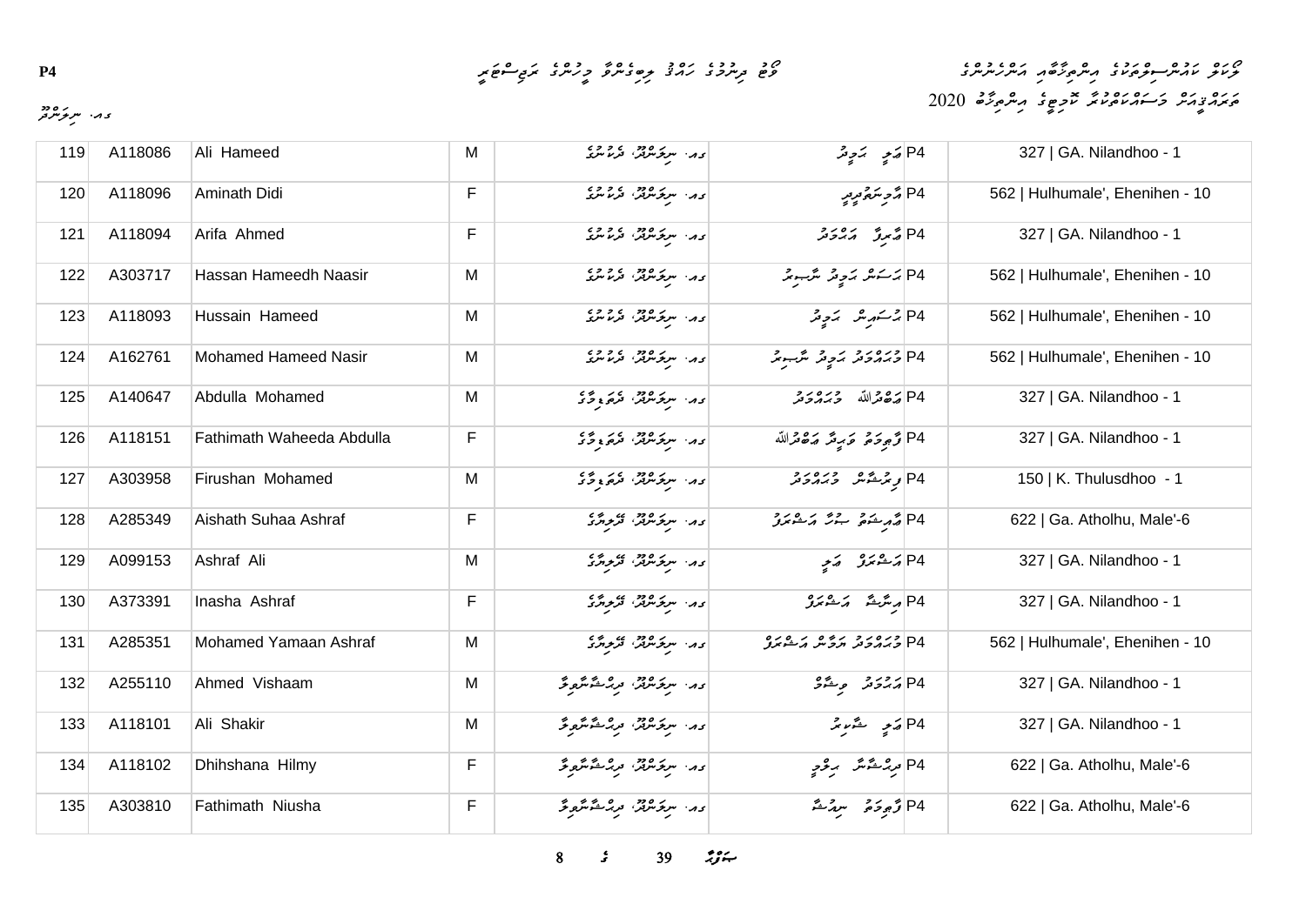| 119 | A118086 | Ali Hameed | M | ގއ. ނިލަންދޫ، ދަރުމަގު | P4 އަލީ ހަމީދު | 327 \| GA. Nilandhoo - 1 |
|---|---|---|---|---|---|---|
| 120 | A118096 | Aminath Didi | F | ގއ. ނިލަންދޫ، ދަރުމަގު | P4 އާމިނަތުދީދީ | 562 \| Hulhumale', Ehenihen - 10 |
| 121 | A118094 | Arifa Ahmed | F | ގއ. ނިލަންދޫ، ދަރުމަގު | P4 އާރިފާ އަހުމަދު | 327 \| GA. Nilandhoo - 1 |
| 122 | A303717 | Hassan Hameedh Naasir | M | ގއ. ނިލަންދޫ، ދަރުމަގު | P4 ހަސަން ހަމީދު ނާސިރު | 562 \| Hulhumale', Ehenihen - 10 |
| 123 | A118093 | Hussain Hameed | M | ގއ. ނިލަންދޫ، ދަރުމަގު | P4 ހުސައިން ހަމީދު | 562 \| Hulhumale', Ehenihen - 10 |
| 124 | A162761 | Mohamed Hameed Nasir | M | ގއ. ނިލަންދޫ، ދަރުމަގު | P4 މުހައްމަދު ހަމީދު ނާސިރު | 562 \| Hulhumale', Ehenihen - 10 |
| 125 | A140647 | Abdulla Mohamed | M | ގއ. ނިލަންދޫ، ދެލަވެލާގެ | P4 އަބްދުﷲ މުހައްމަދު | 327 \| GA. Nilandhoo - 1 |
| 126 | A118151 | Fathimath Waheeda Abdulla | F | ގއ. ނިލަންދޫ، ދެލަވެލާގެ | P4 ފާތިމަތު ވަހީދާ އަބްދުﷲ | 327 \| GA. Nilandhoo - 1 |
| 127 | A303958 | Firushan Mohamed | M | ގއ. ނިލަންދޫ، ދެލަވެލާގެ | P4 ފިރުޝާން މުހައްމަދު | 150 \| K. Thulusdhoo - 1 |
| 128 | A285349 | Aishath Suhaa Ashraf | F | ގއ. ނިލަންދޫ، ދޫލިޔާގެ | P4 އާއިޝަތު ސުހާ އަޝްރަފް | 622 \| Ga. Atholhu, Male'-6 |
| 129 | A099153 | Ashraf Ali | M | ގއ. ނިލަންދޫ، ދޫލިޔާގެ | P4 އަޝްރަފް އަލީ | 327 \| GA. Nilandhoo - 1 |
| 130 | A373391 | Inasha Ashraf | F | ގއ. ނިލަންދޫ، ދޫލިޔާގެ | P4 އިނާޝާ އަޝްރަފް | 327 \| GA. Nilandhoo - 1 |
| 131 | A285351 | Mohamed Yamaan Ashraf | M | ގއ. ނިލަންދޫ، ދޫލިޔާގެ | P4 މުހައްމަދު ޔަމާން އަޝްރަފް | 562 \| Hulhumale', Ehenihen - 10 |
| 132 | A255110 | Ahmed Vishaam | M | ގއ. ނިލަންދޫ، ދިލްޝާނާގެ | P4 އަހުމަދު ވިޝާމް | 327 \| GA. Nilandhoo - 1 |
| 133 | A118101 | Ali Shakir | M | ގއ. ނިލަންދޫ، ދިލްޝާނާގެ | P4 އަލީ ޝާކިރު | 327 \| GA. Nilandhoo - 1 |
| 134 | A118102 | Dhihshana Hilmy | F | ގއ. ނިލަންދޫ، ދިލްޝާނާގެ | P4 ދިހްޝާނާ ހިލްމީ | 622 \| Ga. Atholhu, Male'-6 |
| 135 | A303810 | Fathimath Niusha | F | ގއ. ނިލަންދޫ، ދިލްޝާނާގެ | P4 ފާތިމަތު ނިއުޝާ | 622 \| Ga. Atholhu, Male'-6 |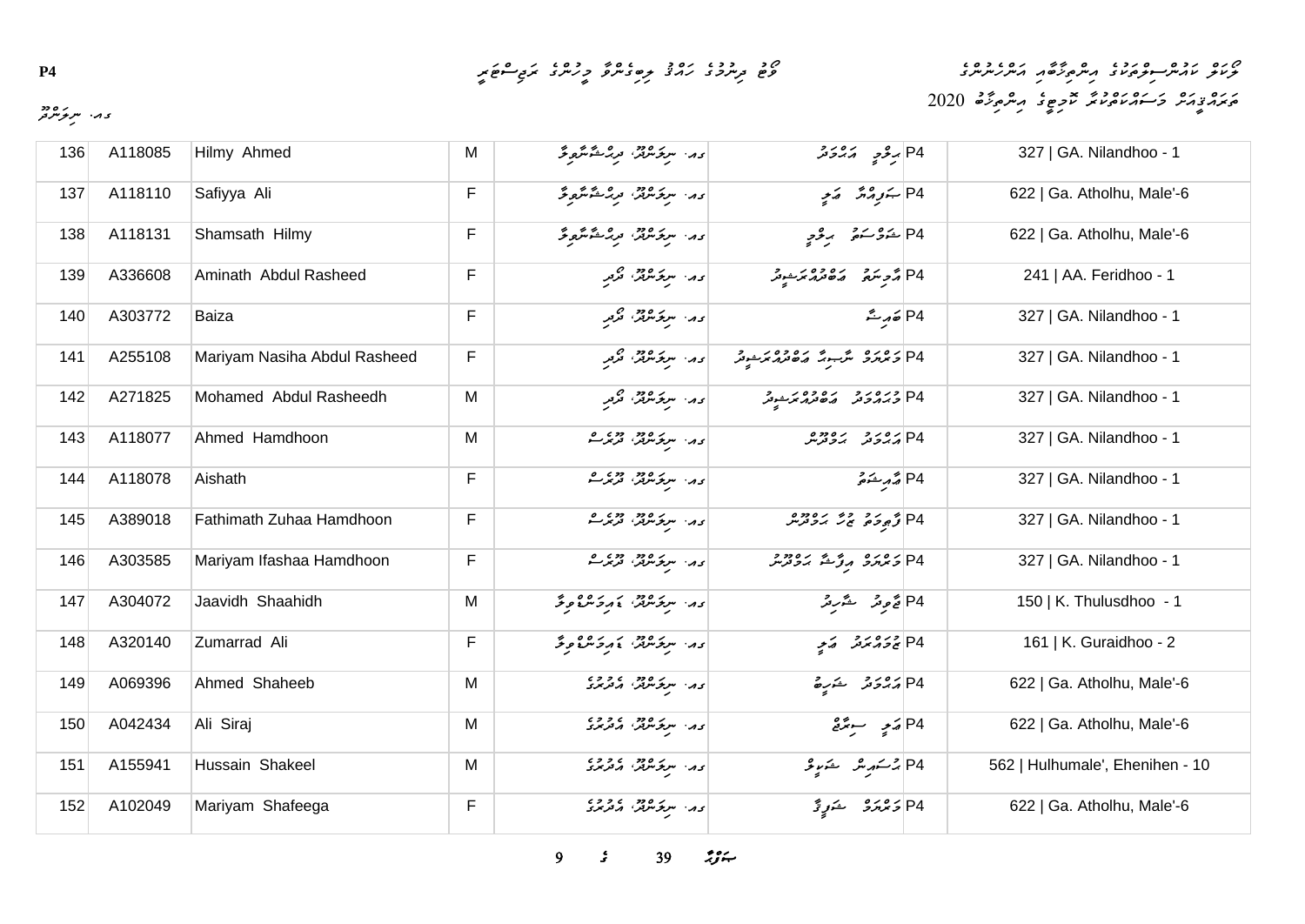ގެ. ނިލަންދޫ

| 136 | A118085 | Hilmy Ahmed | M | ގއ. ނިލަންދޫ، ދިލްޝާނާވިލާ | ހިލްމީ އަހްމަދު | P4 | 327 \| GA. Nilandhoo - 1 |
|---|---|---|---|---|---|---|---|
| 137 | A118110 | Safiyya Ali | F | ގއ. ނިލަންދޫ، ދިލްޝާނާވިލާ | ޞަފިއްޔާ ޢަލީ | P4 | 622 \| Ga. Atholhu, Male'-6 |
| 138 | A118131 | Shamsath Hilmy | F | ގއ. ނިލަންދޫ، ދިލްޝާނާވިލާ | ޝަމްސަތު ހިލްމީ | P4 | 622 \| Ga. Atholhu, Male'-6 |
| 139 | A336608 | Aminath Abdul Rasheed | F | ގއ. ނިލަންދޫ، ދޯދި | އާމިނަތު އަބްދުލްރަޝީދު | P4 | 241 \| AA. Feridhoo - 1 |
| 140 | A303772 | Baiza | F | ގއ. ނިލަންދޫ، ދޯދި | ބައިޒާ | P4 | 327 \| GA. Nilandhoo - 1 |
| 141 | A255108 | Mariyam Nasiha Abdul Rasheed | F | ގއ. ނިލަންދޫ، ދޯދި | މަރިޔަމް ނާޞިހާ އަބްދުލްރަޝީދު | P4 | 327 \| GA. Nilandhoo - 1 |
| 142 | A271825 | Mohamed Abdul Rasheedh | M | ގއ. ނިލަންދޫ، ދޯދި | މުޙައްމަދު އަބްދުލްރަޝީދު | P4 | 327 \| GA. Nilandhoo - 1 |
| 143 | A118077 | Ahmed Hamdhoon | M | ގއ. ނިލަންދޫ، ދޫރެސް | އަހްމަދު ހަމްދޫން | P4 | 327 \| GA. Nilandhoo - 1 |
| 144 | A118078 | Aishath | F | ގއ. ނިލަންދޫ، ދޫރެސް | އާއިޝަތު | P4 | 327 \| GA. Nilandhoo - 1 |
| 145 | A389018 | Fathimath Zuhaa Hamdhoon | F | ގއ. ނިލަންދޫ، ދޫރެސް | ފާތިމަތު ޒުހާ ހަމްދޫން | P4 | 327 \| GA. Nilandhoo - 1 |
| 146 | A303585 | Mariyam Ifashaa Hamdhoon | F | ގއ. ނިލަންދޫ، ދޫރެސް | މަރިޔަމް އިފާޝާ ހަމްދޫން | P4 | 327 \| GA. Nilandhoo - 1 |
| 147 | A304072 | Jaavidh Shaahidh | M | ގއ. ނިލަންދޫ، ގުލްމަންޒިލް | ޖާވިދު ޝާހިދު | P4 | 150 \| K. Thulusdhoo - 1 |
| 148 | A320140 | Zumarrad Ali | F | ގއ. ނިލަންދޫ، ގުލްމަންޒިލް | ޒުމައްރަދު ޢަލީ | P4 | 161 \| K. Guraidhoo - 2 |
| 149 | A069396 | Ahmed Shaheeb | M | ގއ. ނިލަންދޫ، އުދަރެސް | އަހްމަދު ޝަހީބު | P4 | 622 \| Ga. Atholhu, Male'-6 |
| 150 | A042434 | Ali Siraj | M | ގއ. ނިލަންދޫ، އުދަރެސް | ޢަލީ ސިރާޖު | P4 | 622 \| Ga. Atholhu, Male'-6 |
| 151 | A155941 | Hussain Shakeel | M | ގއ. ނިލަންދޫ، އުދަރެސް | ޙުސައިން ޝަކީލު | P4 | 562 \| Hulhumale', Ehenihen - 10 |
| 152 | A102049 | Mariyam Shafeega | F | ގއ. ނިލަންދޫ، އުދަރެސް | މަރިޔަމް ޝަފީގާ | P4 | 622 \| Ga. Atholhu, Male'-6 |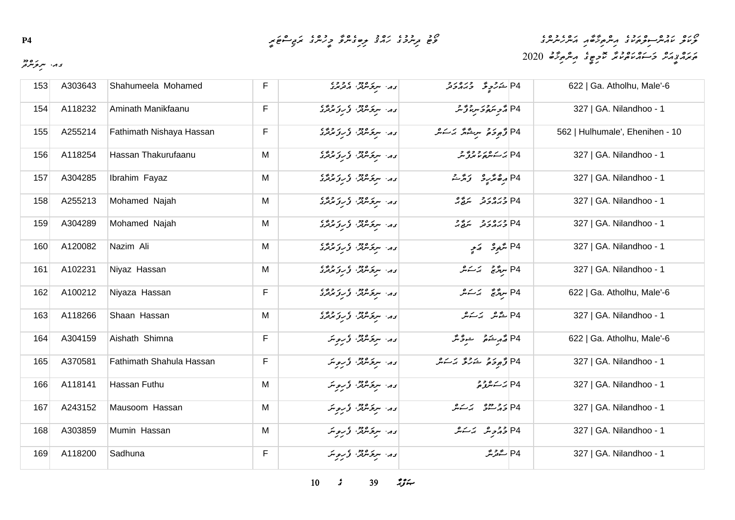ގ.ނިލަންދޫ

| 153 | A303643 | Shahumeela Mohamed | F | ގއ. ނިލަންދޫ، އެދުރުގެ | ޝަހުމީލާ މުހައްމަދު P4 | 622 \| Ga. Atholhu, Male'-6 |
|---|---|---|---|---|---|---|
| 154 | A118232 | Aminath Manikfaanu | F | ގއ. ނިލަންދޫ، ފެހިވަރުދޮށުގެ | އާމިނަތު މަނިކުފާނު P4 | 327 \| GA. Nilandhoo - 1 |
| 155 | A255214 | Fathimath Nishaya Hassan | F | ގއ. ނިލަންދޫ، ފެހިވަރުދޮށުގެ | ފާތިމަތު ނިޝާޔާ ހަސަން P4 | 562 \| Hulhumale', Ehenihen - 10 |
| 156 | A118254 | Hassan Thakurufaanu | M | ގއ. ނިލަންދޫ، ފެހިވަރުދޮށުގެ | ހަސަންތަކުރުފާނު P4 | 327 \| GA. Nilandhoo - 1 |
| 157 | A304285 | Ibrahim Fayaz | M | ގއ. ނިލަންދޫ، ފެހިވަރުދޮށުގެ | އިބްރާހީމް ފައްޔާޒް P4 | 327 \| GA. Nilandhoo - 1 |
| 158 | A255213 | Mohamed Najah | M | ގއ. ނިލަންދޫ، ފެހިވަރުދޮށުގެ | މުހައްމަދު ނަޖާހް P4 | 327 \| GA. Nilandhoo - 1 |
| 159 | A304289 | Mohamed Najah | M | ގއ. ނިލަންދޫ، ފެހިވަރުދޮށުގެ | މުހައްމަދު ނަޖާހު P4 | 327 \| GA. Nilandhoo - 1 |
| 160 | A120082 | Nazim Ali | M | ގއ. ނިލަންދޫ، ފެހިވަރުދޮށުގެ | ނާޒިމް ޢަލީ P4 | 327 \| GA. Nilandhoo - 1 |
| 161 | A102231 | Niyaz Hassan | M | ގއ. ނިލަންދޫ، ފެހިވަރުދޮށުގެ | ނިޔާޒް ހަސަން P4 | 327 \| GA. Nilandhoo - 1 |
| 162 | A100212 | Niyaza Hassan | F | ގއ. ނިލަންދޫ، ފެހިވަރުދޮށުގެ | ނިޔާޒާ ހަސަން P4 | 622 \| Ga. Atholhu, Male'-6 |
| 163 | A118266 | Shaan Hassan | M | ގއ. ނިލަންދޫ، ފެހިވަރުދޮށުގެ | ޝާން ހަސަން P4 | 327 \| GA. Nilandhoo - 1 |
| 164 | A304159 | Aishath Shimna | F | ގއ. ނިލަންދޫ، ފެހިވިނަ | އައިޝަތު ޝިމްނާ P4 | 622 \| Ga. Atholhu, Male'-6 |
| 165 | A370581 | Fathimath Shahula Hassan | F | ގއ. ނިލަންދޫ، ފެހިވިނަ | ފާތިމަތު ޝަހުލާ ހަސަން P4 | 327 \| GA. Nilandhoo - 1 |
| 166 | A118141 | Hassan Futhu | M | ގއ. ނިލަންދޫ، ފެހިވިނަ | ހަސަންފުތު P4 | 327 \| GA. Nilandhoo - 1 |
| 167 | A243152 | Mausoom Hassan | M | ގއ. ނިލަންދޫ، ފެހިވިނަ | މައުސޫމް ހަސަން P4 | 327 \| GA. Nilandhoo - 1 |
| 168 | A303859 | Mumin Hassan | M | ގއ. ނިލަންދޫ، ފެހިވިނަ | މުއުމިން ހަސަން P4 | 327 \| GA. Nilandhoo - 1 |
| 169 | A118200 | Sadhuna | F | ގއ. ނިލަންދޫ، ފެހިވިނަ | ސާދުނާ P4 | 327 \| GA. Nilandhoo - 1 |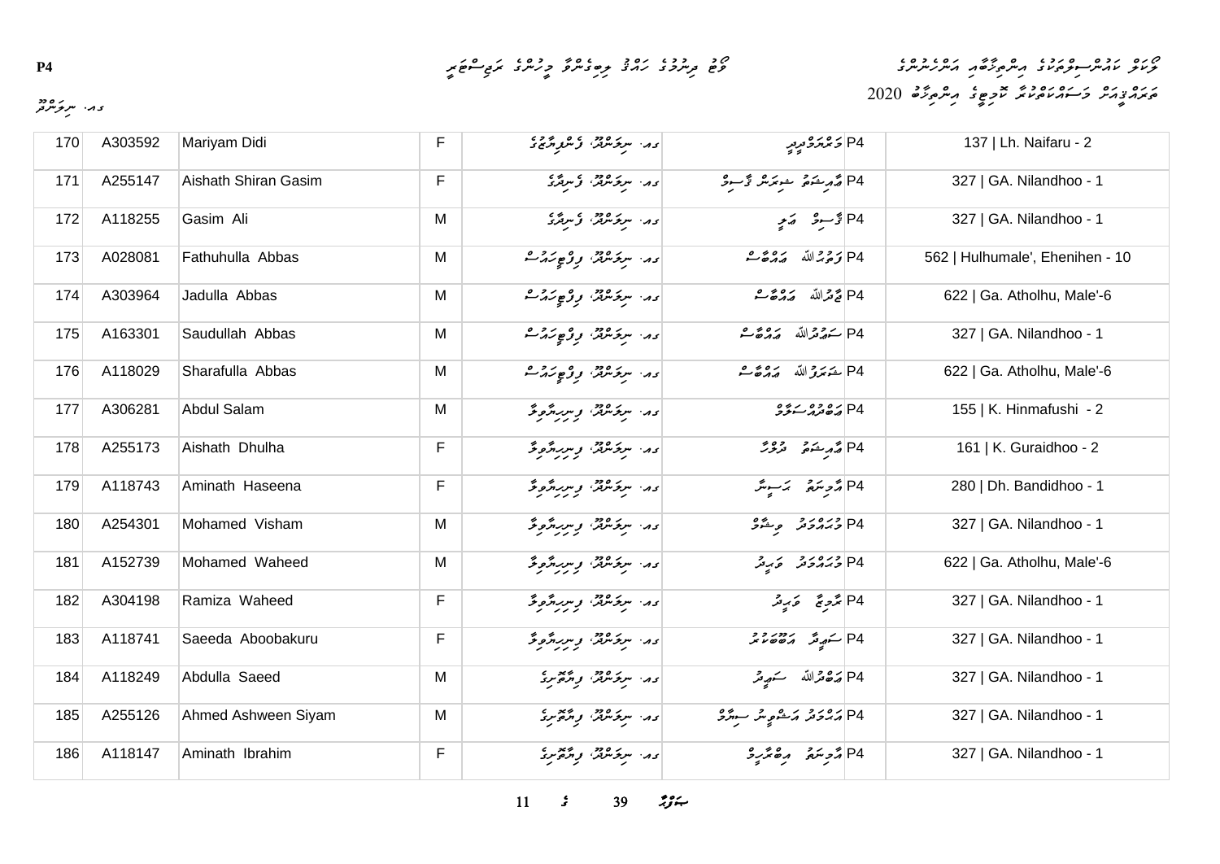| 170 | A303592 | Mariyam Didi | F | ގއ. ނިލަންދޫ، ފެންވިލާގެ | P4  މަރްޔަމްދީދީ | 137 \| Lh. Naifaru - 2 |
|---|---|---|---|---|---|---|
| 171 | A255147 | Aishath Shiran Gasim | F | ގއ. ނިލަންދޫ، ފެނިދާގެ | P4 އާއިޝަތު ޝިރާން ގާސިމް | 327 \| GA. Nilandhoo - 1 |
| 172 | A118255 | Gasim Ali | M | ގއ. ނިލަންދޫ، ފެނިދާގެ | P4 ގާސިމް ޢަލީ | 327 \| GA. Nilandhoo - 1 |
| 173 | A028081 | Fathuhulla Abbas | M | ގއ. ނިލަންދޫ، ވިލުތެރެއުސް | P4 ފަތުހުﷲ ޢައްބާސް | 562 \| Hulhumale', Ehenihen - 10 |
| 174 | A303964 | Jadulla Abbas | M | ގއ. ނިލަންދޫ، ވިލުތެރެއުސް | P4 ޖާދުﷲ ޢައްބާސް | 622 \| Ga. Atholhu, Male'-6 |
| 175 | A163301 | Saudullah Abbas | M | ގއ. ނިލަންދޫ، ވިލުތެރެއުސް | P4 ސައުދުﷲ ޢައްބާސް | 327 \| GA. Nilandhoo - 1 |
| 176 | A118029 | Sharafulla Abbas | M | ގއ. ނިލަންދޫ، ވިލުތެރެއުސް | P4 ޝަރަފުﷲ ޢައްބާސް | 622 \| Ga. Atholhu, Male'-6 |
| 177 | A306281 | Abdul Salam | M | ގއ. ނިލަންދޫ، ވިނިނިއާވިލާ | P4 އަބްދުއްސަލާމް | 155 \| K. Hinmafushi - 2 |
| 178 | A255173 | Aishath Dhulha | F | ގއ. ނިލަންދޫ، ވިނިނިއާވިލާ | P4 އާއިޝަތު ދުލްހާ | 161 \| K. Guraidhoo - 2 |
| 179 | A118743 | Aminath Haseena | F | ގއ. ނިލަންދޫ، ވިނިނިއާވިލާ | P4 އާމިނަތު ހަސީނާ | 280 \| Dh. Bandidhoo - 1 |
| 180 | A254301 | Mohamed Visham | M | ގއ. ނިލަންދޫ، ވިނިނިއާވިލާ | P4 މުހައްމަދު ވިޝާމް | 327 \| GA. Nilandhoo - 1 |
| 181 | A152739 | Mohamed Waheed | M | ގއ. ނިލަންދޫ، ވިނިނިއާވިލާ | P4 މުހައްމަދު ވަހީދު | 622 \| Ga. Atholhu, Male'-6 |
| 182 | A304198 | Ramiza Waheed | F | ގއ. ނިލަންދޫ، ވިނިނިއާވިލާ | P4 ރާމިޒާ ވަހީދު | 327 \| GA. Nilandhoo - 1 |
| 183 | A118741 | Saeeda Aboobakuru | F | ގއ. ނިލަންދޫ، ވިނިނިއާވިލާ | P4 ސައީދާ އަބޫބަކުރު | 327 \| GA. Nilandhoo - 1 |
| 184 | A118249 | Abdulla Saeed | M | ގއ. ނިލަންދޫ، ވިއްތާރީގެ | P4 އަބްދުﷲ ސައީދު | 327 \| GA. Nilandhoo - 1 |
| 185 | A255126 | Ahmed Ashween Siyam | M | ގއ. ނިލަންދޫ، ވިއްތާރީގެ | P4 އަހްމަދު އަޝްވީން ސިޔާމް | 327 \| GA. Nilandhoo - 1 |
| 186 | A118147 | Aminath Ibrahim | F | ގއ. ނިލަންދޫ، ވިއްތާރީގެ | P4 އާމިނަތު އިބްރާހީމް | 327 \| GA. Nilandhoo - 1 |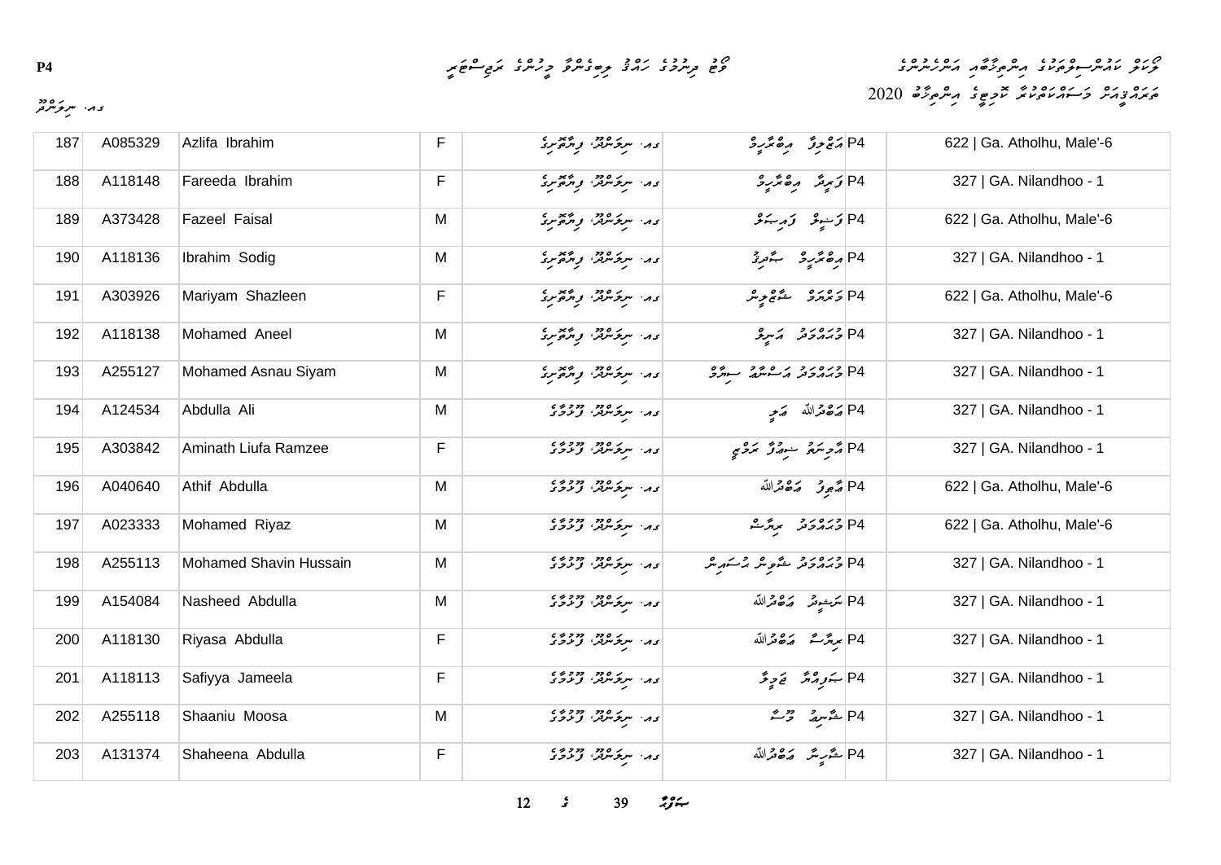| 187 | A085329 | Azlifa Ibrahim | F | ގއ. ނިލަންދޫ، ވިލާތެރިގެ | އަޒްލިފާ އިބްރާހީމް P4 | 622 \| Ga. Atholhu, Male'-6 |
|---|---|---|---|---|---|---|
| 188 | A118148 | Fareeda Ibrahim | F | ގއ. ނިލަންދޫ، ވިލާތެރިގެ | ފަރީދާ އިބްރާހީމް P4 | 327 \| GA. Nilandhoo - 1 |
| 189 | A373428 | Fazeel Faisal | M | ގއ. ނިލަންދޫ، ވިލާތެރިގެ | ފަޒީލް ފައިސަލް P4 | 622 \| Ga. Atholhu, Male'-6 |
| 190 | A118136 | Ibrahim Sodig | M | ގއ. ނިލަންދޫ، ވިލާތެރިގެ | އިބްރާހީމް ޞާދިޤު P4 | 327 \| GA. Nilandhoo - 1 |
| 191 | A303926 | Mariyam Shazleen | F | ގއ. ނިލަންދޫ، ވިލާތެރިގެ | މަރިޔަމް ޝަޒްލީން P4 | 622 \| Ga. Atholhu, Male'-6 |
| 192 | A118138 | Mohamed Aneel | M | ގއ. ނިލަންދޫ، ވިލާތެރިގެ | މުޙައްމަދު އަނީލް P4 | 327 \| GA. Nilandhoo - 1 |
| 193 | A255127 | Mohamed Asnau Siyam | M | ގއ. ނިލަންދޫ، ވިލާތެރިގެ | މުޙައްމަދު އަސްނަޢު ސިޔާމް P4 | 327 \| GA. Nilandhoo - 1 |
| 194 | A124534 | Abdulla Ali | M | ގއ. ނިލަންދޫ، ފުލުމާގެ | އަބްދުالله އަލި P4 | 327 \| GA. Nilandhoo - 1 |
| 195 | A303842 | Aminath Liufa Ramzee | F | ގއ. ނިލަންދޫ، ފުލުމާގެ | އާމިނަތު ލިއުފާ ރަމްޒީ P4 | 327 \| GA. Nilandhoo - 1 |
| 196 | A040640 | Athif Abdulla | M | ގއ. ނިލަންދޫ، ފުލުމާގެ | އާތިފް އަބްދުالله P4 | 622 \| Ga. Atholhu, Male'-6 |
| 197 | A023333 | Mohamed Riyaz | M | ގއ. ނިލަންދޫ، ފުލުމާގެ | މުޙައްމަދު ރިޔާޒް P4 | 622 \| Ga. Atholhu, Male'-6 |
| 198 | A255113 | Mohamed Shavin Hussain | M | ގއ. ނިލަންދޫ، ފުލުމާގެ | މުޙައްމަދު ޝާވިން ހުސައިން P4 | 327 \| GA. Nilandhoo - 1 |
| 199 | A154084 | Nasheed Abdulla | M | ގއ. ނިލަންދޫ، ފުލުމާގެ | ނަޝީދު އަބްދުالله P4 | 327 \| GA. Nilandhoo - 1 |
| 200 | A118130 | Riyasa Abdulla | F | ގއ. ނިލަންދޫ، ފުލުމާގެ | ރިޔާސާ އަބްދުالله P4 | 327 \| GA. Nilandhoo - 1 |
| 201 | A118113 | Safiyya Jameela | F | ގއ. ނިލަންދޫ، ފުލުމާގެ | ޞަފިއްޔާ ޖަމީލާ P4 | 327 \| GA. Nilandhoo - 1 |
| 202 | A255118 | Shaaniu Moosa | M | ގއ. ނިލަންދޫ، ފުލުމާގެ | ޝާނިޢު މޫސާ P4 | 327 \| GA. Nilandhoo - 1 |
| 203 | A131374 | Shaheena Abdulla | F | ގއ. ނިލަންދޫ، ފުލުމާގެ | ޝަހީނާ އަބްދުالله P4 | 327 \| GA. Nilandhoo - 1 |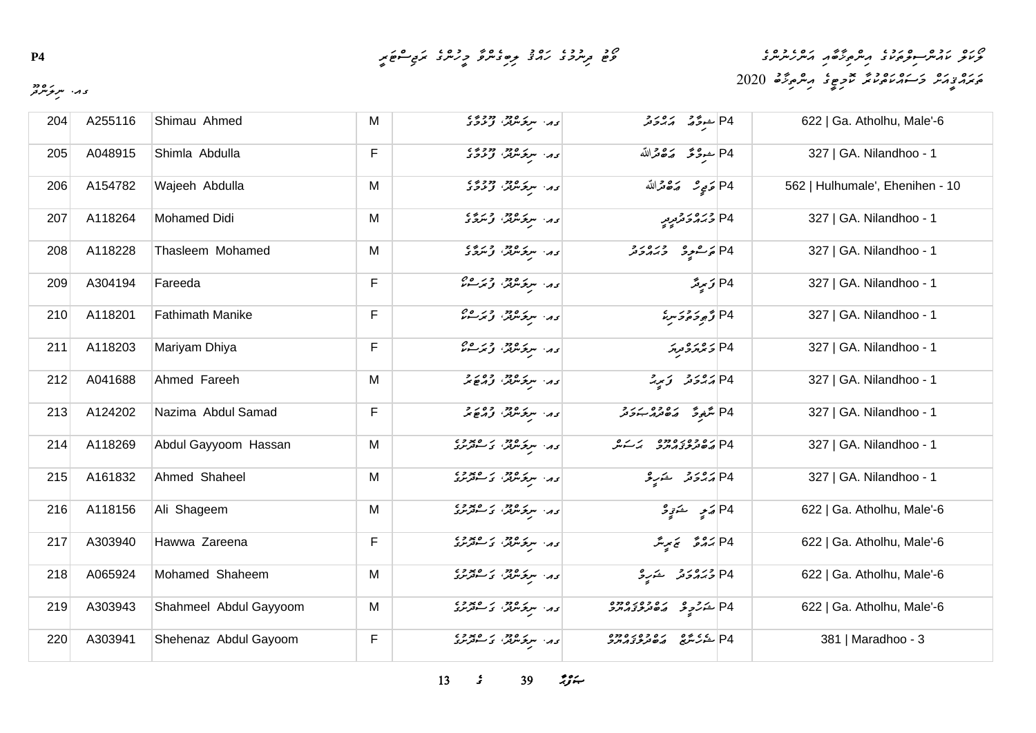ގާފު އަލިފު އަތޮޅު ކައުންސިލްގެ އިންތިޚާބު ނަތީޖާ ވިލާތް ވަރީ ސަރުކާރު ޕީފްރެސް 2020

ގ.އ. ނިލަންދޫ

| 204 | A255116 | Shimau Ahmed | M | ގއ. ނިލަންދޫ، ފުރުމާގެ | ޝިމާއު އަޙްމަދު P4 | 622 \| Ga. Atholhu, Male'-6 |
|---|---|---|---|---|---|---|
| 205 | A048915 | Shimla Abdulla | F | ގއ. ނިލަންދޫ، ފުރުމާގެ | ޝިމްލާ އަބްދުﷲ P4 | 327 \| GA. Nilandhoo - 1 |
| 206 | A154782 | Wajeeh Abdulla | M | ގއ. ނިލަންދޫ، ފުރުމާގެ | ވަޖީހު އަބްދުﷲ P4 | 562 \| Hulhumale', Ehenihen - 10 |
| 207 | A118264 | Mohamed Didi | M | ގއ. ނިލަންދޫ، ފެނަމާގެ | މުޙައްމަދުދީދީ P4 | 327 \| GA. Nilandhoo - 1 |
| 208 | A118228 | Thasleem Mohamed | M | ގއ. ނިލަންދޫ، ފެނަމާގެ | ތަސްލީމް މުޙައްމަދު P4 | 327 \| GA. Nilandhoo - 1 |
| 209 | A304194 | Fareeda | F | ގއ. ނިލަންދޫ، ފެހިސްކޫލް | ފަރީދާ P4 | 327 \| GA. Nilandhoo - 1 |
| 210 | A118201 | Fathimath Manike | F | ގއ. ނިލަންދޫ، ފެހިސްކޫލް | ފާތިމަތުމަނިކެ P4 | 327 \| GA. Nilandhoo - 1 |
| 211 | A118203 | Mariyam Dhiya | F | ގއ. ނިލަންދޫ، ފެހިސްކޫލް | މަރިޔަމްދިޔަ P4 | 327 \| GA. Nilandhoo - 1 |
| 212 | A041688 | Ahmed Fareeh | M | ގއ. ނިލަންދޫ، ފުއްޓަރު | އަޙްމަދު ފަރީހު P4 | 327 \| GA. Nilandhoo - 1 |
| 213 | A124202 | Nazima Abdul Samad | F | ގއ. ނިލަންދޫ، ފުއްޓަރު | ނާޒިމާ އަބްދުއްސަމަދު P4 | 327 \| GA. Nilandhoo - 1 |
| 214 | A118269 | Abdul Gayyoom Hassan | M | ގއ. ނިލަންދޫ، ގަސްދޮށުގެ | އަބްދުލްގައްޔޫމް ހަސަން P4 | 327 \| GA. Nilandhoo - 1 |
| 215 | A161832 | Ahmed Shaheel | M | ގއ. ނިލަންދޫ، ގަސްދޮށުގެ | އަޙްމަދު ޝަހީލް P4 | 327 \| GA. Nilandhoo - 1 |
| 216 | A118156 | Ali Shageem | M | ގއ. ނިލަންދޫ، ގަސްދޮށުގެ | އަލި ޝަޤީމް P4 | 622 \| Ga. Atholhu, Male'-6 |
| 217 | A303940 | Hawwa Zareena | F | ގއ. ނިލަންދޫ، ގަސްދޮށުގެ | ހައްވާ ޒަރީނާ P4 | 622 \| Ga. Atholhu, Male'-6 |
| 218 | A065924 | Mohamed Shaheem | M | ގއ. ނިލަންދޫ، ގަސްދޮށުގެ | މުޙައްމަދު ޝަހީމް P4 | 622 \| Ga. Atholhu, Male'-6 |
| 219 | A303943 | Shahmeel Abdul Gayyoom | M | ގއ. ނިލަންދޫ، ގަސްދޮށުގެ | ޝަހްމީލް އަބްދުލްގައްޔޫމް P4 | 622 \| Ga. Atholhu, Male'-6 |
| 220 | A303941 | Shehenaz Abdul Gayoom | F | ގއ. ނިލަންދޫ، ގަސްދޮށުގެ | ޝެހެނާޒް އަބްދުލްގައްޔޫމް P4 | 381 \| Maradhoo - 3 |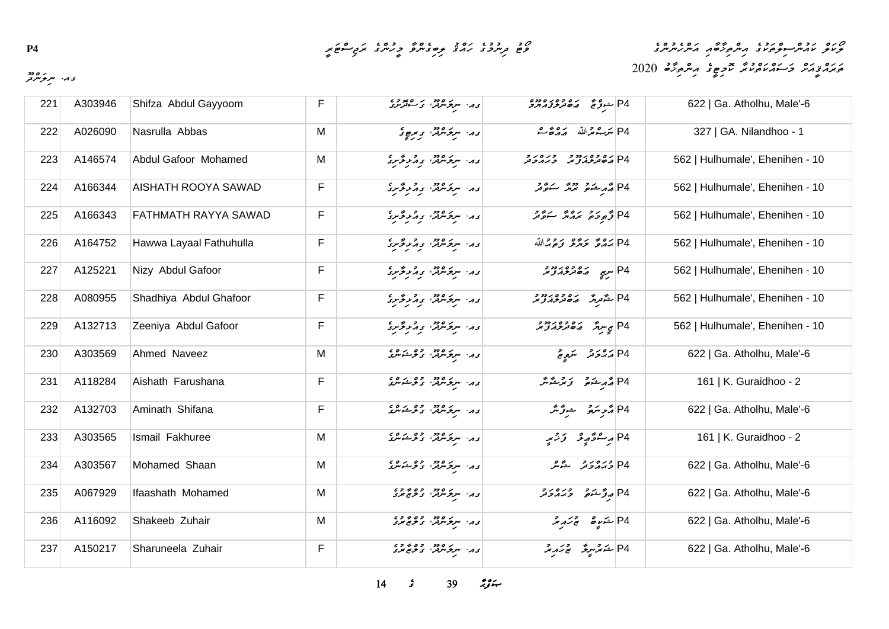| 221 | A303946 | Shifza Abdul Gayyoom | F | ގއ. ނިލަންދޫ، ގަސްދޮރުގެ | P4 ޝިފްޒާ އަބްދުލްގައްޔޫމް | 622 \| Ga. Atholhu, Male'-6 |
|---|---|---|---|---|---|---|
| 222 | A026090 | Nasrulla Abbas | M | ގއ. ނިލަންދޫ، ވިރިޖީ | P4 ނަޞްރުﷲ އައްބާސް | 327 \| GA. Nilandhoo - 1 |
| 223 | A146574 | Abdul Gafoor Mohamed | M | ގއ. ނިލަންދޫ، ވިއުގެވާރިގެ | P4 އަބްދުލްގަފޫރު މުޙައްމަދު | 562 \| Hulhumale', Ehenihen - 10 |
| 224 | A166344 | AISHATH ROOYA SAWAD | F | ގއ. ނިލަންދޫ، ވިއުގެވާރިގެ | P4 އާއިޝަތު ރޫޔާ ސަވާދު | 562 \| Hulhumale', Ehenihen - 10 |
| 225 | A166343 | FATHMATH RAYYA SAWAD | F | ގއ. ނިލަންދޫ، ވިއުގެވާރިގެ | P4 ފާތިމަތު ރައްޔާ ސަވާދު | 562 \| Hulhumale', Ehenihen - 10 |
| 226 | A164752 | Hawwa Layaal Fathuhulla | F | ގއ. ނިލަންދޫ، ވިއުގެވާރިގެ | P4 ޙައްވާ ލަޔާލް ފަތުހުﷲ | 562 \| Hulhumale', Ehenihen - 10 |
| 227 | A125221 | Nizy Abdul Gafoor | F | ގއ. ނިލަންދޫ، ވިއުގެވާރިގެ | P4 ނިޒީ އަބްދުލްގަފޫރު | 562 \| Hulhumale', Ehenihen - 10 |
| 228 | A080955 | Shadhiya Abdul Ghafoor | F | ގއ. ނިލަންދޫ، ވިއުގެވާރިގެ | P4 ޝާދިޔާ އަބްދުލްޣަފޫރު | 562 \| Hulhumale', Ehenihen - 10 |
| 229 | A132713 | Zeeniya Abdul Gafoor | F | ގއ. ނިލަންދޫ، ވިއުގެވާރިގެ | P4 ޒީނިޔާ އަބްދުލްގަފޫރު | 562 \| Hulhumale', Ehenihen - 10 |
| 230 | A303569 | Ahmed Naveez | M | ގއ. ނިލަންދޫ، ވޮލުޝަނގެ | P4 އަޙްމަދު ނަވީޒު | 622 \| Ga. Atholhu, Male'-6 |
| 231 | A118284 | Aishath Farushana | F | ގއ. ނިލަންދޫ، ވޮލުޝަނގެ | P4 އާއިޝަތު ފަރުޝާނާ | 161 \| K. Guraidhoo - 2 |
| 232 | A132703 | Aminath Shifana | F | ގއ. ނިލަންދޫ، ވޮލުޝަނގެ | P4 އާމިނަތު ޝިފާނާ | 622 \| Ga. Atholhu, Male'-6 |
| 233 | A303565 | Ismail Fakhuree | M | ގއ. ނިލަންދޫ، ވޮލުޝަނގެ | P4 އިސްމާއީލް ފަޚުރީ | 161 \| K. Guraidhoo - 2 |
| 234 | A303567 | Mohamed Shaan | M | ގއ. ނިލަންދޫ، ވޮލުޝަނގެ | P4 މުޙައްމަދު ޝާން | 622 \| Ga. Atholhu, Male'-6 |
| 235 | A067929 | Ifaashath Mohamed | M | ގއ. ނިލަންދޫ، ވޮލުމާރުގެ | P4 އިފާޝަތު މުޙައްމަދު | 622 \| Ga. Atholhu, Male'-6 |
| 236 | A116092 | Shakeeb Zuhair | M | ގއ. ނިލަންދޫ، ވޮލުމާރުގެ | P4 ޝަކީބު ޒުހައިރު | 622 \| Ga. Atholhu, Male'-6 |
| 237 | A150217 | Sharuneela Zuhair | F | ގއ. ނިލަންދޫ، ވޮލުމާރުގެ | P4 ޝަރުނީލާ ޒުހައިރު | 622 \| Ga. Atholhu, Male'-6 |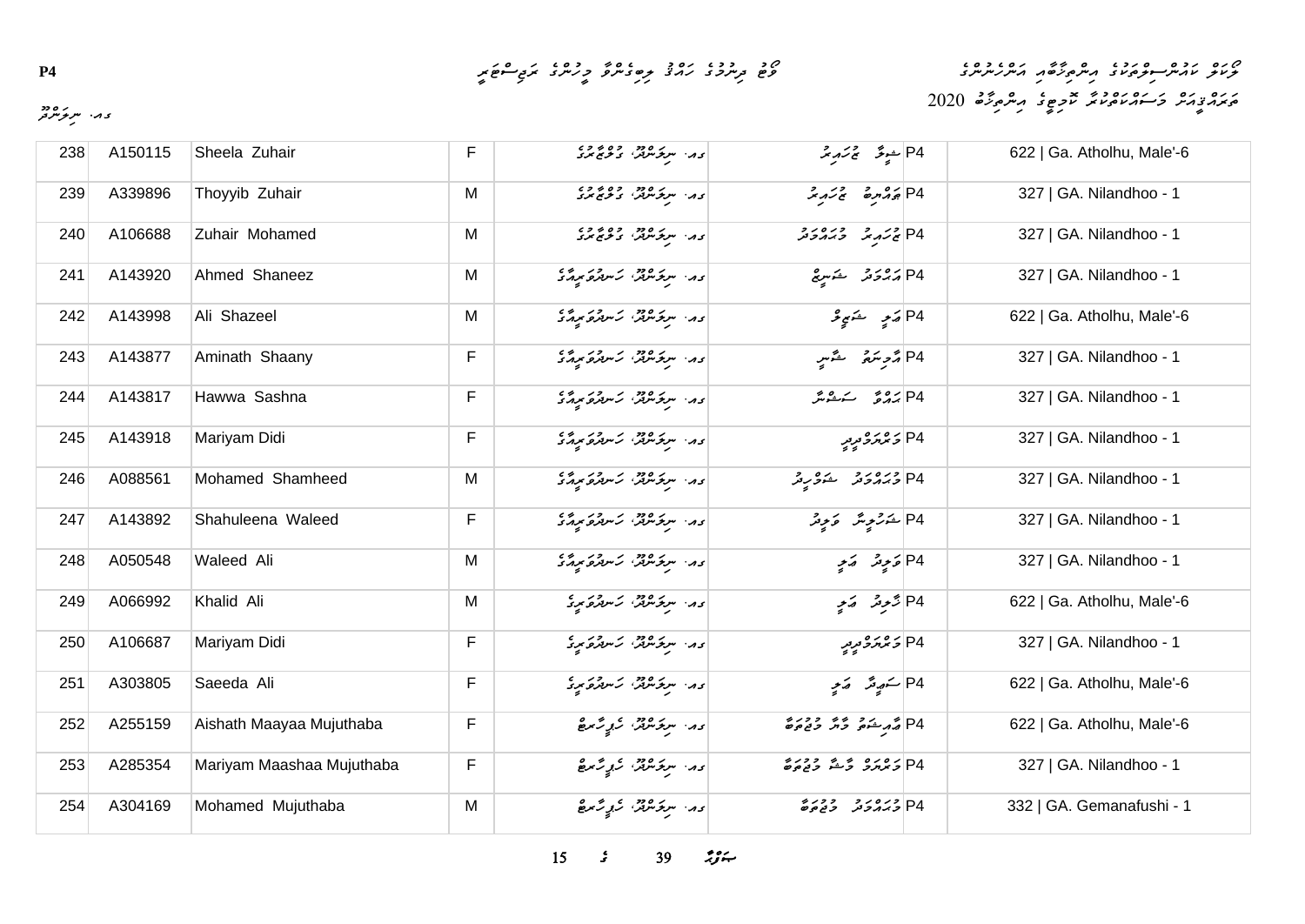| 238 | A150115 | Sheela Zuhair | F | ގއ. ނިލަންދޫ، ގުލްޝަނުގެ | P4 ޝީލާ ޒުހައިރު | 622 \| Ga. Atholhu, Male'-6 |
|---|---|---|---|---|---|---|
| 239 | A339896 | Thoyyib Zuhair | M | ގއ. ނިލަންދޫ، ގުލްޝަނުގެ | P4 ޠައްޔިބު ޒުހައިރު | 327 \| GA. Nilandhoo - 1 |
| 240 | A106688 | Zuhair Mohamed | M | ގއ. ނިލަންދޫ، ގުލްޝަނުގެ | P4 ޒުހައިރު މުހައްމަދު | 327 \| GA. Nilandhoo - 1 |
| 241 | A143920 | Ahmed Shaneez | M | ގއ. ނިލަންދޫ، ހަނދުވަރީއާގެ | P4 އަހުމަދު ޝަނީޒު | 327 \| GA. Nilandhoo - 1 |
| 242 | A143998 | Ali Shazeel | M | ގއ. ނިލަންދޫ، ހަނދުވަރީއާގެ | P4 އަލީ ޝަޒީލް | 622 \| Ga. Atholhu, Male'-6 |
| 243 | A143877 | Aminath Shaany | F | ގއ. ނިލަންދޫ، ހަނދުވަރީއާގެ | P4 އާމިނަތު ޝާނީ | 327 \| GA. Nilandhoo - 1 |
| 244 | A143817 | Hawwa Sashna | F | ގއ. ނިލަންދޫ، ހަނދުވަރީއާގެ | P4 ހައްވާ ސަޝްނާ | 327 \| GA. Nilandhoo - 1 |
| 245 | A143918 | Mariyam Didi | F | ގއ. ނިލަންދޫ، ހަނދުވަރީއާގެ | P4 މަރިޔަމްދީދީ | 327 \| GA. Nilandhoo - 1 |
| 246 | A088561 | Mohamed Shamheed | M | ގއ. ނިލަންދޫ، ހަނދުވަރީއާގެ | P4 މުހައްމަދު ޝަމްހީދު | 327 \| GA. Nilandhoo - 1 |
| 247 | A143892 | Shahuleena Waleed | F | ގއ. ނިލަންދޫ، ހަނދުވަރީއާގެ | P4 ޝަހުލީނާ ވަލީދު | 327 \| GA. Nilandhoo - 1 |
| 248 | A050548 | Waleed Ali | M | ގއ. ނިލަންދޫ، ހަނދުވަރީއާގެ | P4 ވަލީދު އަލީ | 327 \| GA. Nilandhoo - 1 |
| 249 | A066992 | Khalid Ali | M | ގއ. ނިލަންދޫ، ހަނދުވަރީގެ | P4 ހާލިދު އަލީ | 622 \| Ga. Atholhu, Male'-6 |
| 250 | A106687 | Mariyam Didi | F | ގއ. ނިލަންދޫ، ހަނދުވަރީގެ | P4 މަރިޔަމްދީދީ | 327 \| GA. Nilandhoo - 1 |
| 251 | A303805 | Saeeda Ali | F | ގއ. ނިލަންދޫ، ހަނދުވަރީގެ | P4 ސައީދާ އަލީ | 622 \| Ga. Atholhu, Male'-6 |
| 252 | A255159 | Aishath Maayaa Mujuthaba | F | ގއ. ނިލަންދޫ، ހިލިހާރު | P4 އާއިޝަތު މާޔާ މުޖުތަބާ | 622 \| Ga. Atholhu, Male'-6 |
| 253 | A285354 | Mariyam Maashaa Mujuthaba | F | ގއ. ނިލަންދޫ، ހިލިހާރު | P4 މަރިޔަމް މާޝާ މުޖުތަބާ | 327 \| GA. Nilandhoo - 1 |
| 254 | A304169 | Mohamed Mujuthaba | M | ގއ. ނިލަންދޫ، ހިލިހާރު | P4 މުހައްމަދު މުޖުތަބާ | 332 \| GA. Gemanafushi - 1 |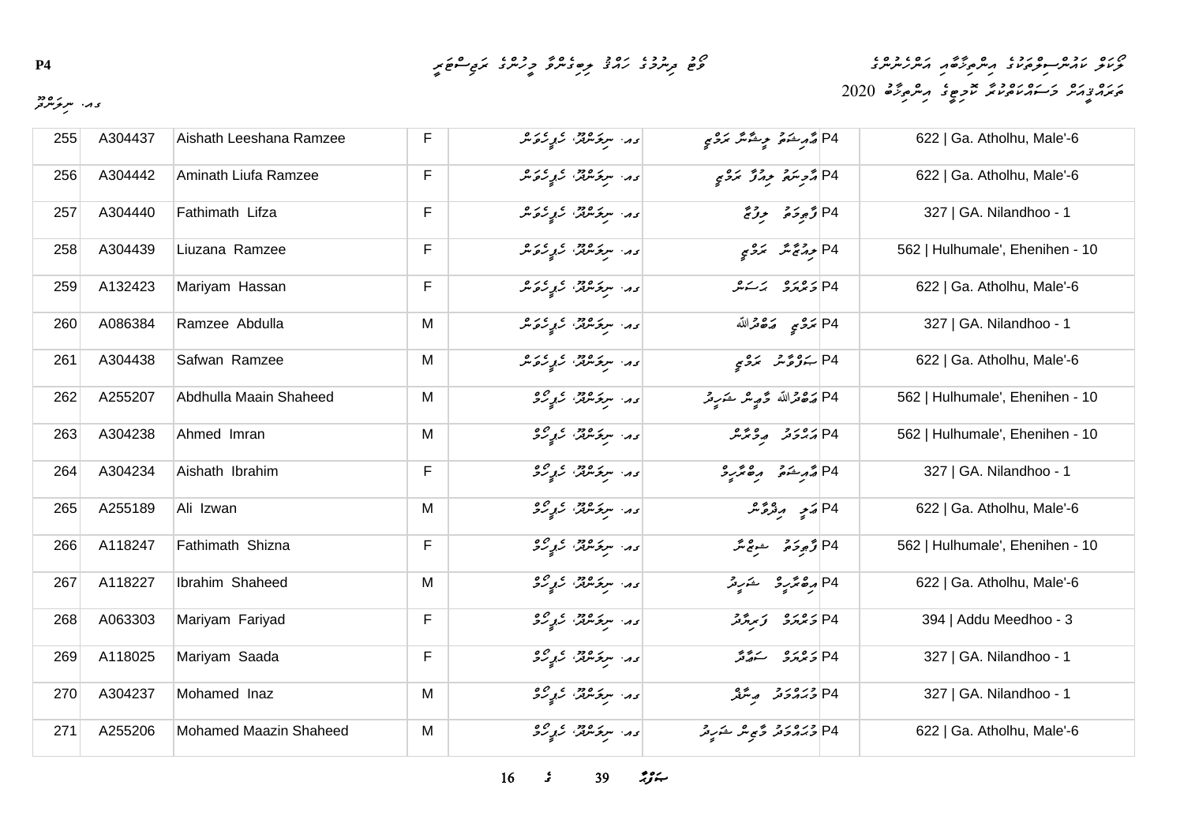| 255 | A304437 | Aishath Leeshana Ramzee | F | ގއ. ނިލަންދޫ، ހެޔޮހުވަން | P4 ޢައިޝަތު ލީޝާނާ ރަމްޒީ | 622 \| Ga. Atholhu, Male'-6 |
|---|---|---|---|---|---|---|
| 256 | A304442 | Aminath Liufa Ramzee | F | ގއ. ނިލަންދޫ، ހެޔޮހުވަން | P4 އާމިނަތު ލިއުފާ ރަމްޒީ | 622 \| Ga. Atholhu, Male'-6 |
| 257 | A304440 | Fathimath Lifza | F | ގއ. ނިލަންދޫ، ހެޔޮހުވަން | P4 ފާތިމަތު ލިފްޒާ | 327 \| GA. Nilandhoo - 1 |
| 258 | A304439 | Liuzana Ramzee | F | ގއ. ނިލަންދޫ، ހެޔޮހުވަން | P4 ލިއުޒާނާ ރަމްޒީ | 562 \| Hulhumale', Ehenihen - 10 |
| 259 | A132423 | Mariyam Hassan | F | ގއ. ނިލަންދޫ، ހެޔޮހުވަން | P4 މަރިޔަމް ހަސަން | 622 \| Ga. Atholhu, Male'-6 |
| 260 | A086384 | Ramzee Abdulla | M | ގއ. ނިލަންދޫ، ހެޔޮހުވަން | P4 ރަމްޒީ އަބްދުﷲ | 327 \| GA. Nilandhoo - 1 |
| 261 | A304438 | Safwan Ramzee | M | ގއ. ނިލަންދޫ، ހެޔޮހުވަން | P4 ސަފްވާން ރަމްޒީ | 622 \| Ga. Atholhu, Male'-6 |
| 262 | A255207 | Abdhulla Maain Shaheed | M | ގއ. ނިލަންދޫ، ހެޔޮވާދީ | P4 އަބްދުﷲ މާއިން ޝަހީދު | 562 \| Hulhumale', Ehenihen - 10 |
| 263 | A304238 | Ahmed Imran | M | ގއ. ނިލަންދޫ، ހެޔޮވާދީ | P4 އަޙްމަދު އިމްރާން | 562 \| Hulhumale', Ehenihen - 10 |
| 264 | A304234 | Aishath Ibrahim | F | ގއ. ނިލަންދޫ، ހެޔޮވާދީ | P4 ޢައިޝަތު އިބްރާހީމް | 327 \| GA. Nilandhoo - 1 |
| 265 | A255189 | Ali Izwan | M | ގއ. ނިލަންދޫ، ހެޔޮވާދީ | P4 ޢަލީ އިޒްވާން | 622 \| Ga. Atholhu, Male'-6 |
| 266 | A118247 | Fathimath Shizna | F | ގއ. ނިލަންދޫ، ހެޔޮވާދީ | P4 ފާތިމަތު ޝިޒްނާ | 562 \| Hulhumale', Ehenihen - 10 |
| 267 | A118227 | Ibrahim Shaheed | M | ގއ. ނިލަންދޫ، ހެޔޮވާދީ | P4 އިބްރާހީމް ޝަހީދު | 622 \| Ga. Atholhu, Male'-6 |
| 268 | A063303 | Mariyam Fariyad | F | ގއ. ނިލަންދޫ، ހެޔޮވާދީ | P4 މަރިޔަމް ފަރިޔާދު | 394 \| Addu Meedhoo - 3 |
| 269 | A118025 | Mariyam Saada | F | ގއ. ނިލަންދޫ، ހެޔޮވާދީ | P4 މަރިޔަމް ސައުދާ | 327 \| GA. Nilandhoo - 1 |
| 270 | A304237 | Mohamed Inaz | M | ގއ. ނިލަންދޫ، ހެޔޮވާދީ | P4 މުޙައްމަދު އިނާޒް | 327 \| GA. Nilandhoo - 1 |
| 271 | A255206 | Mohamed Maazin Shaheed | M | ގއ. ނިލަންދޫ، ހެޔޮވާދީ | P4 މުޙައްމަދު މާޒިން ޝަހީދު | 622 \| Ga. Atholhu, Male'-6 |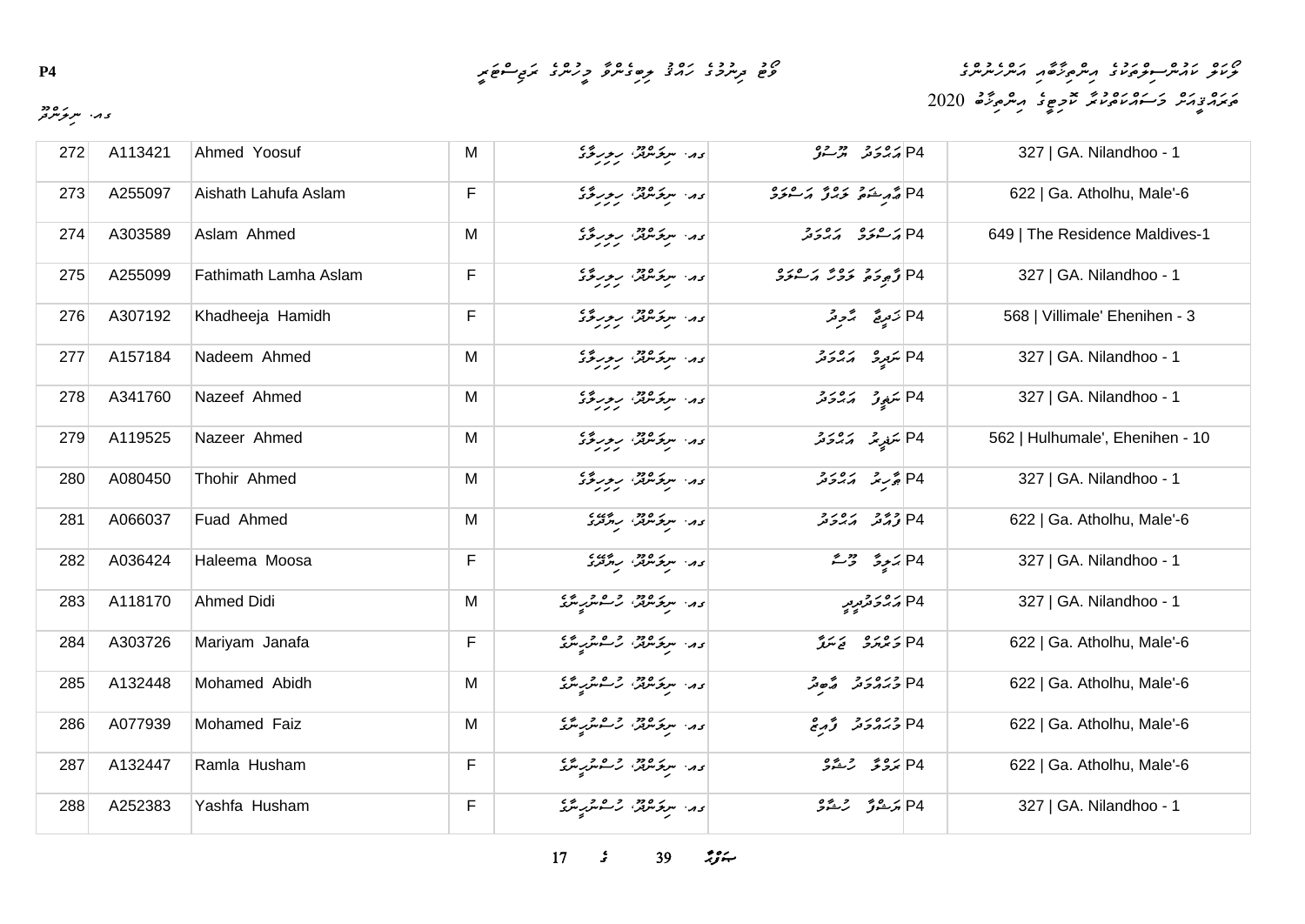| 272 | A113421 | Ahmed Yoosuf | M | ގއ. ނިލަންދޫ، ހިލިހިލާގެ | P4 އަހްމަދު ޔޫސުފު | 327 \| GA. Nilandhoo - 1 |
|---|---|---|---|---|---|---|
| 273 | A255097 | Aishath Lahufa Aslam | F | ގއ. ނިލަންދޫ، ހިލިހިލާގެ | P4 އާއިޝަތު ލަހުފާ އަސްލަމް | 622 \| Ga. Atholhu, Male'-6 |
| 274 | A303589 | Aslam Ahmed | M | ގއ. ނިލަންދޫ، ހިލިހިލާގެ | P4 އަސްލަމް އަހްމަދު | 649 \| The Residence Maldives-1 |
| 275 | A255099 | Fathimath Lamha Aslam | F | ގއ. ނިލަންދޫ، ހިލިހިލާގެ | P4 ފާތިމަތު ލަމްހާ އަސްލަމް | 327 \| GA. Nilandhoo - 1 |
| 276 | A307192 | Khadheeja Hamidh | F | ގއ. ނިލަންދޫ، ހިލިހިލާގެ | P4 ޚަދީޖާ ހާމިދު | 568 \| Villimale' Ehenihen - 3 |
| 277 | A157184 | Nadeem Ahmed | M | ގއ. ނިލަންދޫ، ހިލިހިލާގެ | P4 ނަދީމް އަހްމަދު | 327 \| GA. Nilandhoo - 1 |
| 278 | A341760 | Nazeef Ahmed | M | ގއ. ނިލަންދޫ، ހިލިހިލާގެ | P4 ނަޒީފު އަހްމަދު | 327 \| GA. Nilandhoo - 1 |
| 279 | A119525 | Nazeer Ahmed | M | ގއ. ނިލަންދޫ، ހިލިހިލާގެ | P4 ނަޒީރު އަހްމަދު | 562 \| Hulhumale', Ehenihen - 10 |
| 280 | A080450 | Thohir Ahmed | M | ގއ. ނިލަންދޫ، ހިލިހިލާގެ | P4 ޠާހިރު އަހްމަދު | 327 \| GA. Nilandhoo - 1 |
| 281 | A066037 | Fuad Ahmed | M | ގއ. ނިލަންދޫ، ހިޔާވަހި | P4 ފުއާދު އަހްމަދު | 622 \| Ga. Atholhu, Male'-6 |
| 282 | A036424 | Haleema Moosa | F | ގއ. ނިލަންދޫ، ހިޔާވަހި | P4 ހަލީމާ މޫސާ | 327 \| GA. Nilandhoo - 1 |
| 283 | A118170 | Ahmed Didi | M | ގއ. ނިލަންދޫ، ހުސްނުހިނާގެ | P4 އަހްމަދުދީދީ | 327 \| GA. Nilandhoo - 1 |
| 284 | A303726 | Mariyam Janafa | F | ގއ. ނިލަންދޫ، ހުސްނުހިނާގެ | P4 މަރިޔަމް ޖަނަފާ | 622 \| Ga. Atholhu, Male'-6 |
| 285 | A132448 | Mohamed Abidh | M | ގއ. ނިލަންދޫ، ހުސްނުހިނާގެ | P4 މުޙައްމަދު އާބިދު | 622 \| Ga. Atholhu, Male'-6 |
| 286 | A077939 | Mohamed Faiz | M | ގއ. ނިލަންދޫ، ހުސްނުހިނާގެ | P4 މުޙައްމަދު ފާއިޒް | 622 \| Ga. Atholhu, Male'-6 |
| 287 | A132447 | Ramla Husham | F | ގއ. ނިލަންދޫ، ހުސްނުހިނާގެ | P4 ރަމްލާ ހުޝާމް | 622 \| Ga. Atholhu, Male'-6 |
| 288 | A252383 | Yashfa Husham | F | ގއ. ނިލަންދޫ، ހުސްނުހިނާގެ | P4 ޔަށްފާ ހުޝާމް | 327 \| GA. Nilandhoo - 1 |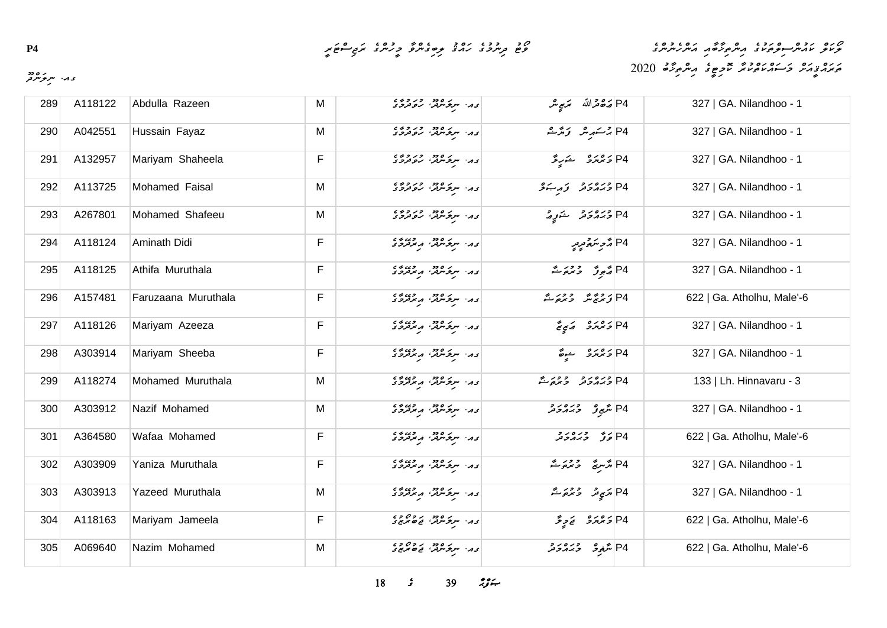| 289 | A118122 | Abdulla Razeen | M | ގއ. ނިލަންދޫ، ހުވަދުމާގެ | އަބްދުﷲ ރަޒީން | P4 | 327 \| GA. Nilandhoo - 1 |
|---|---|---|---|---|---|---|---|
| 290 | A042551 | Hussain Fayaz | M | ގއ. ނިލަންދޫ، ހުވަދުމާގެ | ހުސައިން ފައްޔާޒް | P4 | 327 \| GA. Nilandhoo - 1 |
| 291 | A132957 | Mariyam Shaheela | F | ގއ. ނިލަންދޫ، ހުވަދުމާގެ | މަރިޔަމް ޝަހީލާ | P4 | 327 \| GA. Nilandhoo - 1 |
| 292 | A113725 | Mohamed Faisal | M | ގއ. ނިލަންދޫ، ހުވަދުމާގެ | މުހައްމަދު ފައިސަލް | P4 | 327 \| GA. Nilandhoo - 1 |
| 293 | A267801 | Mohamed Shafeeu | M | ގއ. ނިލަންދޫ، ހުވަދުމާގެ | މުހައްމަދު ޝަފީޢު | P4 | 327 \| GA. Nilandhoo - 1 |
| 294 | A118124 | Aminath Didi | F | ގއ. ނިލަންދޫ، އިރުދޫމާގެ | އާމިނަތުދީދީ | P4 | 327 \| GA. Nilandhoo - 1 |
| 295 | A118125 | Athifa Muruthala | F | ގއ. ނިލަންދޫ، އިރުދޫމާގެ | އާތިފާ މުރުތަލާ | P4 | 327 \| GA. Nilandhoo - 1 |
| 296 | A157481 | Faruzaana Muruthala | F | ގއ. ނިލަންދޫ، އިރުދޫމާގެ | ފަރުޒާނާ މުރުތަލާ | P4 | 622 \| Ga. Atholhu, Male'-6 |
| 297 | A118126 | Mariyam Azeeza | F | ގއ. ނިލަންދޫ، އިރުދޫމާގެ | މަރިޔަމް އަޒީޒާ | P4 | 327 \| GA. Nilandhoo - 1 |
| 298 | A303914 | Mariyam Sheeba | F | ގއ. ނިލަންދޫ، އިރުދޫމާގެ | މަރިޔަމް ޝީބާ | P4 | 327 \| GA. Nilandhoo - 1 |
| 299 | A118274 | Mohamed Muruthala | M | ގއ. ނިލަންދޫ، އިރުދޫމާގެ | މުހައްމަދު މުރުތަލާ | P4 | 133 \| Lh. Hinnavaru - 3 |
| 300 | A303912 | Nazif Mohamed | M | ގއ. ނިލަންދޫ، އިރުދޫމާގެ | ނާޒިފް މުހައްމަދު | P4 | 327 \| GA. Nilandhoo - 1 |
| 301 | A364580 | Wafaa Mohamed | F | ގއ. ނިލަންދޫ، އިރުދޫމާގެ | ވަފާ މުހައްމަދު | P4 | 622 \| Ga. Atholhu, Male'-6 |
| 302 | A303909 | Yaniza Muruthala | F | ގއ. ނިލަންދޫ، އިރުދޫމާގެ | ޔާނިޒާ މުރުތަލާ | P4 | 327 \| GA. Nilandhoo - 1 |
| 303 | A303913 | Yazeed Muruthala | M | ގއ. ނިލަންދޫ، އިރުދޫމާގެ | ޔަޒީދު މުރުތަލާ | P4 | 327 \| GA. Nilandhoo - 1 |
| 304 | A118163 | Mariyam Jameela | F | ގއ. ނިލަންދޫ، ޖަބުރުގެ | މަރިޔަމް ޖަމީލާ | P4 | 622 \| Ga. Atholhu, Male'-6 |
| 305 | A069640 | Nazim Mohamed | M | ގއ. ނިލަންދޫ، ޖަބުރުގެ | ނާޒިމް މުހައްމަދު | P4 | 622 \| Ga. Atholhu, Male'-6 |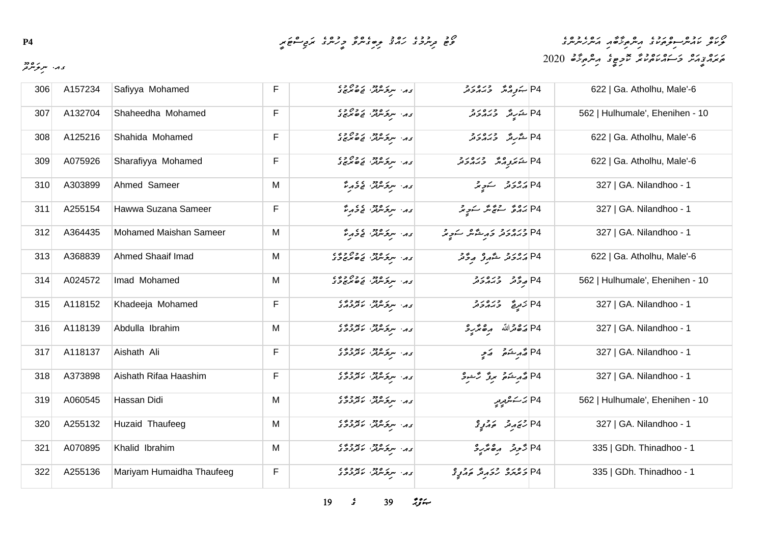| 306 | A157234 | Safiyya Mohamed | F | ގއ. ނިލަންދޫ، ޖަބަރޫގެ | P4 ޞަފިއްޔާ މުޙައްމަދު | 622 \| Ga. Atholhu, Male'-6 |
|---|---|---|---|---|---|---|
| 307 | A132704 | Shaheedha Mohamed | F | ގއ. ނިލަންދޫ، ޖަބަރޫގެ | P4 ޝަހީދާ މުޙައްމަދު | 562 \| Hulhumale', Ehenihen - 10 |
| 308 | A125216 | Shahida Mohamed | F | ގއ. ނިލަންދޫ، ޖަބަރޫގެ | P4 ޝާހިދާ މުޙައްމަދު | 622 \| Ga. Atholhu, Male'-6 |
| 309 | A075926 | Sharafiyya Mohamed | F | ގއ. ނިލަންދޫ، ޖަބަރޫގެ | P4 ޝަރަފިއްޔާ މުޙައްމަދު | 622 \| Ga. Atholhu, Male'-6 |
| 310 | A303899 | Ahmed Sameer | M | ގއ. ނިލަންދޫ، ޖެމިނީ | P4 އަޙްމަދު ސަމީރު | 327 \| GA. Nilandhoo - 1 |
| 311 | A255154 | Hawwa Suzana Sameer | F | ގއ. ނިލަންދޫ، ޖެމިނީ | P4 ހައްވާ ސުޒާނާ ސަމީރު | 327 \| GA. Nilandhoo - 1 |
| 312 | A364435 | Mohamed Maishan Sameer | M | ގއ. ނިލަންދޫ، ޖެމިނީ | P4 މުޙައްމަދު މައިޝާން ސަމީރު | 327 \| GA. Nilandhoo - 1 |
| 313 | A368839 | Ahmed Shaaif Imad | M | ގއ. ނިލަންދޫ، ޖަބަރޫގެމާގެ | P4 އަޙްމަދު ޝާއިފް އިމާދު | 622 \| Ga. Atholhu, Male'-6 |
| 314 | A024572 | Imad Mohamed | M | ގއ. ނިލަންދޫ، ޖަބަރޫގެމާގެ | P4 އިމާދު މުޙައްމަދު | 562 \| Hulhumale', Ehenihen - 10 |
| 315 | A118152 | Khadeeja Mohamed | F | ގއ. ނިލަންދޫ، ކަދުރުމާގެ | P4 ޚަދީޖާ މުޙައްމަދު | 327 \| GA. Nilandhoo - 1 |
| 316 | A118139 | Abdulla Ibrahim | M | ގއ. ނިލަންދޫ، ކަދުރުމާގެ | P4 އަބްދުﷲ އިބްރާހީމް | 327 \| GA. Nilandhoo - 1 |
| 317 | A118137 | Aishath Ali | F | ގއ. ނިލަންދޫ، ކަދުރުމާގެ | P4 އާއިޝަތު އަލީ | 327 \| GA. Nilandhoo - 1 |
| 318 | A373898 | Aishath Rifaa Haashim | F | ގއ. ނިލަންދޫ، ކަދުރުމާގެ | P4 އާއިޝަތު ރިފާ ހާޝިމް | 327 \| GA. Nilandhoo - 1 |
| 319 | A060545 | Hassan Didi | M | ގއ. ނިލަންދޫ، ކަދުރުމާގެ | P4 ހަސަންދީދީ | 562 \| Hulhumale', Ehenihen - 10 |
| 320 | A255132 | Huzaid Thaufeeg | M | ގއ. ނިލަންދޫ، ކަދުރުމާގެ | P4 ހުޒައިދު ތައުފީޤު | 327 \| GA. Nilandhoo - 1 |
| 321 | A070895 | Khalid Ibrahim | M | ގއ. ނިލަންދޫ، ކަދުރުމާގެ | P4 ޚާލިދު އިބްރާހީމް | 335 \| GDh. Thinadhoo - 1 |
| 322 | A255136 | Mariyam Humaidha Thaufeeg | F | ގއ. ނިލަންދޫ، ކަދުރުމާގެ | P4 މަރިޔަމް ހުމައިދާ ތައުފީޤު | 335 \| GDh. Thinadhoo - 1 |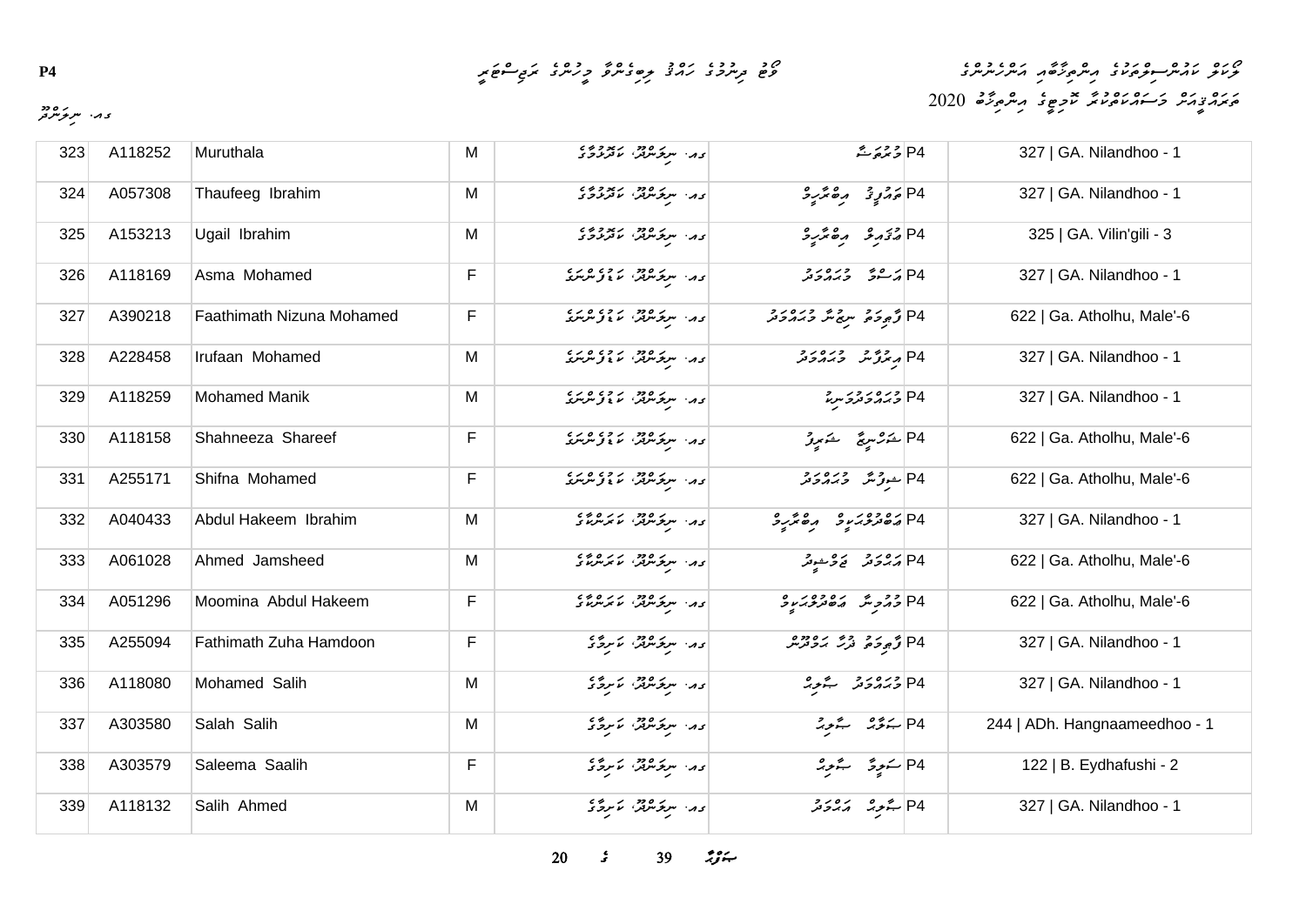| 323 | A118252 | Muruthala | M | ގއ. ނިލަންދޫ، ކަރަފާގެ | P4 މުރުތަލާ | 327 \| GA. Nilandhoo - 1 |
|---|---|---|---|---|---|---|
| 324 | A057308 | Thaufeeg Ibrahim | M | ގއ. ނިލަންދޫ، ކަރަފާގެ | P4 ތައުފީގް އިބްރާހިމް | 327 \| GA. Nilandhoo - 1 |
| 325 | A153213 | Ugail Ibrahim | M | ގއ. ނިލަންދޫ، ކަރަފާގެ | P4 އުގައިލް އިބްރާހިމް | 325 \| GA. Vilin'gili - 3 |
| 326 | A118169 | Asma Mohamed | F | ގއ. ނިލަންދޫ، ކަޅުފަރެސް | P4 އަސްމާ މުހައްމަދު | 327 \| GA. Nilandhoo - 1 |
| 327 | A390218 | Faathimath Nizuna Mohamed | F | ގއ. ނިލަންދޫ، ކަޅުފަރެސް | P4 ފާތިމަތު ނިޒުނާ މުހައްމަދު | 622 \| Ga. Atholhu, Male'-6 |
| 328 | A228458 | Irufaan Mohamed | M | ގއ. ނިލަންދޫ، ކަޅުފަރެސް | P4 އިރުފާން މުހައްމަދު | 327 \| GA. Nilandhoo - 1 |
| 329 | A118259 | Mohamed Manik | M | ގއ. ނިލަންދޫ، ކަޅުފަރެސް | P4 މުހައްމަދުމަނިކު | 327 \| GA. Nilandhoo - 1 |
| 330 | A118158 | Shahneeza Shareef | F | ގއ. ނިލަންދޫ، ކަޅުފަރެސް | P4 ޝަހްނީޒާ ޝަރީފް | 622 \| Ga. Atholhu, Male'-6 |
| 331 | A255171 | Shifna Mohamed | F | ގއ. ނިލަންދޫ، ކަޅުފަރެސް | P4 ޝިފްނާ މުހައްމަދު | 622 \| Ga. Atholhu, Male'-6 |
| 332 | A040433 | Abdul Hakeem Ibrahim | M | ގއ. ނިލަންދޫ، ކަރަންފޫގެ | P4 އަބްދުލްހަކީމް އިބްރާހިމް | 327 \| GA. Nilandhoo - 1 |
| 333 | A061028 | Ahmed Jamsheed | M | ގއ. ނިލަންދޫ، ކަރަންފޫގެ | P4 އަހްމަދު ޖަމްޝީދު | 622 \| Ga. Atholhu, Male'-6 |
| 334 | A051296 | Moomina Abdul Hakeem | F | ގއ. ނިލަންދޫ، ކަރަންފޫގެ | P4 މޫމިނާ އަބްދުލްހަކީމް | 622 \| Ga. Atholhu, Male'-6 |
| 335 | A255094 | Fathimath Zuha Hamdoon | F | ގއ. ނިލަންދޫ، ކަނިވާގެ | P4 ފާތިމަތު ޒުހާ ހަމްދޫން | 327 \| GA. Nilandhoo - 1 |
| 336 | A118080 | Mohamed Salih | M | ގއ. ނިލަންދޫ، ކަނިވާގެ | P4 މުހައްމަދު ސާލިހް | 327 \| GA. Nilandhoo - 1 |
| 337 | A303580 | Salah Salih | M | ގއ. ނިލަންދޫ، ކަނިވާގެ | P4 ސަލާހް ސާލިހް | 244 \| ADh. Hangnaameedhoo - 1 |
| 338 | A303579 | Saleema Saalih | F | ގއ. ނިލަންދޫ، ކަނިވާގެ | P4 ސަލީމާ ސާލިހް | 122 \| B. Eydhafushi - 2 |
| 339 | A118132 | Salih Ahmed | M | ގއ. ނިލަންދޫ، ކަނިވާގެ | P4 ސާލިހް އަހްމަދު | 327 \| GA. Nilandhoo - 1 |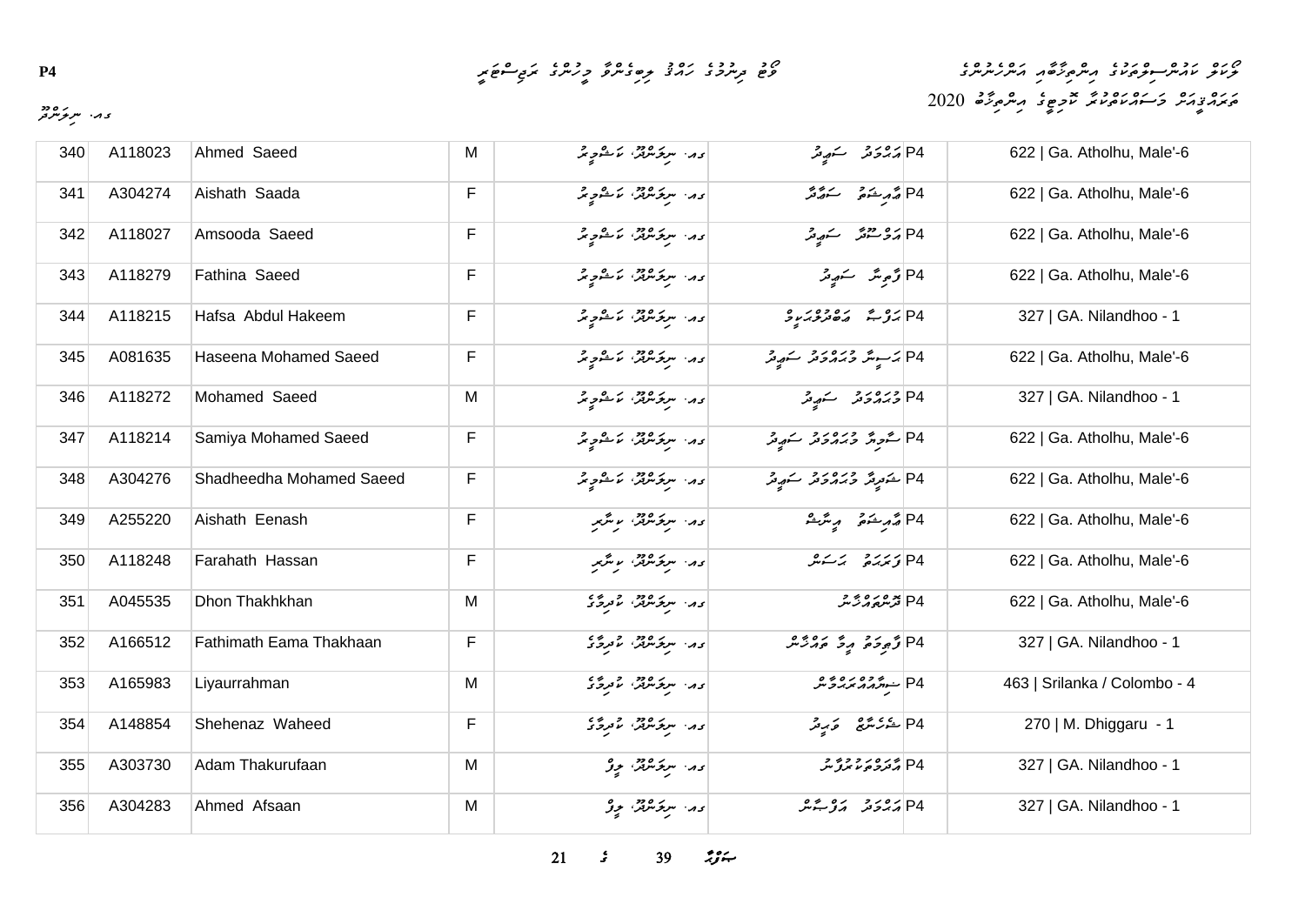| 340 | A118023 | Ahmed Saeed | M | ގއ. ނިލަންދޫ، ކަސްތޫރި | P4 އަހުމަދު ސައީދު | 622 \| Ga. Atholhu, Male'-6 |
|---|---|---|---|---|---|---|
| 341 | A304274 | Aishath Saada | F | ގއ. ނިލަންދޫ، ކަސްތޫރި | P4 އާއިޝަތު ސަޢާދާ | 622 \| Ga. Atholhu, Male'-6 |
| 342 | A118027 | Amsooda Saeed | F | ގއ. ނިލަންދޫ، ކަސްތޫރި | P4 އަމްސޫދާ ސައީދު | 622 \| Ga. Atholhu, Male'-6 |
| 343 | A118279 | Fathina Saeed | F | ގއ. ނިލަންދޫ، ކަސްތޫރި | P4 ފާތިނާ ސައީދު | 622 \| Ga. Atholhu, Male'-6 |
| 344 | A118215 | Hafsa Abdul Hakeem | F | ގއ. ނިލަންދޫ، ކަސްތޫރި | P4 ހަފްސާ ޢަބްދުލްހަކީމް | 327 \| GA. Nilandhoo - 1 |
| 345 | A081635 | Haseena Mohamed Saeed | F | ގއ. ނިލަންދޫ، ކަސްތޫރި | P4 ހަސީނާ މުހައްމަދު ސައީދު | 622 \| Ga. Atholhu, Male'-6 |
| 346 | A118272 | Mohamed Saeed | M | ގއ. ނިލަންދޫ، ކަސްތޫރި | P4 މުހައްމަދު ސައީދު | 327 \| GA. Nilandhoo - 1 |
| 347 | A118214 | Samiya Mohamed Saeed | F | ގއ. ނިލަންދޫ، ކަސްތޫރި | P4 ސާމިޔާ މުހައްމަދު ސައީދު | 622 \| Ga. Atholhu, Male'-6 |
| 348 | A304276 | Shadheedha Mohamed Saeed | F | ގއ. ނިލަންދޫ، ކަސްތޫރި | P4 ޝަދީދާ މުހައްމަދު ސައީދު | 622 \| Ga. Atholhu, Male'-6 |
| 349 | A255220 | Aishath Eenash | F | ގއ. ނިލަންދޫ، ކިނާރާ | P4 އާއިޝަތު އީނާޝް | 622 \| Ga. Atholhu, Male'-6 |
| 350 | A118248 | Farahath Hassan | F | ގއ. ނިލަންދޫ، ކިނާރާ | P4 ފަރަހަތު ހަސަން | 622 \| Ga. Atholhu, Male'-6 |
| 351 | A045535 | Dhon Thakhkhan | M | ގއ. ނިލަންދޫ، ކުރިމަގު | P4 ދޮންތައްޚާން | 622 \| Ga. Atholhu, Male'-6 |
| 352 | A166512 | Fathimath Eama Thakhaan | F | ގއ. ނިލަންދޫ، ކުރިމަގު | P4 ފާތިމަތު އީމާ ތައްޚާން | 327 \| GA. Nilandhoo - 1 |
| 353 | A165983 | Liyaurrahman | M | ގއ. ނިލަންދޫ، ކުރިމަގު | P4 ލިޔާއުއްރަޙްމާން | 463 \| Srilanka / Colombo - 4 |
| 354 | A148854 | Shehenaz Waheed | F | ގއ. ނިލަންދޫ، ކުރިމަގު | P4 ޝެހެނާޒް ވަހީދު | 270 \| M. Dhiggaru - 1 |
| 355 | A303730 | Adam Thakurufaan | M | ގއ. ނިލަންދޫ، ކިލް | P4 އާދަމް ތަކުރުފާން | 327 \| GA. Nilandhoo - 1 |
| 356 | A304283 | Ahmed Afsaan | M | ގއ. ނިލަންދޫ، ކިލް | P4 އަހުމަދު އަފްސާން | 327 \| GA. Nilandhoo - 1 |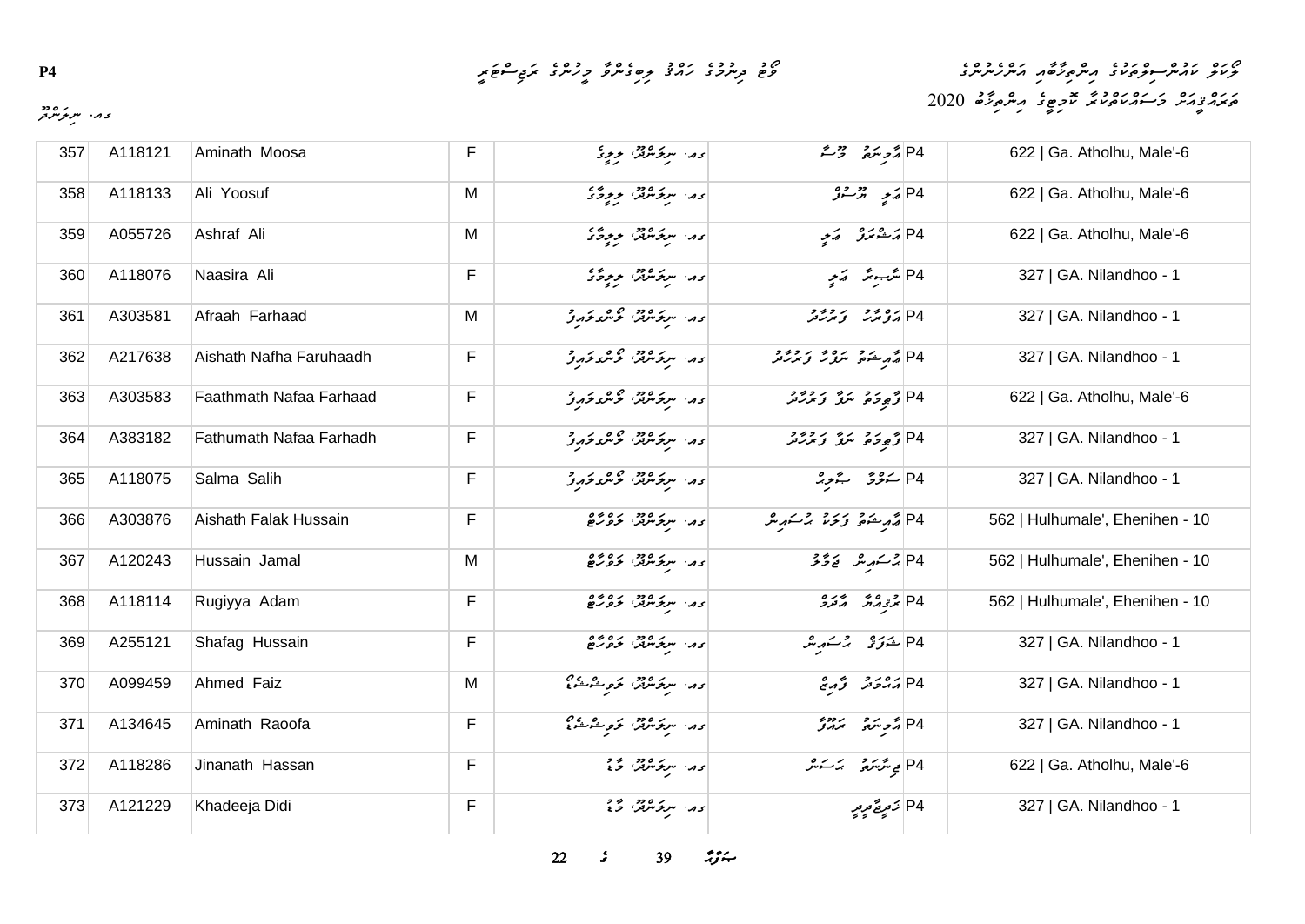| 357 | A118121 | Aminath Moosa | F | ގއ. ނިލަންދޫ، ވިލިގާ | P4 އާމިނަތު މޫސާ | 622 \| Ga. Atholhu, Male'-6 |
|---|---|---|---|---|---|---|
| 358 | A118133 | Ali Yoosuf | M | ގއ. ނިލަންދޫ، ވިލިމާގެ | P4 އަލި ޔޫސުފު | 622 \| Ga. Atholhu, Male'-6 |
| 359 | A055726 | Ashraf Ali | M | ގއ. ނިލަންދޫ، ވިލިމާގެ | P4 އަޝްރަފު އަލި | 622 \| Ga. Atholhu, Male'-6 |
| 360 | A118076 | Naasira Ali | F | ގއ. ނިލަންދޫ، ވިލިމާގެ | P4 ނާސިރާ އަލި | 327 \| GA. Nilandhoo - 1 |
| 361 | A303581 | Afraah Farhaad | M | ގއ. ނިލަންދޫ، ވޮށިގަހުގެ | P4 އަފްރާހު ފަރުހާދު | 327 \| GA. Nilandhoo - 1 |
| 362 | A217638 | Aishath Nafha Faruhaadh | F | ގއ. ނިލަންދޫ، ވޮށިގަހުގެ | P4 އާއިޝަތު ނަފްހާ ފަރުހާދު | 327 \| GA. Nilandhoo - 1 |
| 363 | A303583 | Faathmath Nafaa Farhaad | F | ގއ. ނިލަންދޫ، ވޮށިގަހުގެ | P4 ފާތިމަތު ނަފާ ފަރުހާދު | 622 \| Ga. Atholhu, Male'-6 |
| 364 | A383182 | Fathumath Nafaa Farhadh | F | ގއ. ނިލަންދޫ، ވޮށިގަހުގެ | P4 ފާތިމަތު ނަފާ ފަރުހާދު | 327 \| GA. Nilandhoo - 1 |
| 365 | A118075 | Salma Salih | F | ގއ. ނިލަންދޫ، ވޮށިގަހުގެ | P4 ސަލްމާ ސާލިހު | 327 \| GA. Nilandhoo - 1 |
| 366 | A303876 | Aishath Falak Hussain | F | ގއ. ނިލަންދޫ، ވަވުހާޒު | P4 އާއިޝަތު ފަލަކު ހުސައިން | 562 \| Hulhumale', Ehenihen - 10 |
| 367 | A120243 | Hussain Jamal | M | ގއ. ނިލަންދޫ، ވަވުހާޒު | P4 ހުސައިން ޖަމާލު | 562 \| Hulhumale', Ehenihen - 10 |
| 368 | A118114 | Rugiyya Adam | F | ގއ. ނިލަންދޫ، ވަވުހާޒު | P4 ރުޤިއްޔާ އާދަމް | 562 \| Hulhumale', Ehenihen - 10 |
| 369 | A255121 | Shafag Hussain | F | ގއ. ނިލަންދޫ، ވަވުހާޒު | P4 ޝަފަގު ހުސައިން | 327 \| GA. Nilandhoo - 1 |
| 370 | A099459 | Ahmed Faiz | M | ގއ. ނިލަންދޫ، ވަލިޝޭޑް | P4 އަހުމަދު ފާއިޒު | 327 \| GA. Nilandhoo - 1 |
| 371 | A134645 | Aminath Raoofa | F | ގއ. ނިލަންދޫ، ވަލިޝޭޑް | P4 އާމިނަތު ރައޫފާ | 327 \| GA. Nilandhoo - 1 |
| 372 | A118286 | Jinanath Hassan | F | ގއ. ނިލަންދޫ، ވާޒު | P4 ޖިނާނަތު ހަސަން | 622 \| Ga. Atholhu, Male'-6 |
| 373 | A121229 | Khadeeja Didi | F | ގއ. ނިލަންދޫ، ވާޒު | P4 ޚަދީޖާދީދީ | 327 \| GA. Nilandhoo - 1 |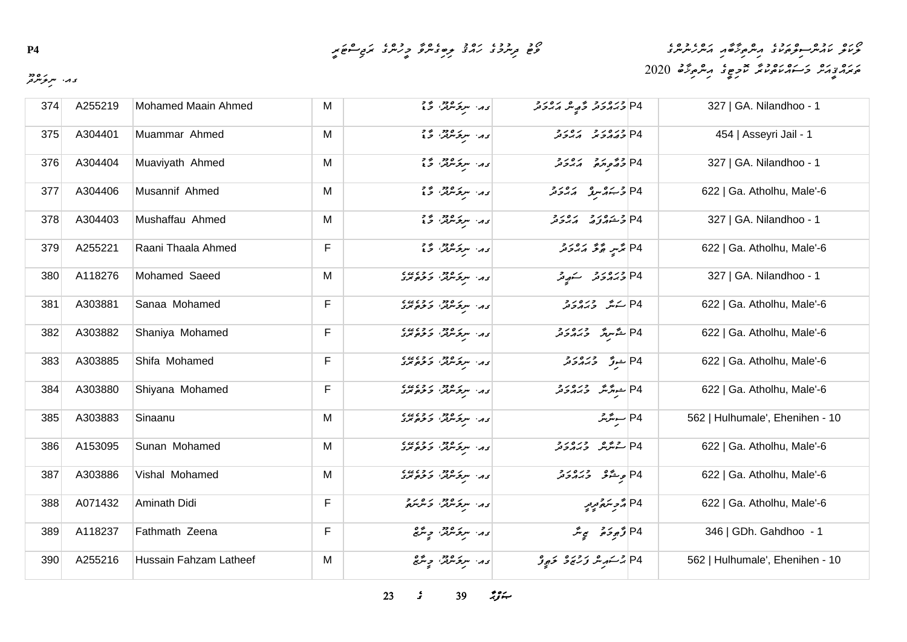| 374 | A255219 | Mohamed Maain Ahmed | M | ގއ. ނިލަންދޫ، މާގޭ | P4 މުހައްމަދު މާއިން އަހުމަދު | 327 \| GA. Nilandhoo - 1 |
|---|---|---|---|---|---|---|
| 375 | A304401 | Muammar Ahmed | M | ގއ. ނިލަންދޫ، މާގޭ | P4 މުއައްމަރު އަހުމަދު | 454 \| Asseyri Jail - 1 |
| 376 | A304404 | Muaviyath Ahmed | M | ގއ. ނިލަންދޫ، މާގޭ | P4 މުއާވިޔަތު އަހުމަދު | 327 \| GA. Nilandhoo - 1 |
| 377 | A304406 | Musannif Ahmed | M | ގއ. ނިލަންދޫ، މާގޭ | P4 މުސައްނިފު އަހުމަދު | 622 \| Ga. Atholhu, Male'-6 |
| 378 | A304403 | Mushaffau Ahmed | M | ގއ. ނިލަންދޫ، މާގޭ | P4 މުޝައްފަޢު އަހުމަދު | 327 \| GA. Nilandhoo - 1 |
| 379 | A255221 | Raani Thaala Ahmed | F | ގއ. ނިލަންދޫ، މާގޭ | P4 ރާނީ ތާލާ އަހުމަދު | 622 \| Ga. Atholhu, Male'-6 |
| 380 | A118276 | Mohamed Saeed | M | ގއ. ނިލަންދޫ، މަލުވެރިގެ | P4 މުހައްމަދު ސައީދު | 327 \| GA. Nilandhoo - 1 |
| 381 | A303881 | Sanaa Mohamed | F | ގއ. ނިލަންދޫ، މަލުވެރިގެ | P4 ސަނާ މުހައްމަދު | 622 \| Ga. Atholhu, Male'-6 |
| 382 | A303882 | Shaniya Mohamed | F | ގއ. ނިލަންދޫ، މަލުވެރިގެ | P4 ޝާނިޔާ މުހައްމަދު | 622 \| Ga. Atholhu, Male'-6 |
| 383 | A303885 | Shifa Mohamed | F | ގއ. ނިލަންދޫ، މަލުވެރިގެ | P4 ޝިފާ މުހައްމަދު | 622 \| Ga. Atholhu, Male'-6 |
| 384 | A303880 | Shiyana Mohamed | F | ގއ. ނިލަންދޫ، މަލުވެރިގެ | P4 ޝިޔާނާ މުހައްމަދު | 622 \| Ga. Atholhu, Male'-6 |
| 385 | A303883 | Sinaanu | M | ގއ. ނިލަންދޫ، މަލުވެރިގެ | P4 ސިނާނު | 562 \| Hulhumale', Ehenihen - 10 |
| 386 | A153095 | Sunan Mohamed | M | ގއ. ނިލަންދޫ، މަލުވެރިގެ | P4 ސުނަން މުހައްމަދު | 622 \| Ga. Atholhu, Male'-6 |
| 387 | A303886 | Vishal Mohamed | M | ގއ. ނިލަންދޫ، މަލުވެރިގެ | P4 ވިޝާލް މުހައްމަދު | 622 \| Ga. Atholhu, Male'-6 |
| 388 | A071432 | Aminath Didi | F | ގއ. ނިލަންދޫ، މަންނަތު | P4 އާމިނަތުދީދީ | 622 \| Ga. Atholhu, Male'-6 |
| 389 | A118237 | Fathmath Zeena | F | ގއ. ނިލަންދޫ، މިނާޒް | P4 ފާތިމަތު ޒީނާ | 346 \| GDh. Gahdhoo - 1 |
| 390 | A255216 | Hussain Fahzam Latheef | M | ގއ. ނިލަންދޫ، މިނާޒް | P4 ހުސައިން ފަހްޒަމް ލަތީފު | 562 \| Hulhumale', Ehenihen - 10 |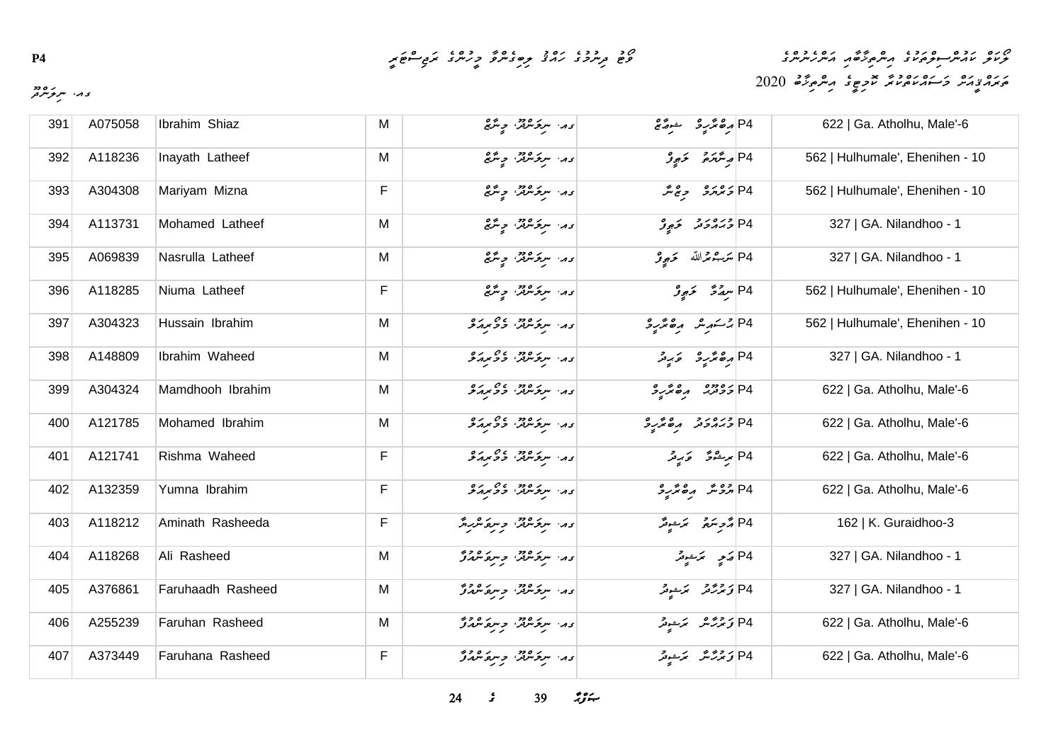| 391 | A075058 | Ibrahim Shiaz | M | ގއ. ނިލަންދޫ، ފިނާޒު | P4  އިބްރާހީމް ޝިޔާޒް | 622 \| Ga. Atholhu, Male'-6 |
|---|---|---|---|---|---|---|
| 392 | A118236 | Inayath Latheef | M | ގއ. ނިލަންދޫ، ފިނާޒު | P4 އިނާޔަތު ލަޠީފް | 562 \| Hulhumale', Ehenihen - 10 |
| 393 | A304308 | Mariyam Mizna | F | ގއ. ނިލަންދޫ، ފިނާޒު | P4 މަރިޔަމް މިޒްނާ | 562 \| Hulhumale', Ehenihen - 10 |
| 394 | A113731 | Mohamed Latheef | M | ގއ. ނިލަންދޫ، ފިނާޒު | P4 މުޙައްމަދު ލަޠީފް | 327 \| GA. Nilandhoo - 1 |
| 395 | A069839 | Nasrulla Latheef | M | ގއ. ނިލަންދޫ، ފިނާޒު | P4 ނަޞްރުﷲ ލަޠީފް | 327 \| GA. Nilandhoo - 1 |
| 396 | A118285 | Niuma Latheef | F | ގއ. ނިލަންދޫ، ފިނާޒު | P4 ނިޢުމާ ލަޠީފް | 562 \| Hulhumale', Ehenihen - 10 |
| 397 | A304323 | Hussain Ibrahim | M | ގއ. ނިލަންދޫ، ވެލްކަމް | P4 ހުސައިން އިބްރާހީމް | 562 \| Hulhumale', Ehenihen - 10 |
| 398 | A148809 | Ibrahim Waheed | M | ގއ. ނިލަންދޫ، ވެލްކަމް | P4 އިބްރާހީމް ވަޙީދު | 327 \| GA. Nilandhoo - 1 |
| 399 | A304324 | Mamdhooh Ibrahim | M | ގއ. ނިލަންދޫ، ވެލްކަމް | P4 މަމްދޫޙް އިބްރާހީމް | 622 \| Ga. Atholhu, Male'-6 |
| 400 | A121785 | Mohamed Ibrahim | M | ގއ. ނިލަންދޫ، ވެލްކަމް | P4 މުޙައްމަދު އިބްރާހީމް | 622 \| Ga. Atholhu, Male'-6 |
| 401 | A121741 | Rishma Waheed | F | ގއ. ނިލަންދޫ، ވެލްކަމް | P4 ރިޝްމާ ވަޙީދު | 622 \| Ga. Atholhu, Male'-6 |
| 402 | A132359 | Yumna Ibrahim | F | ގއ. ނިލަންދޫ، ވެލްކަމް | P4 ޔުމްނާ އިބްރާހީމް | 622 \| Ga. Atholhu, Male'-6 |
| 403 | A118212 | Aminath Rasheeda | F | ގއ. ނިލަންދޫ، ވިނަރެސްޓް | P4 އާމިނަތު ރަޝީދާ | 162 \| K. Guraidhoo-3 |
| 404 | A118268 | Ali Rasheed | M | ގއ. ނިލަންދޫ، ވިނަރެސްޓް | P4 އަލި ރަޝީދު | 327 \| GA. Nilandhoo - 1 |
| 405 | A376861 | Faruhaadh Rasheed | M | ގއ. ނިލަންދޫ، ވިނަރެސްޓް | P4 ފަރުހާދު ރަޝީދު | 327 \| GA. Nilandhoo - 1 |
| 406 | A255239 | Faruhan Rasheed | M | ގއ. ނިލަންދޫ، ވިނަރެސްޓް | P4 ފަރުހާން ރަޝީދު | 622 \| Ga. Atholhu, Male'-6 |
| 407 | A373449 | Faruhana Rasheed | F | ގއ. ނިލަންދޫ، ވިނަރެސްޓް | P4 ފަރުހާނާ ރަޝީދު | 622 \| Ga. Atholhu, Male'-6 |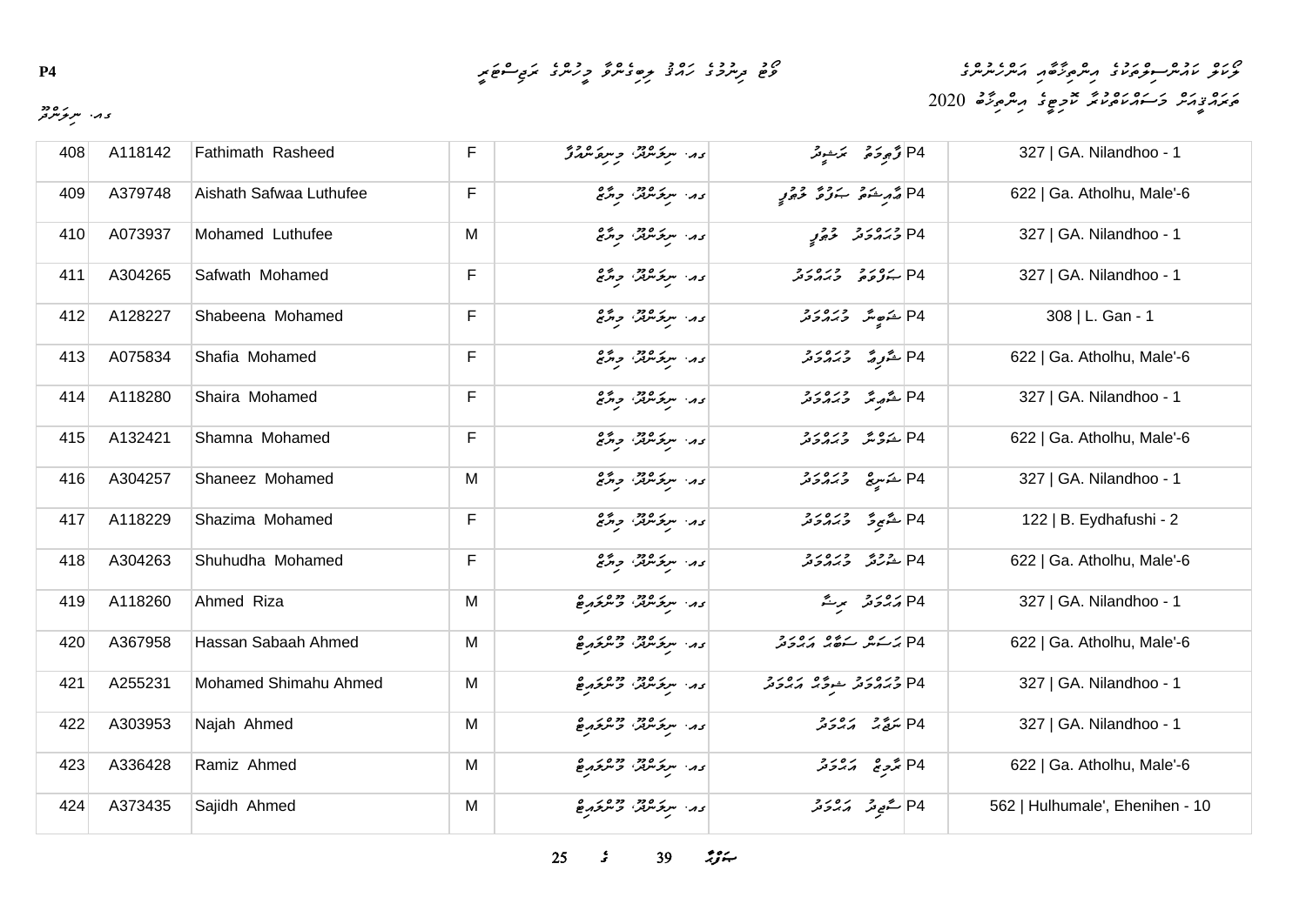| 408 | A118142 | Fathimath Rasheed | F | ގއ. ނިލަންދޫ، ވިނިވަންދުވާ | P4 ފާތިމަތު ރަޝީދު | 327 \| GA. Nilandhoo - 1 |
|---|---|---|---|---|---|---|
| 409 | A379748 | Aishath Safwaa Luthufee | F | ގއ. ނިލަންދޫ، ވިލާޖް | P4 އައިޝަތު ސަފްވާ ލުތުފީ | 622 \| Ga. Atholhu, Male'-6 |
| 410 | A073937 | Mohamed Luthufee | M | ގއ. ނިލަންދޫ، ވިލާޖް | P4 މުހައްމަދު ލުތުފީ | 327 \| GA. Nilandhoo - 1 |
| 411 | A304265 | Safwath Mohamed | F | ގއ. ނިލަންދޫ، ވިލާޖް | P4 ސަފްވަތު މުހައްމަދު | 327 \| GA. Nilandhoo - 1 |
| 412 | A128227 | Shabeena Mohamed | F | ގއ. ނިލަންދޫ، ވިލާޖް | P4 ޝަބީނާ މުހައްމަދު | 308 \| L. Gan - 1 |
| 413 | A075834 | Shafia Mohamed | F | ގއ. ނިލަންދޫ، ވިލާޖް | P4 ޝާފިއާ މުހައްމަދު | 622 \| Ga. Atholhu, Male'-6 |
| 414 | A118280 | Shaira Mohamed | F | ގއ. ނިލަންދޫ، ވިލާޖް | P4 ޝާއިރާ މުހައްމަދު | 327 \| GA. Nilandhoo - 1 |
| 415 | A132421 | Shamna Mohamed | F | ގއ. ނިލަންދޫ، ވިލާޖް | P4 ޝަމްނާ މުހައްމަދު | 622 \| Ga. Atholhu, Male'-6 |
| 416 | A304257 | Shaneez Mohamed | M | ގއ. ނިލަންދޫ، ވިލާޖް | P4 ޝަނީޒް މުހައްމަދު | 327 \| GA. Nilandhoo - 1 |
| 417 | A118229 | Shazima Mohamed | F | ގއ. ނިލަންދޫ، ވިލާޖް | P4 ޝާޒިމާ މުހައްމަދު | 122 \| B. Eydhafushi - 2 |
| 418 | A304263 | Shuhudha Mohamed | F | ގއ. ނިލަންދޫ، ވިލާޖް | P4 ޝުހުދާ މުހައްމަދު | 622 \| Ga. Atholhu, Male'-6 |
| 419 | A118260 | Ahmed Riza | M | ގއ. ނިލަންދޫ، ވުންތަރިޖް | P4 އަހްމަދު ރިޒާ | 327 \| GA. Nilandhoo - 1 |
| 420 | A367958 | Hassan Sabaah Ahmed | M | ގއ. ނިލަންދޫ، ވުންތަރިޖް | P4 ހަސަން ސަބާހް އަހްމަދު | 622 \| Ga. Atholhu, Male'-6 |
| 421 | A255231 | Mohamed Shimahu Ahmed | M | ގއ. ނިލަންދޫ، ވުންތަރިޖް | P4 މުހައްމަދު ޝިމާހު އަހްމަދު | 327 \| GA. Nilandhoo - 1 |
| 422 | A303953 | Najah Ahmed | M | ގއ. ނިލަންދޫ، ވުންތަރިޖް | P4 ނަޖާހް އަހްމަދު | 327 \| GA. Nilandhoo - 1 |
| 423 | A336428 | Ramiz Ahmed | M | ގއ. ނިލަންދޫ، ވުންތަރިޖް | P4 ރާމިޒް އަހްމަދު | 622 \| Ga. Atholhu, Male'-6 |
| 424 | A373435 | Sajidh Ahmed | M | ގއ. ނިލަންދޫ، ވުންތަރިޖް | P4 ސާޖިދު އަހްމަދު | 562 \| Hulhumale', Ehenihen - 10 |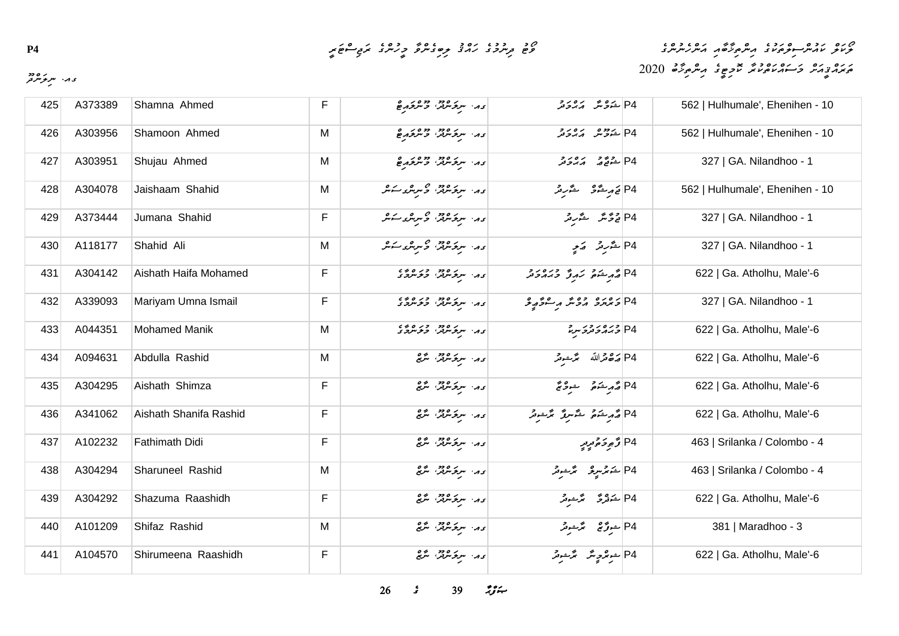| 425 | A373389 | Shamna Ahmed | F | ގއ. ނިލަންދޫ، ފުނާގުރއިޓު | ޝަމްނާ އަހުމަދު P4 | 562 \| Hulhumale', Ehenihen - 10 |
|---|---|---|---|---|---|---|
| 426 | A303956 | Shamoon Ahmed | M | ގއ. ނިލަންދޫ، ފުނާގުރއިޓު | ޝަމޫން އަހުމަދު P4 | 562 \| Hulhumale', Ehenihen - 10 |
| 427 | A303951 | Shujau Ahmed | M | ގއ. ނިލަންދޫ، ފުނާގުރއިޓު | ޝުޖާއު އަހުމަދު P4 | 327 \| GA. Nilandhoo - 1 |
| 428 | A304078 | Jaishaam Shahid | M | ގއ. ނިލަންދޫ، ވާނީރިސަން | ޖައިޝާމް ޝާހިދު P4 | 562 \| Hulhumale', Ehenihen - 10 |
| 429 | A373444 | Jumana Shahid | F | ގއ. ނިލަންދޫ، ވާނީރިސަން | ޖުމާނާ ޝާހިދު P4 | 327 \| GA. Nilandhoo - 1 |
| 430 | A118177 | Shahid Ali | M | ގއ. ނިލަންދޫ، ވާނީރިސަން | ޝާހިދު ޢަލީ P4 | 327 \| GA. Nilandhoo - 1 |
| 431 | A304142 | Aishath Haifa Mohamed | F | ގއ. ނިލަންދޫ، ވެލަންޑާ | ޢާއިޝަތު ހައިފާ މުޙައްމަދު P4 | 622 \| Ga. Atholhu, Male'-6 |
| 432 | A339093 | Mariyam Umna Ismail | F | ގއ. ނިލަންދޫ، ވެލަންޑާ | މަރިޔަމް އުމްނާ އިސްމާޢީލް P4 | 327 \| GA. Nilandhoo - 1 |
| 433 | A044351 | Mohamed Manik | M | ގއ. ނިލަންދޫ، ވެލަންޑާ | މުޙައްމަދުމަނިކު P4 | 622 \| Ga. Atholhu, Male'-6 |
| 434 | A094631 | Abdulla Rashid | M | ގއ. ނިލަންދޫ، ނާޒް | ޢަބްދުﷲ ރާޝިދު P4 | 622 \| Ga. Atholhu, Male'-6 |
| 435 | A304295 | Aishath Shimza | F | ގއ. ނިލަންދޫ، ނާޒް | ޢާއިޝަތު ޝިމްޒާ P4 | 622 \| Ga. Atholhu, Male'-6 |
| 436 | A341062 | Aishath Shanifa Rashid | F | ގއ. ނިލަންދޫ، ނާޒް | ޢާއިޝަތު ޝާނިފާ ރާޝިދު P4 | 622 \| Ga. Atholhu, Male'-6 |
| 437 | A102232 | Fathimath Didi | F | ގއ. ނިލަންދޫ، ނާޒް | ފާތިމަތުދީދީ P4 | 463 \| Srilanka / Colombo - 4 |
| 438 | A304294 | Sharuneel Rashid | M | ގއ. ނިލަންދޫ، ނާޒް | ޝަރުނީލް ރާޝިދު P4 | 463 \| Srilanka / Colombo - 4 |
| 439 | A304292 | Shazuma Raashidh | F | ގއ. ނިލަންދޫ، ނާޒް | ޝަޒުމާ ރާޝިދު P4 | 622 \| Ga. Atholhu, Male'-6 |
| 440 | A101209 | Shifaz Rashid | M | ގއ. ނިލަންދޫ، ނާޒް | ޝިފާޒު ރާޝިދު P4 | 381 \| Maradhoo - 3 |
| 441 | A104570 | Shirumeena Raashidh | F | ގއ. ނިލަންދޫ، ނާޒް | ޝިރުމީނާ ރާޝިދު P4 | 622 \| Ga. Atholhu, Male'-6 |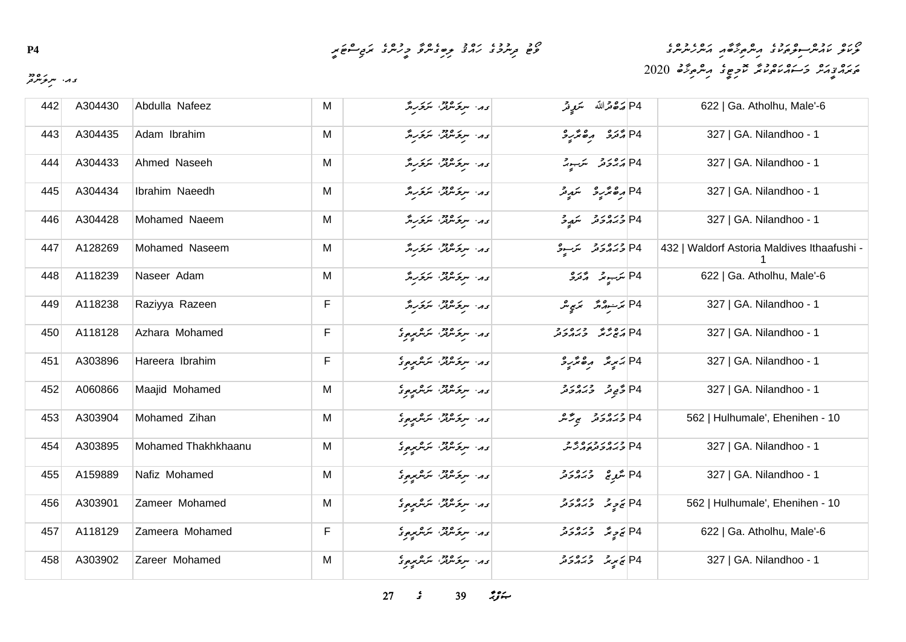| 442 | A304430 | Abdulla Nafeez | M | ގއ. ނިލަންދޫ، ނަރަހިޔާ | P4 އަބްދުﷲ ނަފީޒު | 622 \| Ga. Atholhu, Male'-6 |
|---|---|---|---|---|---|---|
| 443 | A304435 | Adam Ibrahim | M | ގއ. ނިލަންދޫ، ނަރަހިޔާ | P4 އާދަމް އިބްރާހީމް | 327 \| GA. Nilandhoo - 1 |
| 444 | A304433 | Ahmed Naseeh | M | ގއ. ނިލަންދޫ، ނަރަހިޔާ | P4 އަޙްމަދު ނަސީޙު | 327 \| GA. Nilandhoo - 1 |
| 445 | A304434 | Ibrahim Naeedh | M | ގއ. ނިލަންދޫ، ނަރަހިޔާ | P4 އިބްރާހީމް ނައީދު | 327 \| GA. Nilandhoo - 1 |
| 446 | A304428 | Mohamed Naeem | M | ގއ. ނިލަންދޫ، ނަރަހިޔާ | P4 މުޙައްމަދު ނައީމް | 327 \| GA. Nilandhoo - 1 |
| 447 | A128269 | Mohamed Naseem | M | ގއ. ނިލަންދޫ، ނަރަހިޔާ | P4 މުޙައްމަދު ނަސީމް | 432 \| Waldorf Astoria Maldives Ithaafushi - 1 |
| 448 | A118239 | Naseer Adam | M | ގއ. ނިލަންދޫ، ނަރަހިޔާ | P4 ނަސީރު އާދަމް | 622 \| Ga. Atholhu, Male'-6 |
| 449 | A118238 | Raziyya Razeen | F | ގއ. ނިލަންދޫ، ނަރަހިޔާ | P4 ރަޟިއްޔާ ރަޒީން | 327 \| GA. Nilandhoo - 1 |
| 450 | A118128 | Azhara Mohamed | F | ގއ. ނިލަންދޫ، ނަންނާރިގެ | P4 އަޒްހާރާ މުޙައްމަދު | 327 \| GA. Nilandhoo - 1 |
| 451 | A303896 | Hareera Ibrahim | F | ގއ. ނިލަންދޫ، ނަންނާރިގެ | P4 ހަރީރާ އިބްރާހީމް | 327 \| GA. Nilandhoo - 1 |
| 452 | A060866 | Maajid Mohamed | M | ގއ. ނިލަންދޫ، ނަންނާރިގެ | P4 މާޖިދު މުޙައްމަދު | 327 \| GA. Nilandhoo - 1 |
| 453 | A303904 | Mohamed Zihan | M | ގއ. ނިލަންދޫ، ނަންނާރިގެ | P4 މުޙައްމަދު ޒިހާން | 562 \| Hulhumale', Ehenihen - 10 |
| 454 | A303895 | Mohamed Thakhkhaanu | M | ގއ. ނިލަންދޫ، ނަންނާރިގެ | P4 މުޙައްމަދުތައްޚާން | 327 \| GA. Nilandhoo - 1 |
| 455 | A159889 | Nafiz Mohamed | M | ގއ. ނިލަންދޫ، ނަންނާރިގެ | P4 ނާފިޒް މުޙައްމަދު | 327 \| GA. Nilandhoo - 1 |
| 456 | A303901 | Zameer Mohamed | M | ގއ. ނިލަންދޫ، ނަންނާރިގެ | P4 ޒަމީރު މުޙައްމަދު | 562 \| Hulhumale', Ehenihen - 10 |
| 457 | A118129 | Zameera Mohamed | F | ގއ. ނިލަންދޫ، ނަންނާރިގެ | P4 ޒަމީރާ މުޙައްމަދު | 622 \| Ga. Atholhu, Male'-6 |
| 458 | A303902 | Zareer Mohamed | M | ގއ. ނިލަންދޫ، ނަންނާރިގެ | P4 ޒަރީރު މުޙައްމަދު | 327 \| GA. Nilandhoo - 1 |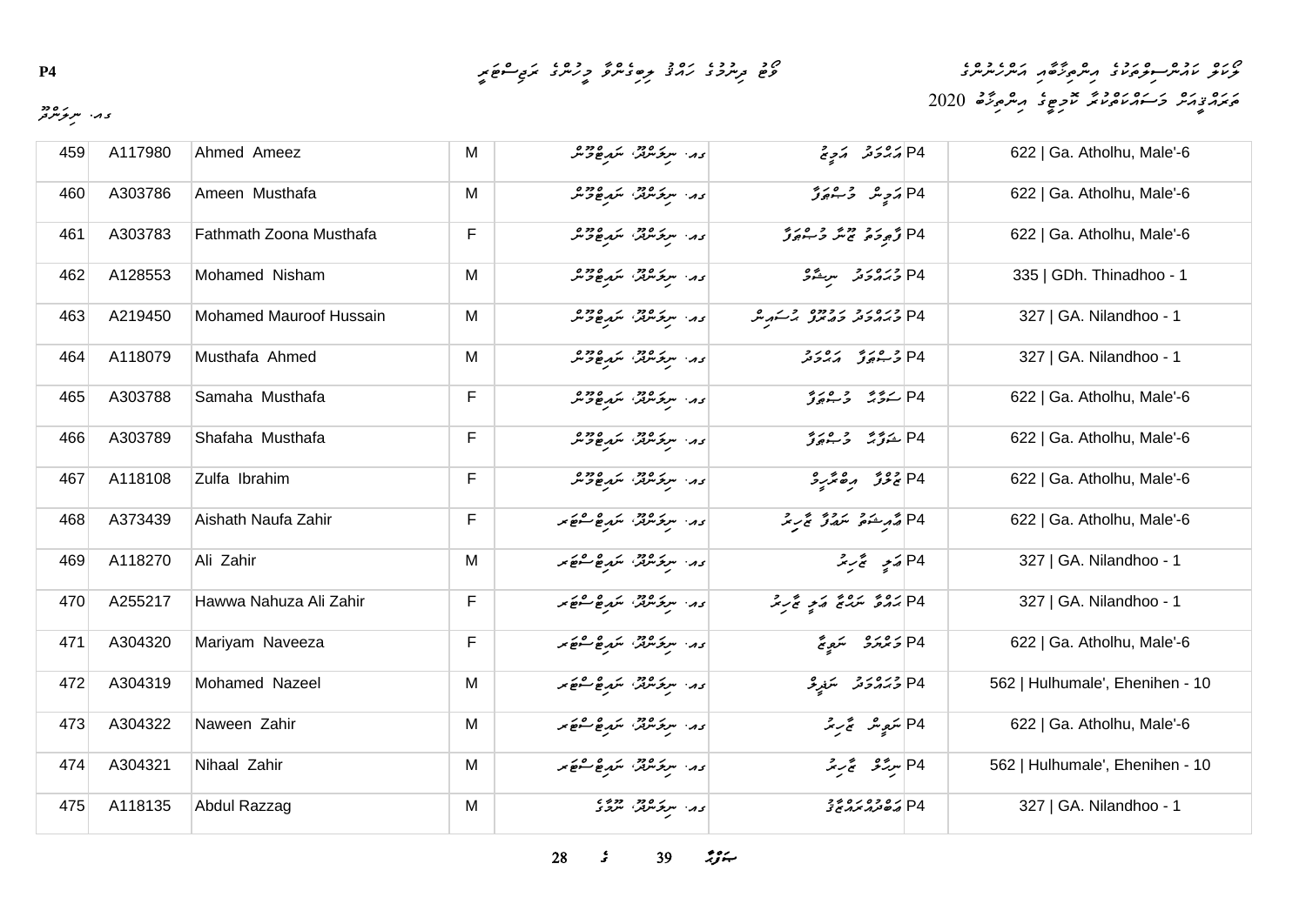ގ.އ. ނިލަންދޫ

| 459 | A117980 | Ahmed Ameez | M | ގއ. ނިލަންދޫ، ނަރިޖުވާން | P4 އަޙްމަދު އަމީޒު | 622 \| Ga. Atholhu, Male'-6 |
|---|---|---|---|---|---|---|
| 460 | A303786 | Ameen Musthafa | M | ގއ. ނިލަންދޫ، ނަރިޖުވާން | P4 އަމީން މުސްތަފާ | 622 \| Ga. Atholhu, Male'-6 |
| 461 | A303783 | Fathmath Zoona Musthafa | F | ގއ. ނިލަންދޫ، ނަރިޖުވާން | P4 ފާތިމަތު ޒޫނާ މުސްތަފާ | 622 \| Ga. Atholhu, Male'-6 |
| 462 | A128553 | Mohamed Nisham | M | ގއ. ނިލަންދޫ، ނަރިޖުވާން | P4 މުޙައްމަދު ނިޝާމް | 335 \| GDh. Thinadhoo - 1 |
| 463 | A219450 | Mohamed Mauroof Hussain | M | ގއ. ނިލަންދޫ، ނަރިޖުވާން | P4 މުޙައްމަދު މައުރޫފް ޙުސައިން | 327 \| GA. Nilandhoo - 1 |
| 464 | A118079 | Musthafa Ahmed | M | ގއ. ނިލަންދޫ، ނަރިޖުވާން | P4 މުސްތަފާ އަޙްމަދު | 327 \| GA. Nilandhoo - 1 |
| 465 | A303788 | Samaha Musthafa | F | ގއ. ނިލަންދޫ، ނަރިޖުވާން | P4 ސަމާހާ މުސްތަފާ | 622 \| Ga. Atholhu, Male'-6 |
| 466 | A303789 | Shafaha Musthafa | F | ގއ. ނިލަންދޫ، ނަރިޖުވާން | P4 ޝަފާހާ މުސްތަފާ | 622 \| Ga. Atholhu, Male'-6 |
| 467 | A118108 | Zulfa Ibrahim | F | ގއ. ނިލަންދޫ، ނަރިޖުވާން | P4 ޒުލްފާ އިބްރާހިމް | 622 \| Ga. Atholhu, Male'-6 |
| 468 | A373439 | Aishath Naufa Zahir | F | ގއ. ނިލަންދޫ، ނަރިޖުސްޓަރ | P4 އާއިޝަތު ނައުފާ ޒާހިރު | 622 \| Ga. Atholhu, Male'-6 |
| 469 | A118270 | Ali Zahir | M | ގއ. ނިލަންދޫ، ނަރިޖުސްޓަރ | P4 އަލީ ޒާހިރު | 327 \| GA. Nilandhoo - 1 |
| 470 | A255217 | Hawwa Nahuza Ali Zahir | F | ގއ. ނިލަންދޫ، ނަރިޖުސްޓަރ | P4 ހައްވާ ނަހުޒާ އަލީ ޒާހިރު | 327 \| GA. Nilandhoo - 1 |
| 471 | A304320 | Mariyam Naveeza | F | ގއ. ނިލަންދޫ، ނަރިޖުސްޓަރ | P4 މަރިޔަމް ނަވީޒާ | 622 \| Ga. Atholhu, Male'-6 |
| 472 | A304319 | Mohamed Nazeel | M | ގއ. ނިލަންދޫ، ނަރިޖުސްޓަރ | P4 މުޙައްމަދު ނަޒީލް | 562 \| Hulhumale', Ehenihen - 10 |
| 473 | A304322 | Naween Zahir | M | ގއ. ނިލަންދޫ، ނަރިޖުސްޓަރ | P4 ނަވީން ޒާހިރު | 622 \| Ga. Atholhu, Male'-6 |
| 474 | A304321 | Nihaal Zahir | M | ގއ. ނިލަންދޫ، ނަރިޖުސްޓަރ | P4 ނިހާލް ޒާހިރު | 562 \| Hulhumale', Ehenihen - 10 |
| 475 | A118135 | Abdul Razzag | M | ގއ. ނިލަންދޫ، ނޫރުގެ | P4 އަބްދުއްރައްޒާގު | 327 \| GA. Nilandhoo - 1 |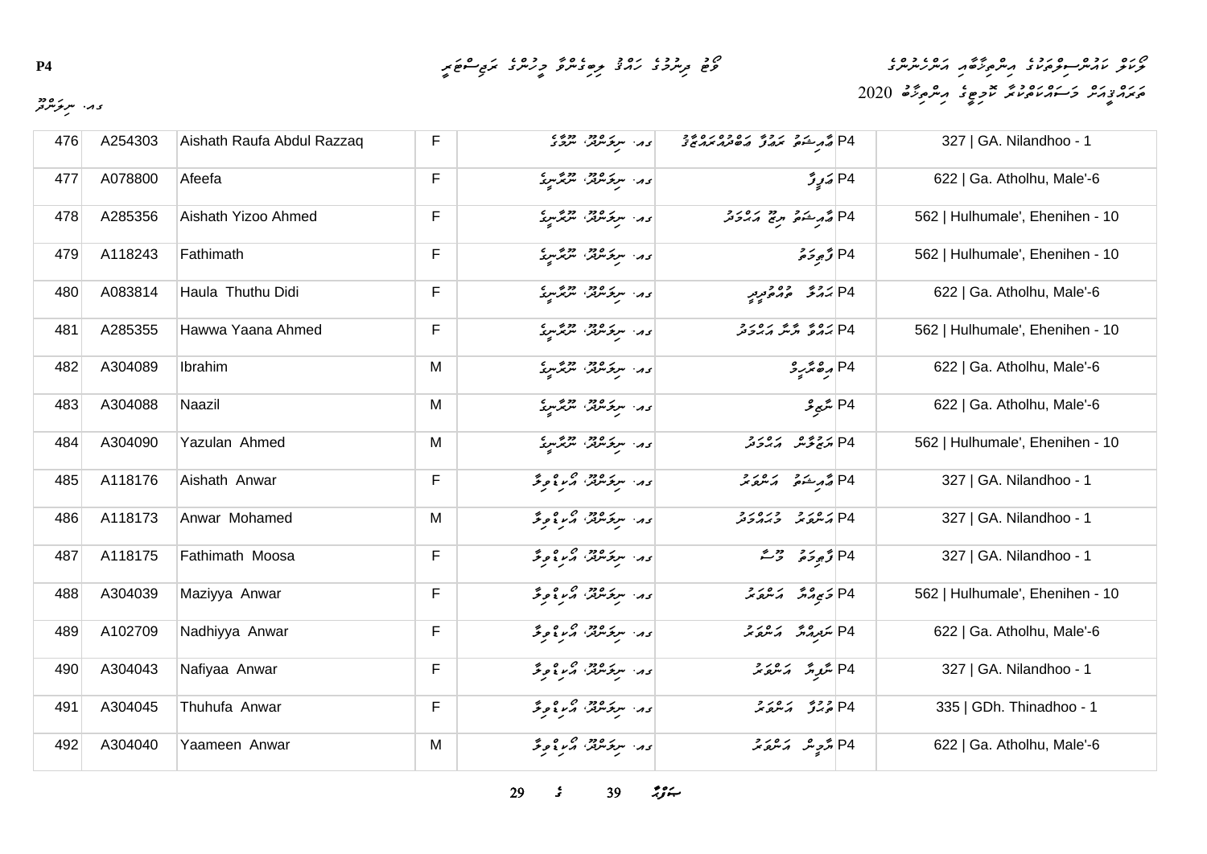ގއ. ނިލަންދޫ

| 476 | A254303 | Aishath Raufa Abdul Razzaq | F | ގއ. ނިލަންދޫ، ރޫފާގެ | P4 އާއިޝަތު ރައުފާ އަބްދުއްރައްޒާގު | 327 \| GA. Nilandhoo - 1 |
|---|---|---|---|---|---|---|
| 477 | A078800 | Afeefa | F | ގއ. ނިލަންދޫ، ނޫރާނީގެ | P4 އަފީފާ | 622 \| Ga. Atholhu, Male'-6 |
| 478 | A285356 | Aishath Yizoo Ahmed | F | ގއ. ނިލަންދޫ، ނޫރާނީގެ | P4 އާއިޝަތު ޔިޒޫ އަޙްމަދު | 562 \| Hulhumale', Ehenihen - 10 |
| 479 | A118243 | Fathimath | F | ގއ. ނިލަންދޫ، ނޫރާނީގެ | P4 ފާތިމަތު | 562 \| Hulhumale', Ehenihen - 10 |
| 480 | A083814 | Haula Thuthu Didi | F | ގއ. ނިލަންދޫ، ނޫރާނީގެ | P4 ހައުލާ ތުއްތުދީދީ | 622 \| Ga. Atholhu, Male'-6 |
| 481 | A285355 | Hawwa Yaana Ahmed | F | ގއ. ނިލަންދޫ، ނޫރާނީގެ | P4 ހައްވާ ޔާނާ އަޙްމަދު | 562 \| Hulhumale', Ehenihen - 10 |
| 482 | A304089 | Ibrahim | M | ގއ. ނިލަންދޫ، ނޫރާނީގެ | P4 އިބްރާހީމް | 622 \| Ga. Atholhu, Male'-6 |
| 483 | A304088 | Naazil | M | ގއ. ނިލަންދޫ، ނޫރާނީގެ | P4 ނާޒިލް | 622 \| Ga. Atholhu, Male'-6 |
| 484 | A304090 | Yazulan Ahmed | M | ގއ. ނިލަންދޫ، ނޫރާނީގެ | P4 ޔަޒުލާން އަޙްމަދު | 562 \| Hulhumale', Ehenihen - 10 |
| 485 | A118176 | Aishath Anwar | F | ގއ. ނިލަންދޫ، އޯކިޑްވިލާ | P4 އާއިޝަތު އަންވަރު | 327 \| GA. Nilandhoo - 1 |
| 486 | A118173 | Anwar Mohamed | M | ގއ. ނިލަންދޫ، އޯކިޑްވިލާ | P4 އަންވަރު މުޙައްމަދު | 327 \| GA. Nilandhoo - 1 |
| 487 | A118175 | Fathimath Moosa | F | ގއ. ނިލަންދޫ، އޯކިޑްވިލާ | P4 ފާތިމަތު މޫސާ | 327 \| GA. Nilandhoo - 1 |
| 488 | A304039 | Maziyya Anwar | F | ގއ. ނިލަންދޫ، އޯކިޑްވިލާ | P4 މަޒިއްޔާ އަންވަރު | 562 \| Hulhumale', Ehenihen - 10 |
| 489 | A102709 | Nadhiyya Anwar | F | ގއ. ނިލަންދޫ، އޯކިޑްވިލާ | P4 ނަދިއްޔާ އަންވަރު | 622 \| Ga. Atholhu, Male'-6 |
| 490 | A304043 | Nafiyaa Anwar | F | ގއ. ނިލަންދޫ، އޯކިޑްވިލާ | P4 ނާފިޔާ އަންވަރު | 327 \| GA. Nilandhoo - 1 |
| 491 | A304045 | Thuhufa Anwar | F | ގއ. ނިލަންދޫ، އޯކިޑްވިލާ | P4 ތުހުފާ އަންވަރު | 335 \| GDh. Thinadhoo - 1 |
| 492 | A304040 | Yaameen Anwar | M | ގއ. ނިލަންދޫ، އޯކިޑްވިލާ | P4 ޔާމީން އަންވަރު | 622 \| Ga. Atholhu, Male'-6 |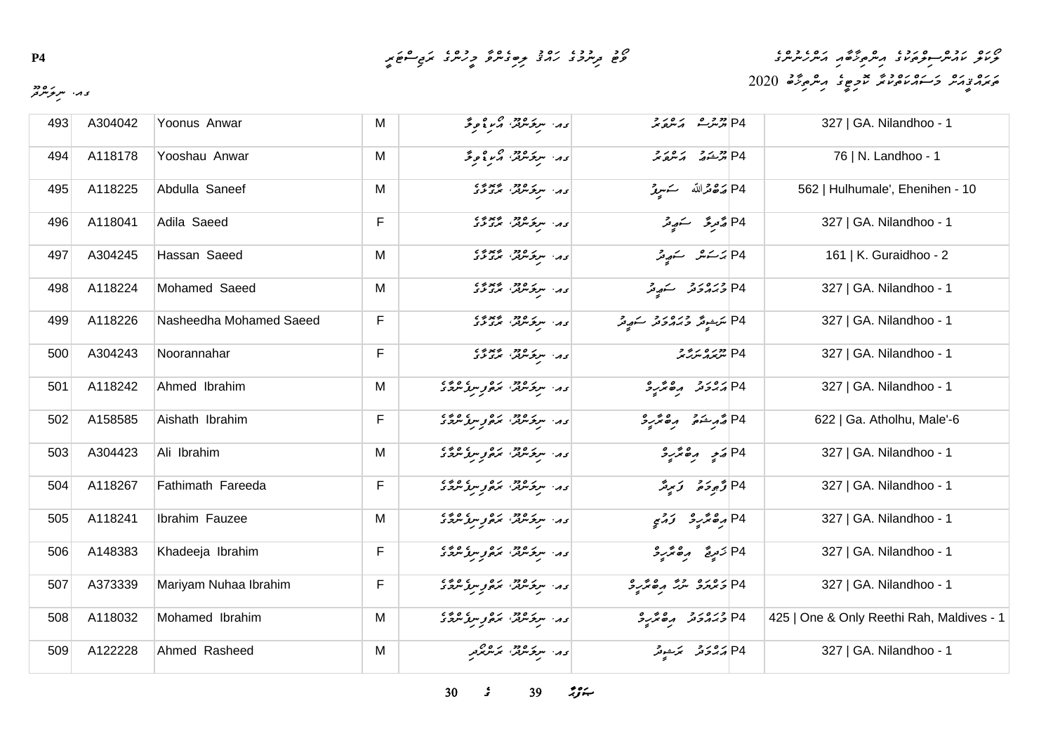| 493 | A304042 | Yoonus Anwar | M | ގއ. ނިލަންދޫ، އާރާމުވިލާ | P4 | 327 \| GA. Nilandhoo - 1 |
|---|---|---|---|---|---|---|
| 494 | A118178 | Yooshau Anwar | M | ގއ. ނިލަންދޫ، އާރާމުވިލާ | P4 | 76 \| N. Landhoo - 1 |
| 495 | A118225 | Abdulla Saneef | M | ގއ. ނިލަންދޫ، ރޯޒްވޯ | P4 | 562 \| Hulhumale', Ehenihen - 10 |
| 496 | A118041 | Adila Saeed | F | ގއ. ނިލަންދޫ، ރޯޒްވޯ | P4 | 327 \| GA. Nilandhoo - 1 |
| 497 | A304245 | Hassan Saeed | M | ގއ. ނިލަންދޫ، ރޯޒްވޯ | P4 | 161 \| K. Guraidhoo - 2 |
| 498 | A118224 | Mohamed Saeed | M | ގއ. ނިލަންދޫ، ރޯޒްވޯ | P4 | 327 \| GA. Nilandhoo - 1 |
| 499 | A118226 | Nasheedha Mohamed Saeed | F | ގއ. ނިލަންދޫ، ރޯޒްވޯ | P4 | 327 \| GA. Nilandhoo - 1 |
| 500 | A304243 | Noorannahar | F | ގއ. ނިލަންދޫ، ރޯޒްވޯ | P4 | 327 \| GA. Nilandhoo - 1 |
| 501 | A118242 | Ahmed Ibrahim | M | ގއ. ނިލަންދޫ، ރަތްވިނިލްގެ | P4 | 327 \| GA. Nilandhoo - 1 |
| 502 | A158585 | Aishath Ibrahim | F | ގއ. ނިލަންދޫ، ރަތްވިނިލްގެ | P4 | 622 \| Ga. Atholhu, Male'-6 |
| 503 | A304423 | Ali Ibrahim | M | ގއ. ނިލަންދޫ، ރަތްވިނިލްގެ | P4 | 327 \| GA. Nilandhoo - 1 |
| 504 | A118267 | Fathimath Fareeda | F | ގއ. ނިލަންދޫ، ރަތްވިނިލްގެ | P4 | 327 \| GA. Nilandhoo - 1 |
| 505 | A118241 | Ibrahim Fauzee | M | ގއ. ނިލަންދޫ، ރަތްވިނިލްގެ | P4 | 327 \| GA. Nilandhoo - 1 |
| 506 | A148383 | Khadeeja Ibrahim | F | ގއ. ނިލަންދޫ، ރަތްވިނިލްގެ | P4 | 327 \| GA. Nilandhoo - 1 |
| 507 | A373339 | Mariyam Nuhaa Ibrahim | F | ގއ. ނިލަންދޫ، ރަތްވިނިލްގެ | P4 | 327 \| GA. Nilandhoo - 1 |
| 508 | A118032 | Mohamed Ibrahim | M | ގއ. ނިލަންދޫ، ރަތްވިނިލްގެ | P4 | 425 \| One & Only Reethi Rah, Maldives - 1 |
| 509 | A122228 | Ahmed Rasheed | M | ގއ. ނިލަންދޫ، ރަންރާއި | P4 | 327 \| GA. Nilandhoo - 1 |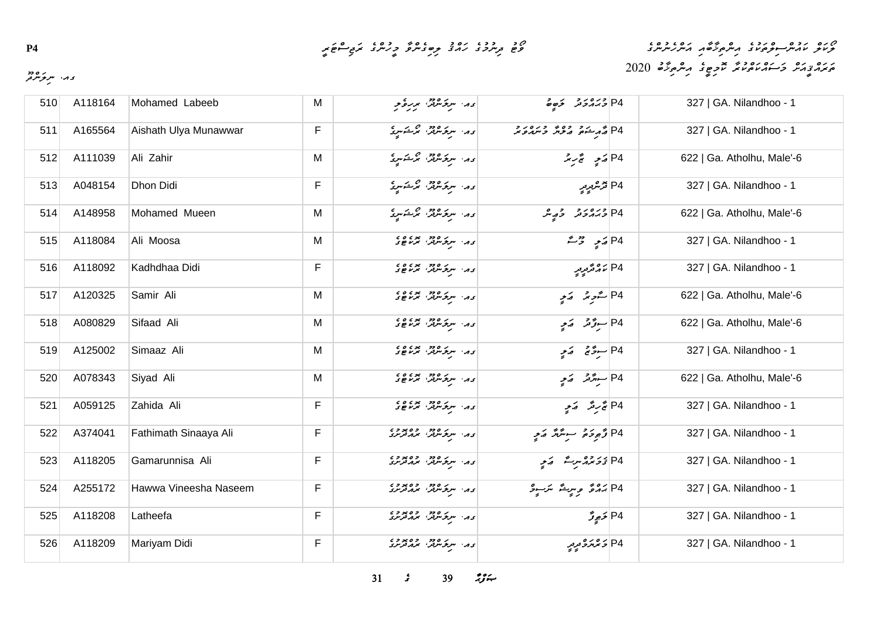ގއ. ނިލަންދޫ

| 510 | A118164 | Mohamed Labeeb | M | ގއ. ނިލަންދޫ، ރިރިވެލި | P4 މުހައްމަދު ލަބީބު | 327 \| GA. Nilandhoo - 1 |
|---|---|---|---|---|---|---|
| 511 | A165564 | Aishath Ulya Munawwar | F | ގއ. ނިލަންދޫ، ރޯޝަނީގެ | P4 އާއިޝަތު އުލްޔާ މުނައްވަރު | 327 \| GA. Nilandhoo - 1 |
| 512 | A111039 | Ali Zahir | M | ގއ. ނިލަންދޫ، ރޯޝަނީގެ | P4 އަލި ޒާހިރު | 622 \| Ga. Atholhu, Male'-6 |
| 513 | A048154 | Dhon Didi | F | ގއ. ނިލަންދޫ، ރޯޝަނީގެ | P4 ދޮންދިދި | 327 \| GA. Nilandhoo - 1 |
| 514 | A148958 | Mohamed Mueen | M | ގއ. ނިލަންދޫ، ރޯޝަނީގެ | P4 މުހައްމަދު މުޢީން | 622 \| Ga. Atholhu, Male'-6 |
| 515 | A118084 | Ali Moosa | M | ގއ. ނިލަންދޫ، ރޯޒްބަގެ | P4 އަލި މޫސާ | 327 \| GA. Nilandhoo - 1 |
| 516 | A118092 | Kadhdhaa Didi | F | ގއ. ނިލަންދޫ، ރޯޒްބަގެ | P4 ކައްދާދިދި | 327 \| GA. Nilandhoo - 1 |
| 517 | A120325 | Samir Ali | M | ގއ. ނިލަންދޫ، ރޯޒްބަގެ | P4 ސާމިރު އަލި | 622 \| Ga. Atholhu, Male'-6 |
| 518 | A080829 | Sifaad Ali | M | ގއ. ނިލަންދޫ، ރޯޒްބަގެ | P4 ސިފާދު އަލި | 622 \| Ga. Atholhu, Male'-6 |
| 519 | A125002 | Simaaz Ali | M | ގއ. ނިލަންދޫ، ރޯޒްބަގެ | P4 ސިމާޒު އަލި | 327 \| GA. Nilandhoo - 1 |
| 520 | A078343 | Siyad Ali | M | ގއ. ނިލަންދޫ، ރޯޒްބަގެ | P4 ސިޔާދު އަލި | 622 \| Ga. Atholhu, Male'-6 |
| 521 | A059125 | Zahida Ali | F | ގއ. ނިލަންދޫ، ރޯޒްބަގެ | P4 ޒާހިދާ އަލި | 327 \| GA. Nilandhoo - 1 |
| 522 | A374041 | Fathimath Sinaaya Ali | F | ގއ. ނިލަންދޫ، ރުއްފަރުގެ | P4 ފާތިމަތު ސިނާޔާ އަލި | 327 \| GA. Nilandhoo - 1 |
| 523 | A118205 | Gamarunnisa Ali | F | ގއ. ނިލަންދޫ، ރުއްފަރުގެ | P4 ގަމަރުންނިސާ އަލި | 327 \| GA. Nilandhoo - 1 |
| 524 | A255172 | Hawwa Vineesha Naseem | F | ގއ. ނިލަންދޫ، ރުއްފަރުގެ | P4 ހައްވާ ވިނީޝާ ނަސީމް | 327 \| GA. Nilandhoo - 1 |
| 525 | A118208 | Latheefa | F | ގއ. ނިލަންދޫ، ރުއްފަރުގެ | P4 ލަތީފާ | 327 \| GA. Nilandhoo - 1 |
| 526 | A118209 | Mariyam Didi | F | ގއ. ނިލަންދޫ، ރުއްފަރުގެ | P4 މަރިޔަމްދިދި | 327 \| GA. Nilandhoo - 1 |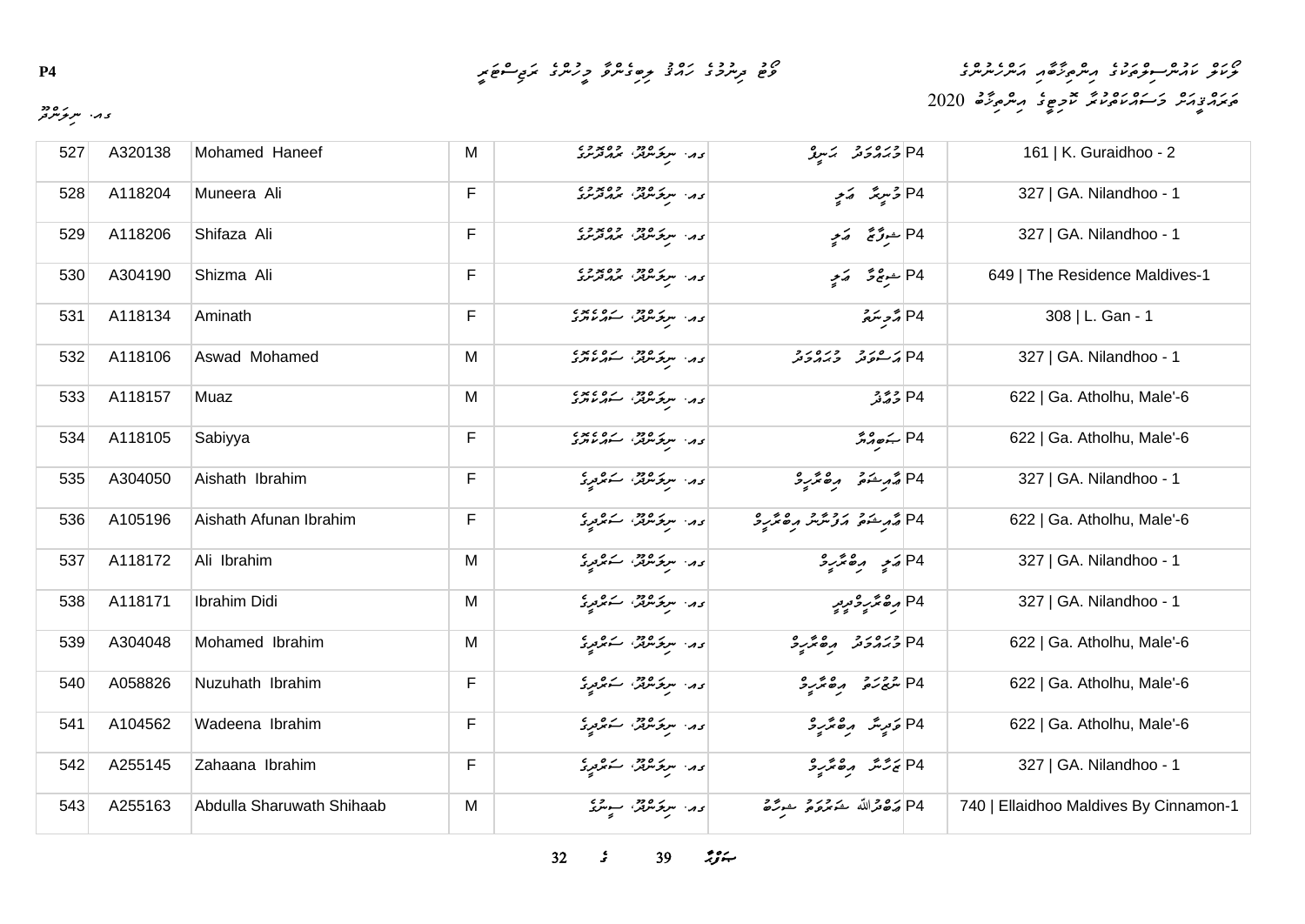| 527 | A320138 | Mohamed Haneef | M | ގއ. ނިލަންދޫ، ރުޅުދޮރު | P4 މުހައްމަދު ޙަނީފް | 161 \| K. Guraidhoo - 2 |
|---|---|---|---|---|---|---|
| 528 | A118204 | Muneera Ali | F | ގއ. ނިލަންދޫ، ރުޅުދޮރު | P4 މުނީރާ އަލި | 327 \| GA. Nilandhoo - 1 |
| 529 | A118206 | Shifaza Ali | F | ގއ. ނިލަންދޫ، ރުޅުދޮރު | P4 ޝިފާޒާ އަލި | 327 \| GA. Nilandhoo - 1 |
| 530 | A304190 | Shizma Ali | F | ގއ. ނިލަންދޫ، ރުޅުދޮރު | P4 ޝިޒްމާ އަލި | 649 \| The Residence Maldives-1 |
| 531 | A118134 | Aminath | F | ގއ. ނިލަންދޫ، ސަޅުކަރާ | P4 އާމިނަތު | 308 \| L. Gan - 1 |
| 532 | A118106 | Aswad Mohamed | M | ގއ. ނިލަންދޫ، ސަޅުކަރާ | P4 އަސްވަދު މުހައްމަދު | 327 \| GA. Nilandhoo - 1 |
| 533 | A118157 | Muaz | M | ގއ. ނިލަންދޫ، ސަޅުކަރާ | P4 މުޢާޛު | 622 \| Ga. Atholhu, Male'-6 |
| 534 | A118105 | Sabiyya | F | ގއ. ނިލަންދޫ، ސަޅުކަރާ | P4 ސަބިއްޔާ | 622 \| Ga. Atholhu, Male'-6 |
| 535 | A304050 | Aishath Ibrahim | F | ގއ. ނިލަންދޫ، ސަރުދާރީ | P4 އާއިޝަތު އިބްރާހީމް | 327 \| GA. Nilandhoo - 1 |
| 536 | A105196 | Aishath Afunan Ibrahim | F | ގއ. ނިލަންދޫ، ސަރުދާރީ | P4 އާއިޝަތު އަފުނާން އިބްރާހީމް | 622 \| Ga. Atholhu, Male'-6 |
| 537 | A118172 | Ali Ibrahim | M | ގއ. ނިލަންދޫ، ސަރުދާރީ | P4 އަލި އިބްރާހީމް | 327 \| GA. Nilandhoo - 1 |
| 538 | A118171 | Ibrahim Didi | M | ގއ. ނިލަންދޫ، ސަރުދާރީ | P4 އިބްރާހީމްދީދީ | 327 \| GA. Nilandhoo - 1 |
| 539 | A304048 | Mohamed Ibrahim | M | ގއ. ނިލަންދޫ، ސަރުދާރީ | P4 މުހައްމަދު އިބްރާހީމް | 622 \| Ga. Atholhu, Male'-6 |
| 540 | A058826 | Nuzuhath Ibrahim | F | ގއ. ނިލަންދޫ، ސަރުދާރީ | P4 ނުޒުހަތު އިބްރާހީމް | 622 \| Ga. Atholhu, Male'-6 |
| 541 | A104562 | Wadeena Ibrahim | F | ގއ. ނިލަންދޫ، ސަރުދާރީ | P4 ވަދީނާ އިބްރާހީމް | 622 \| Ga. Atholhu, Male'-6 |
| 542 | A255145 | Zahaana Ibrahim | F | ގއ. ނިލަންދޫ، ސަރުދާރީ | P4 ޒަހާނާ އިބްރާހީމް | 327 \| GA. Nilandhoo - 1 |
| 543 | A255163 | Abdulla Sharuwath Shihaab | M | ގއ. ނިލަންދޫ، ސިނދޫ | P4 އަބްދުﷲ ޝަރުވަތު ޝިހާބު | 740 \| Ellaidhoo Maldives By Cinnamon-1 |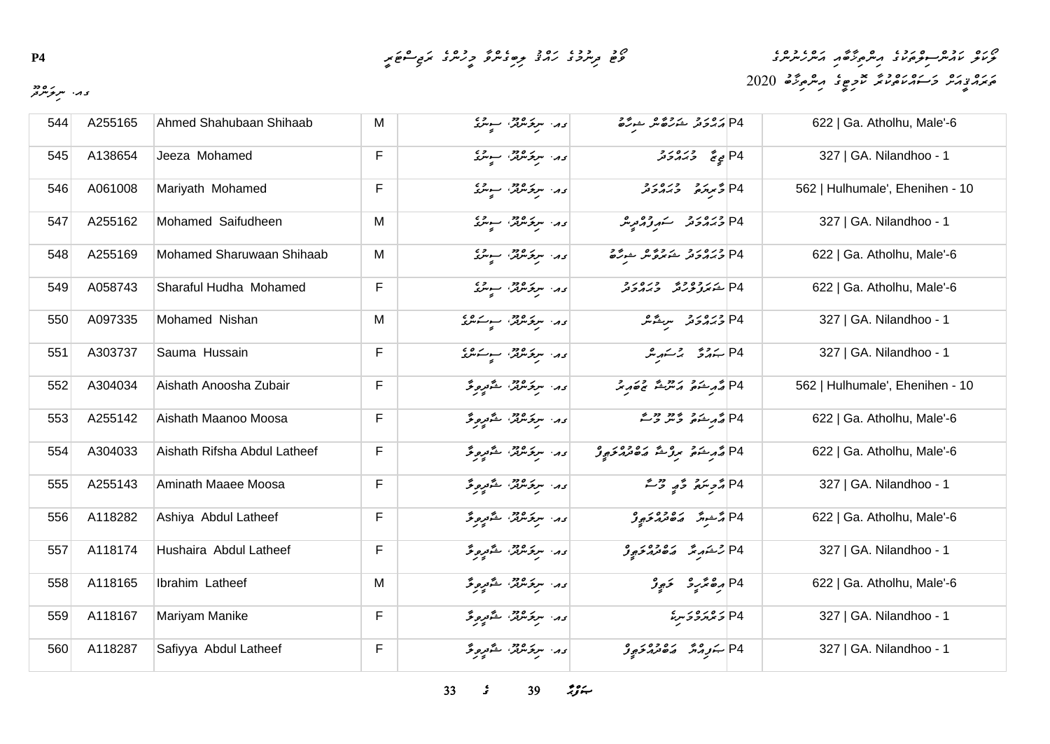| 544 | A255165 | Ahmed Shahubaan Shihaab | M | ގއ. ނިލަންދޫ، ސިނޫ | P4 އަޙްމަދު ޝަހުބާން ޝިހާބު | 622 \| Ga. Atholhu, Male'-6 |
|---|---|---|---|---|---|---|
| 545 | A138654 | Jeeza Mohamed | F | ގއ. ނިލަންދޫ، ސިނޫ | P4 ޖީޒާ މުޙައްމަދު | 327 \| GA. Nilandhoo - 1 |
| 546 | A061008 | Mariyath Mohamed | F | ގއ. ނިލަންދޫ، ސިނޫ | P4 މާރިޔަތު މުޙައްމަދު | 562 \| Hulhumale', Ehenihen - 10 |
| 547 | A255162 | Mohamed Saifudheen | M | ގއ. ނިލަންދޫ، ސިނޫ | P4 މުޙައްމަދު ސައިފުއްދީން | 327 \| GA. Nilandhoo - 1 |
| 548 | A255169 | Mohamed Sharuwaan Shihaab | M | ގއ. ނިލަންދޫ، ސިނޫ | P4 މުޙައްމަދު ޝަރުވާން ޝިހާބު | 622 \| Ga. Atholhu, Male'-6 |
| 549 | A058743 | Sharaful Hudha Mohamed | F | ގއ. ނިލަންދޫ، ސިނޫ | P4 ޝަރަފުލްހުދާ މުޙައްމަދު | 622 \| Ga. Atholhu, Male'-6 |
| 550 | A097335 | Mohamed Nishan | M | ގއ. ނިލަންދޫ، ސިސަނގު | P4 މުޙައްމަދު ނިޝާން | 327 \| GA. Nilandhoo - 1 |
| 551 | A303737 | Sauma Hussain | F | ގއ. ނިލަންދޫ، ސިސަނގު | P4 ސައުމާ ހުސައިން | 327 \| GA. Nilandhoo - 1 |
| 552 | A304034 | Aishath Anoosha Zubair | F | ގއ. ނިލަންދޫ، ޝާދީވިލާ | P4 އާއިޝަތު އަނޫޝާ ޒުބައިރު | 562 \| Hulhumale', Ehenihen - 10 |
| 553 | A255142 | Aishath Maanoo Moosa | F | ގއ. ނިލަންދޫ، ޝާދީވިލާ | P4 އާއިޝަތު މާނޫ މޫސާ | 622 \| Ga. Atholhu, Male'-6 |
| 554 | A304033 | Aishath Rifsha Abdul Latheef | F | ގއ. ނިލަންދޫ، ޝާދީވިލާ | P4 އާއިޝަތު ރިފްޝާ އަބްދުއްލަޠީފު | 622 \| Ga. Atholhu, Male'-6 |
| 555 | A255143 | Aminath Maaee Moosa | F | ގއ. ނިލަންދޫ، ޝާދީވިލާ | P4 އާމިނަތު މާއީ މޫސާ | 327 \| GA. Nilandhoo - 1 |
| 556 | A118282 | Ashiya Abdul Latheef | F | ގއ. ނިލަންދޫ، ޝާދީވިލާ | P4 އާޝިޔާ އަބްދުއްލަޠީފު | 622 \| Ga. Atholhu, Male'-6 |
| 557 | A118174 | Hushaira Abdul Latheef | F | ގއ. ނިލަންދޫ، ޝާދީވިލާ | P4 ހުޝައިރާ އަބްދުއްލަޠީފު | 327 \| GA. Nilandhoo - 1 |
| 558 | A118165 | Ibrahim Latheef | M | ގއ. ނިލަންދޫ، ޝާދީވިލާ | P4 އިބްރާހީމް ލަޠީފު | 622 \| Ga. Atholhu, Male'-6 |
| 559 | A118167 | Mariyam Manike | F | ގއ. ނިލަންދޫ، ޝާދީވިލާ | P4 މަރިޔަމްމަނިކެ | 327 \| GA. Nilandhoo - 1 |
| 560 | A118287 | Safiyya Abdul Latheef | F | ގއ. ނިލަންދޫ، ޝާދީވިލާ | P4 ސަފިއްޔާ އަބްދުއްލަޠީފު | 327 \| GA. Nilandhoo - 1 |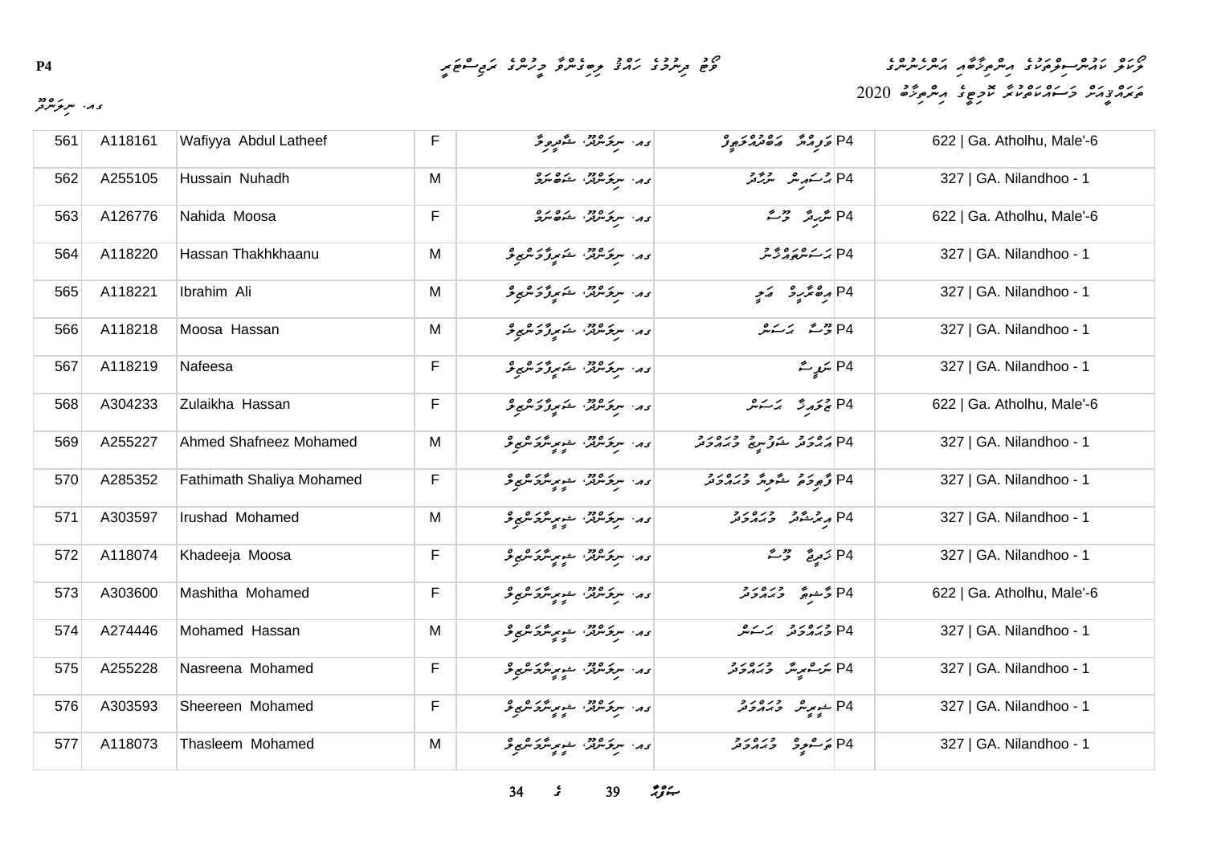| 561 | A118161 | Wafiyya Abdul Latheef | F | ގދ. ނިލަންދޫ، ޝާދީވިލާ | P4 ވަފިއްޔާ ޢަބްދުއްލަޠީފް | 622 \| Ga. Atholhu, Male'-6 |
|---|---|---|---|---|---|---|
| 562 | A255105 | Hussain Nuhadh | M | ގދ. ނިލަންދޫ، ޝަބްނަމް | P4 ޙުސައިން ނުހާދު | 327 \| GA. Nilandhoo - 1 |
| 563 | A126776 | Nahida Moosa | F | ގދ. ނިލަންދޫ، ޝަބްނަމް | P4 ނާހިދާ މޫސާ | 622 \| Ga. Atholhu, Male'-6 |
| 564 | A118220 | Hassan Thakhkhaanu | M | ގދ. ނިލަންދޫ، ޝަރީފުމަންޒިލް | P4 ޙަސަން ތައްޚާނު | 327 \| GA. Nilandhoo - 1 |
| 565 | A118221 | Ibrahim Ali | M | ގދ. ނިލަންދޫ، ޝަރީފުމަންޒިލް | P4 އިބްރާހީމް ޢަލީ | 327 \| GA. Nilandhoo - 1 |
| 566 | A118218 | Moosa Hassan | M | ގދ. ނިލަންދޫ، ޝަރީފުމަންޒިލް | P4 މޫސާ ޙަސަން | 327 \| GA. Nilandhoo - 1 |
| 567 | A118219 | Nafeesa | F | ގދ. ނިލަންދޫ، ޝަރީފުމަންޒިލް | P4 ނަފީސާ | 327 \| GA. Nilandhoo - 1 |
| 568 | A304233 | Zulaikha Hassan | F | ގދ. ނިލަންދޫ، ޝަރީފުމަންޒިލް | P4 ޒުލައިޚާ ޙަސަން | 622 \| Ga. Atholhu, Male'-6 |
| 569 | A255227 | Ahmed Shafneez Mohamed | M | ގދ. ނިލަންދޫ، ޝިރީންމަންޒިލް | P4 އަޙްމަދު ޝަފްނީޒް މުޙައްމަދު | 327 \| GA. Nilandhoo - 1 |
| 570 | A285352 | Fathimath Shaliya Mohamed | F | ގދ. ނިލަންދޫ، ޝިރީންމަންޒިލް | P4 ފާތިމަތު ޝާލިޔާ މުޙައްމަދު | 327 \| GA. Nilandhoo - 1 |
| 571 | A303597 | Irushad Mohamed | M | ގދ. ނިލަންދޫ، ޝިރީންމަންޒިލް | P4 އިރުޝާދު މުޙައްމަދު | 327 \| GA. Nilandhoo - 1 |
| 572 | A118074 | Khadeeja Moosa | F | ގދ. ނިލަންދޫ، ޝިރީންމަންޒިލް | P4 ޚަދީޖާ މޫސާ | 327 \| GA. Nilandhoo - 1 |
| 573 | A303600 | Mashitha Mohamed | F | ގދ. ނިލަންދޫ، ޝިރީންމަންޒިލް | P4 މާޝިތާ މުޙައްމަދު | 622 \| Ga. Atholhu, Male'-6 |
| 574 | A274446 | Mohamed Hassan | M | ގދ. ނިލަންދޫ، ޝިރީންމަންޒިލް | P4 މުޙައްމަދު ޙަސަން | 327 \| GA. Nilandhoo - 1 |
| 575 | A255228 | Nasreena Mohamed | F | ގދ. ނިލަންދޫ، ޝިރީންމަންޒިލް | P4 ނަސްރީނާ މުޙައްމަދު | 327 \| GA. Nilandhoo - 1 |
| 576 | A303593 | Sheereen Mohamed | F | ގދ. ނިލަންދޫ، ޝިރީންމަންޒިލް | P4 ޝީރީން މުޙައްމަދު | 327 \| GA. Nilandhoo - 1 |
| 577 | A118073 | Thasleem Mohamed | M | ގދ. ނިލަންދޫ، ޝިރީންމަންޒިލް | P4 ތަސްލީމް މުޙައްމަދު | 327 \| GA. Nilandhoo - 1 |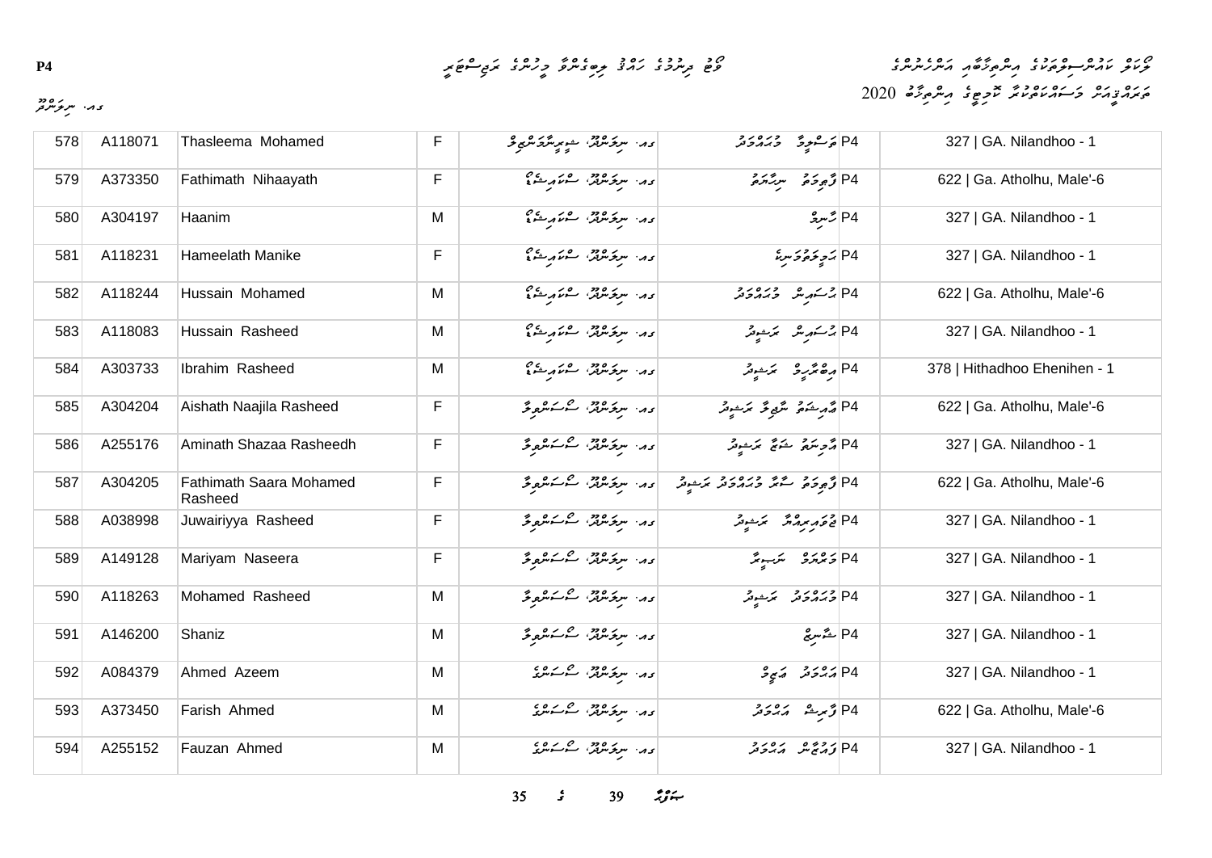| 578 | A118071 | Thasleema Mohamed | F | ގއ. ނިލަންދޫ، ޝޫރިންގެގެ | ތަސްލީމާ މުހައްމަދު P4 | 327 \| GA. Nilandhoo - 1 |
|---|---|---|---|---|---|---|
| 579 | A373350 | Fathimath Nihaayath | F | ގއ. ނިލަންދޫ، ސޯސަންގެ | ފާތިމަތު ނިހާޔަތު P4 | 622 \| Ga. Atholhu, Male'-6 |
| 580 | A304197 | Haanim | M | ގއ. ނިލަންދޫ، ސޯސަންގެ | ހާނިމް P4 | 327 \| GA. Nilandhoo - 1 |
| 581 | A118231 | Hameelath Manike | F | ގއ. ނިލަންދޫ، ސޯސަންގެ | ހަމީލަތު މަނިކެ P4 | 327 \| GA. Nilandhoo - 1 |
| 582 | A118244 | Hussain Mohamed | M | ގއ. ނިލަންދޫ، ސޯސަންގެ | ހުސައިން މުހައްމަދު P4 | 622 \| Ga. Atholhu, Male'-6 |
| 583 | A118083 | Hussain Rasheed | M | ގއ. ނިލަންދޫ، ސޯސަންގެ | ހުސައިން ރަޝީދު P4 | 327 \| GA. Nilandhoo - 1 |
| 584 | A303733 | Ibrahim Rasheed | M | ގއ. ނިލަންދޫ، ސޯސަންގެ | އިބްރާހީމް ރަޝީދު P4 | 378 \| Hithadhoo Ehenihen - 1 |
| 585 | A304204 | Aishath Naajila Rasheed | F | ގއ. ނިލަންދޫ، ސޯސަންވިލާ | އާއިޝަތު ނާޖިލާ ރަޝީދު P4 | 622 \| Ga. Atholhu, Male'-6 |
| 586 | A255176 | Aminath Shazaa Rasheedh | F | ގއ. ނިލަންދޫ، ސޯސަންވިލާ | އާމިނަތު ޝަޒާ ރަޝީދު P4 | 327 \| GA. Nilandhoo - 1 |
| 587 | A304205 | Fathimath Saara Mohamed Rasheed | F | ގއ. ނިލަންދޫ، ސޯސަންވިލާ | ފާތިމަތު ސާރާ މުހައްމަދު ރަޝީދު P4 | 622 \| Ga. Atholhu, Male'-6 |
| 588 | A038998 | Juwairiyya Rasheed | F | ގއ. ނިލަންދޫ، ސޯސަންވިލާ | ޖުވައިރިއްޔާ ރަޝީދު P4 | 327 \| GA. Nilandhoo - 1 |
| 589 | A149128 | Mariyam Naseera | F | ގއ. ނިލަންދޫ، ސޯސަންވިލާ | މަރިޔަމް ނަސީރާ P4 | 327 \| GA. Nilandhoo - 1 |
| 590 | A118263 | Mohamed Rasheed | M | ގއ. ނިލަންދޫ، ސޯސަންވިލާ | މުހައްމަދު ރަޝީދު P4 | 327 \| GA. Nilandhoo - 1 |
| 591 | A146200 | Shaniz | M | ގއ. ނިލަންދޫ، ސޯސަންވިލާ | ޝާނިޒް P4 | 327 \| GA. Nilandhoo - 1 |
| 592 | A084379 | Ahmed Azeem | M | ގއ. ނިލަންދޫ، ސޯސަންގެ | އަހްމަދު އަޒީމް P4 | 327 \| GA. Nilandhoo - 1 |
| 593 | A373450 | Farish Ahmed | M | ގއ. ނިލަންދޫ، ސޯސަންގެ | ފާރިޝް އަހްމަދު P4 | 622 \| Ga. Atholhu, Male'-6 |
| 594 | A255152 | Fauzan Ahmed | M | ގއ. ނިލަންދޫ، ސޯސަންގެ | ފައުޒާން އަހްމަދު P4 | 327 \| GA. Nilandhoo - 1 |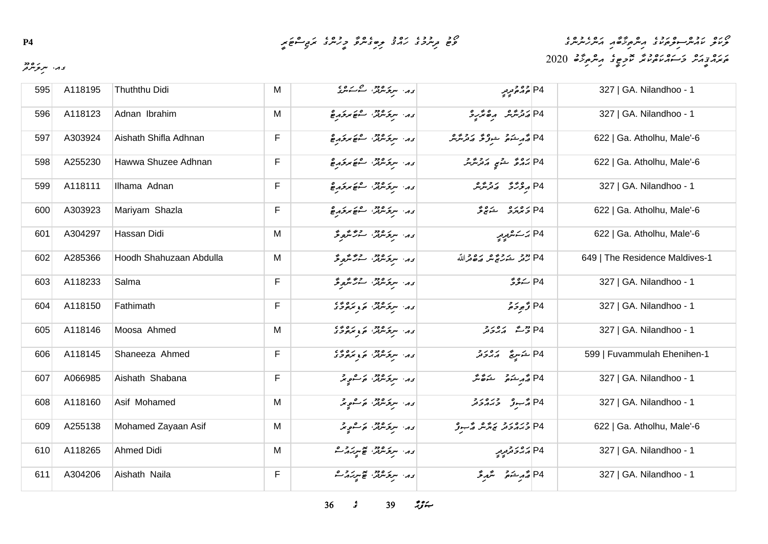ގެ. ނިލަންދޫ

| 595 | A118195 | Thuththu Didi | M | ގއ. ނިލަންދޫ، ސޯސަންގެ | ތުއްތުދީދީ P4 | 327 \| GA. Nilandhoo - 1 |
|---|---|---|---|---|---|---|
| 596 | A118123 | Adnan Ibrahim | M | ގއ. ނިލަންދޫ، ސްޓަރލައިޓް | އަދުނާން އިބްރާހީމް P4 | 327 \| GA. Nilandhoo - 1 |
| 597 | A303924 | Aishath Shifla Adhnan | F | ގއ. ނިލަންދޫ، ސްޓަރލައިޓް | އާއިޝަތު ޝިފްލާ އަދުނާން P4 | 622 \| Ga. Atholhu, Male'-6 |
| 598 | A255230 | Hawwa Shuzee Adhnan | F | ގއ. ނިލަންދޫ، ސްޓަރލައިޓް | ހައްވާ ޝުޒީ އަދުނާން P4 | 622 \| Ga. Atholhu, Male'-6 |
| 599 | A118111 | Ilhama Adnan | F | ގއ. ނިލަންދޫ، ސްޓަރލައިޓް | އިލްހާމާ އަދުނާން P4 | 327 \| GA. Nilandhoo - 1 |
| 600 | A303923 | Mariyam Shazla | F | ގއ. ނިލަންދޫ، ސްޓަރލައިޓް | މަރިޔަމް ޝަޒްލާ P4 | 622 \| Ga. Atholhu, Male'-6 |
| 601 | A304297 | Hassan Didi | M | ގއ. ނިލަންދޫ، ސުރުނގުވާ | ހަސަންދީދީ P4 | 622 \| Ga. Atholhu, Male'-6 |
| 602 | A285366 | Hoodh Shahuzaan Abdulla | M | ގއ. ނިލަންދޫ، ސުރުނގުވާ | ހޫދު ޝަހުޒާން އަބްދުﷲ P4 | 649 \| The Residence Maldives-1 |
| 603 | A118233 | Salma | F | ގއ. ނިލަންދޫ، ސުރުނގުވާ | ސަލްމާ P4 | 327 \| GA. Nilandhoo - 1 |
| 604 | A118150 | Fathimath | F | ގއ. ނިލަންދޫ، ތަޖުރިބާގެ | ފާތިމަތު P4 | 327 \| GA. Nilandhoo - 1 |
| 605 | A118146 | Moosa Ahmed | M | ގއ. ނިލަންދޫ، ތަޖުރިބާގެ | މޫސާ އަހުމަދު P4 | 327 \| GA. Nilandhoo - 1 |
| 606 | A118145 | Shaneeza Ahmed | F | ގއ. ނިލަންދޫ، ތަޖުރިބާގެ | ޝަނީޒާ އަހުމަދު P4 | 599 \| Fuvammulah Ehenihen-1 |
| 607 | A066985 | Aishath Shabana | F | ގއ. ނިލަންދޫ، ތަސްވީރު | އާއިޝަތު ޝަބާނާ P4 | 327 \| GA. Nilandhoo - 1 |
| 608 | A118160 | Asif Mohamed | M | ގއ. ނިލަންދޫ، ތަސްވީރު | އާސިފް މުހައްމަދު P4 | 327 \| GA. Nilandhoo - 1 |
| 609 | A255138 | Mohamed Zayaan Asif | M | ގއ. ނިލަންދޫ، ތަސްވީރު | މުހައްމަދު ޒަޔާން އާސިފް P4 | 622 \| Ga. Atholhu, Male'-6 |
| 610 | A118265 | Ahmed Didi | M | ގއ. ނިލަންދޫ، ޓޮޕްހައުސް | އަހުމަދުދީދީ P4 | 327 \| GA. Nilandhoo - 1 |
| 611 | A304206 | Aishath Naila | F | ގއ. ނިލަންދޫ، ޓޮޕްހައުސް | އާއިޝަތު ނާއިލާ P4 | 327 \| GA. Nilandhoo - 1 |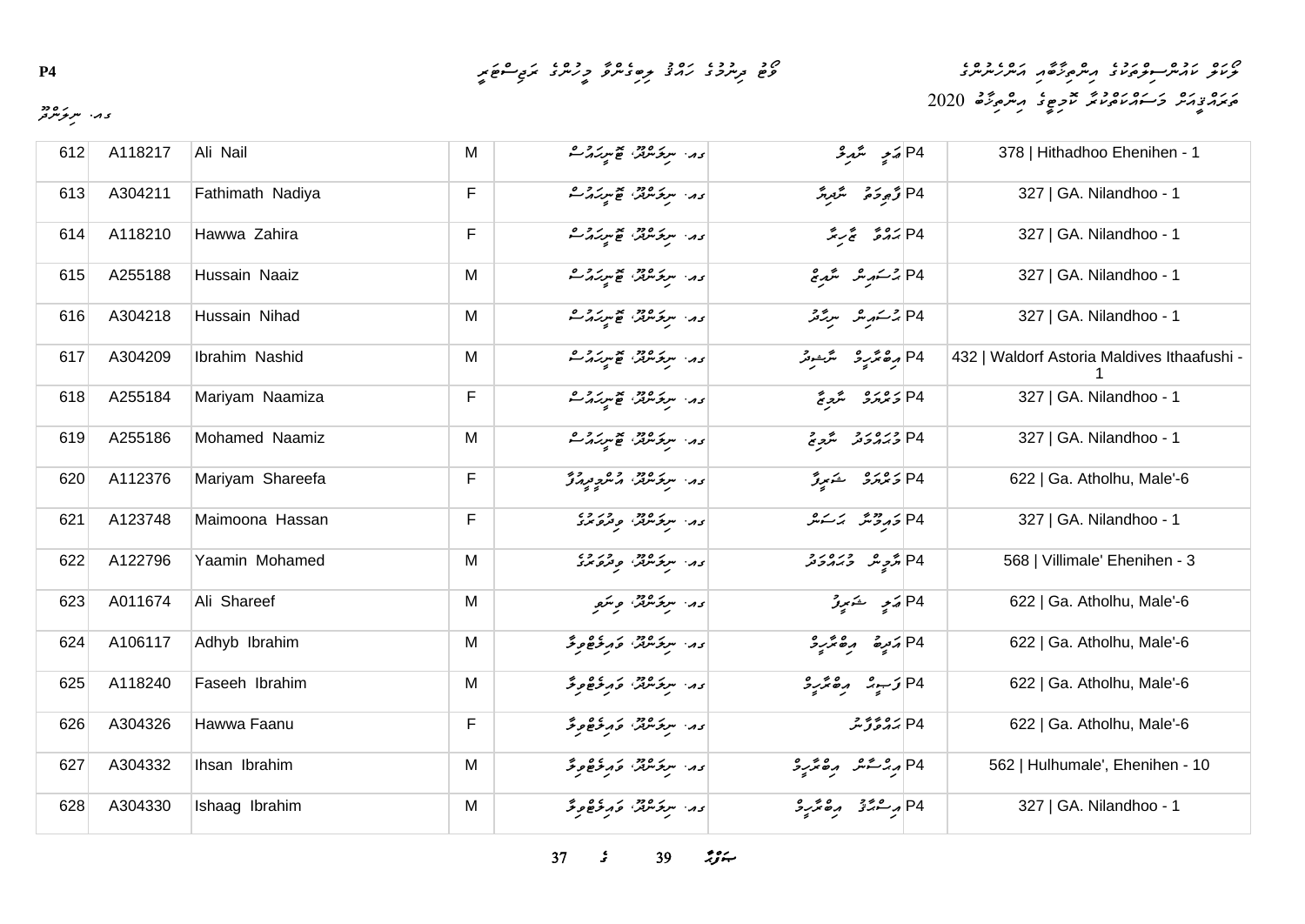| 612 | A118217 | Ali Nail | M | ގއ. ނިލަންދޫ، ޗަނބޭލިގެ | P4 | ޢަލީ ނާއިލް | 378 \| Hithadhoo Ehenihen - 1 |
|---|---|---|---|---|---|---|---|
| 613 | A304211 | Fathimath Nadiya | F | ގއ. ނިލަންދޫ، ޗަނބޭލިގެ | P4 | ފާތިމަތު ނާދިޔާ | 327 \| GA. Nilandhoo - 1 |
| 614 | A118210 | Hawwa Zahira | F | ގއ. ނިލަންދޫ، ޗަނބޭލިގެ | P4 | ހައްވާ ޒާހިރާ | 327 \| GA. Nilandhoo - 1 |
| 615 | A255188 | Hussain Naaiz | M | ގއ. ނިލަންދޫ، ޗަނބޭލިގެ | P4 | ހުސައިން ނާއިޒް | 327 \| GA. Nilandhoo - 1 |
| 616 | A304218 | Hussain Nihad | M | ގއ. ނިލަންދޫ، ޗަނބޭލިގެ | P4 | ހުސައިން ނިހާދު | 327 \| GA. Nilandhoo - 1 |
| 617 | A304209 | Ibrahim Nashid | M | ގއ. ނިލަންދޫ، ޗަނބޭލިގެ | P4 | އިބްރާހީމް ނާޝިދު | 432 \| Waldorf Astoria Maldives Ithaafushi - 1 |
| 618 | A255184 | Mariyam Naamiza | F | ގއ. ނިލަންދޫ، ޗަނބޭލިގެ | P4 | މަރިޔަމް ނާމިޒާ | 327 \| GA. Nilandhoo - 1 |
| 619 | A255186 | Mohamed Naamiz | M | ގއ. ނިލަންދޫ، ޗަނބޭލިގެ | P4 | މުހައްމަދު ނާމިޒް | 327 \| GA. Nilandhoo - 1 |
| 620 | A112376 | Mariyam Shareefa | F | ގއ. ނިލަންދޫ، އަންގޮލިދިއްގާ | P4 | މަރިޔަމް ޝަރީފާ | 622 \| Ga. Atholhu, Male'-6 |
| 621 | A123748 | Maimoona Hassan | F | ގއ. ނިލަންދޫ، ވިއުވަރގެ | P4 | މައިމޫނާ ހަސަން | 327 \| GA. Nilandhoo - 1 |
| 622 | A122796 | Yaamin Mohamed | M | ގއ. ނިލަންދޫ، ވިއުވަރގެ | P4 | ޔާމިން މުހައްމަދު | 568 \| Villimale' Ehenihen - 3 |
| 623 | A011674 | Ali Shareef | M | ގއ. ނިލަންދޫ، ވިނަރެ | P4 | ޢަލީ ޝަރީފް | 622 \| Ga. Atholhu, Male'-6 |
| 624 | A106117 | Adhyb Ibrahim | M | ގއ. ނިލަންދޫ، ވައިލެޓްވިލާ | P4 | އަދީބް އިބްރާހީމް | 622 \| Ga. Atholhu, Male'-6 |
| 625 | A118240 | Faseeh Ibrahim | M | ގއ. ނިލަންދޫ، ވައިލެޓްވިލާ | P4 | ފަސީހު އިބްރާހީމް | 622 \| Ga. Atholhu, Male'-6 |
| 626 | A304326 | Hawwa Faanu | F | ގއ. ނިލަންދޫ، ވައިލެޓްވިލާ | P4 | ހައްވާފާނު | 622 \| Ga. Atholhu, Male'-6 |
| 627 | A304332 | Ihsan Ibrahim | M | ގއ. ނިލަންދޫ، ވައިލެޓްވިލާ | P4 | އިޙްސާން އިބްރާހީމް | 562 \| Hulhumale', Ehenihen - 10 |
| 628 | A304330 | Ishaag Ibrahim | M | ގއ. ނިލަންދޫ، ވައިލެޓްވިލާ | P4 | އިސްޙާޤު އިބްރާހީމް | 327 \| GA. Nilandhoo - 1 |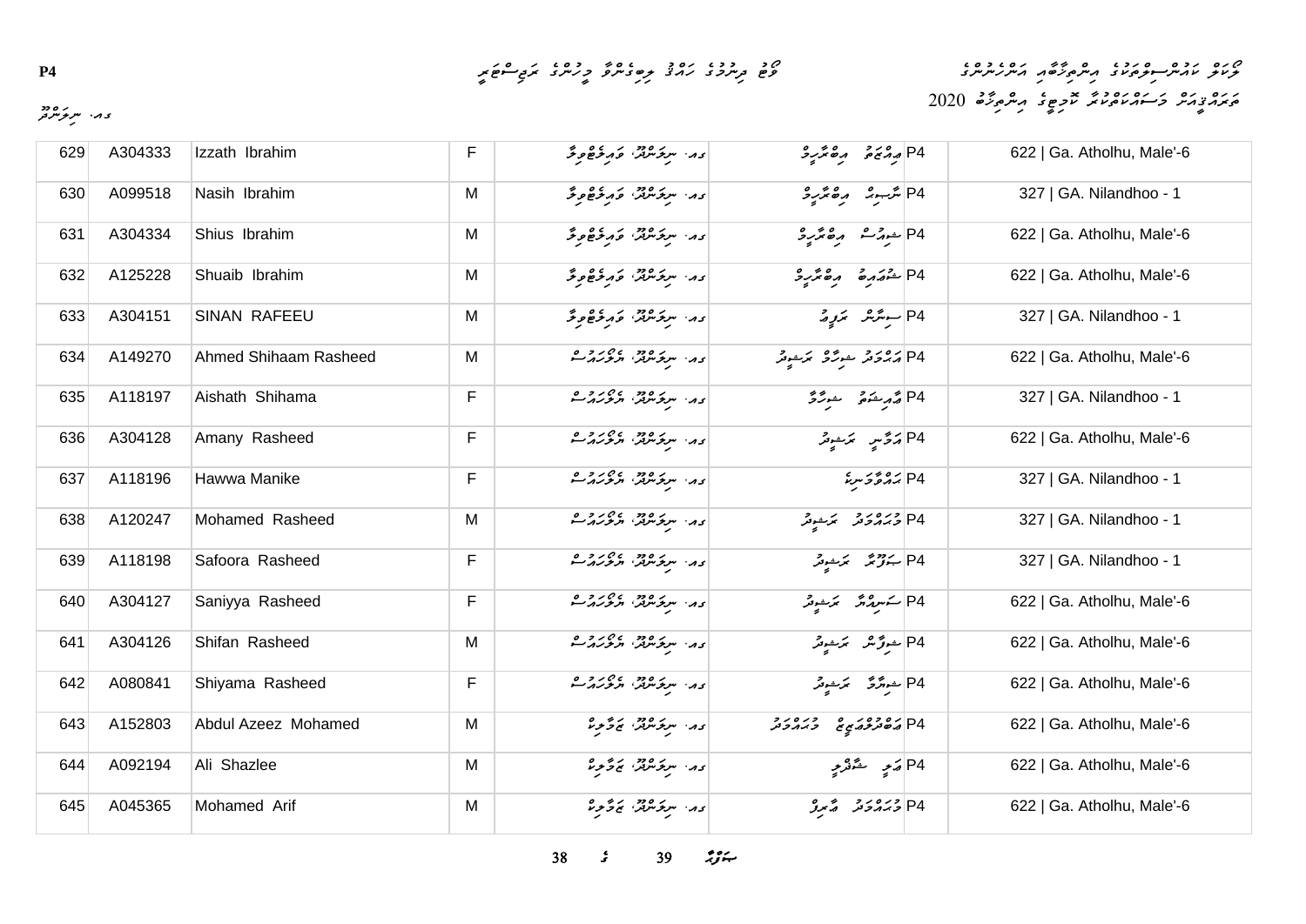| 629 | A304333 | Izzath Ibrahim | F | ގއ. ނިލަންދޫ، ވައިލެޓްވިލާ | މިއްޒަތު އިބްރާހިމް | P4 | 622 \| Ga. Atholhu, Male'-6 |
|---|---|---|---|---|---|---|---|
| 630 | A099518 | Nasih Ibrahim | M | ގއ. ނިލަންދޫ، ވައިލެޓްވިލާ | ނާސިހް އިބްރާހިމް | P4 | 327 \| GA. Nilandhoo - 1 |
| 631 | A304334 | Shius Ibrahim | M | ގއ. ނިލަންދޫ، ވައިލެޓްވިލާ | ޝިއުސް އިބްރާހިމް | P4 | 622 \| Ga. Atholhu, Male'-6 |
| 632 | A125228 | Shuaib Ibrahim | M | ގއ. ނިލަންދޫ، ވައިލެޓްވިލާ | ޝުޢައިބު އިބްރާހިމް | P4 | 622 \| Ga. Atholhu, Male'-6 |
| 633 | A304151 | SINAN RAFEEU | M | ގއ. ނިލަންދޫ، ވައިލެޓްވިލާ | ސިނާން ރަފީއު | P4 | 327 \| GA. Nilandhoo - 1 |
| 634 | A149270 | Ahmed Shihaam Rasheed | M | ގއ. ނިލަންދޫ، ރޯޒްހައުސް | އަހުމަދު ޝިހާމް ރަޝީދު | P4 | 622 \| Ga. Atholhu, Male'-6 |
| 635 | A118197 | Aishath Shihama | F | ގއ. ނިލަންދޫ، ރޯޒްހައުސް | އާއިޝަތު ޝިހާމާ | P4 | 327 \| GA. Nilandhoo - 1 |
| 636 | A304128 | Amany Rasheed | F | ގއ. ނިލަންދޫ، ރޯޒްހައުސް | އަމާނީ ރަޝީދު | P4 | 622 \| Ga. Atholhu, Male'-6 |
| 637 | A118196 | Hawwa Manike | F | ގއ. ނިލަންދޫ، ރޯޒްހައުސް | ހައްވާމަނިކެ | P4 | 327 \| GA. Nilandhoo - 1 |
| 638 | A120247 | Mohamed Rasheed | M | ގއ. ނިލަންދޫ، ރޯޒްހައުސް | މުހައްމަދު ރަޝީދު | P4 | 327 \| GA. Nilandhoo - 1 |
| 639 | A118198 | Safoora Rasheed | F | ގއ. ނިލަންދޫ، ރޯޒްހައުސް | ޞަފޫރާ ރަޝީދު | P4 | 327 \| GA. Nilandhoo - 1 |
| 640 | A304127 | Saniyya Rasheed | F | ގއ. ނިލަންދޫ، ރޯޒްހައުސް | ސަނިއްޔާ ރަޝީދު | P4 | 622 \| Ga. Atholhu, Male'-6 |
| 641 | A304126 | Shifan Rasheed | M | ގއ. ނިލަންދޫ، ރޯޒްހައުސް | ޝިފާން ރަޝީދު | P4 | 622 \| Ga. Atholhu, Male'-6 |
| 642 | A080841 | Shiyama Rasheed | F | ގއ. ނިލަންދޫ، ރޯޒްހައުސް | ޝިޔާމާ ރަޝީދު | P4 | 622 \| Ga. Atholhu, Male'-6 |
| 643 | A152803 | Abdul Azeez Mohamed | M | ގއ. ނިލަންދޫ، ޒަމާނީ | އަބްދުލްޢަޒީޒު މުހައްމަދު | P4 | 622 \| Ga. Atholhu, Male'-6 |
| 644 | A092194 | Ali Shazlee | M | ގއ. ނިލަންދޫ، ޒަމާނީ | އަލީ ޝާޒްލީ | P4 | 622 \| Ga. Atholhu, Male'-6 |
| 645 | A045365 | Mohamed Arif | M | ގއ. ނިލަންދޫ، ޒަމާނީ | މުހައްމަދު އާރިފު | P4 | 622 \| Ga. Atholhu, Male'-6 |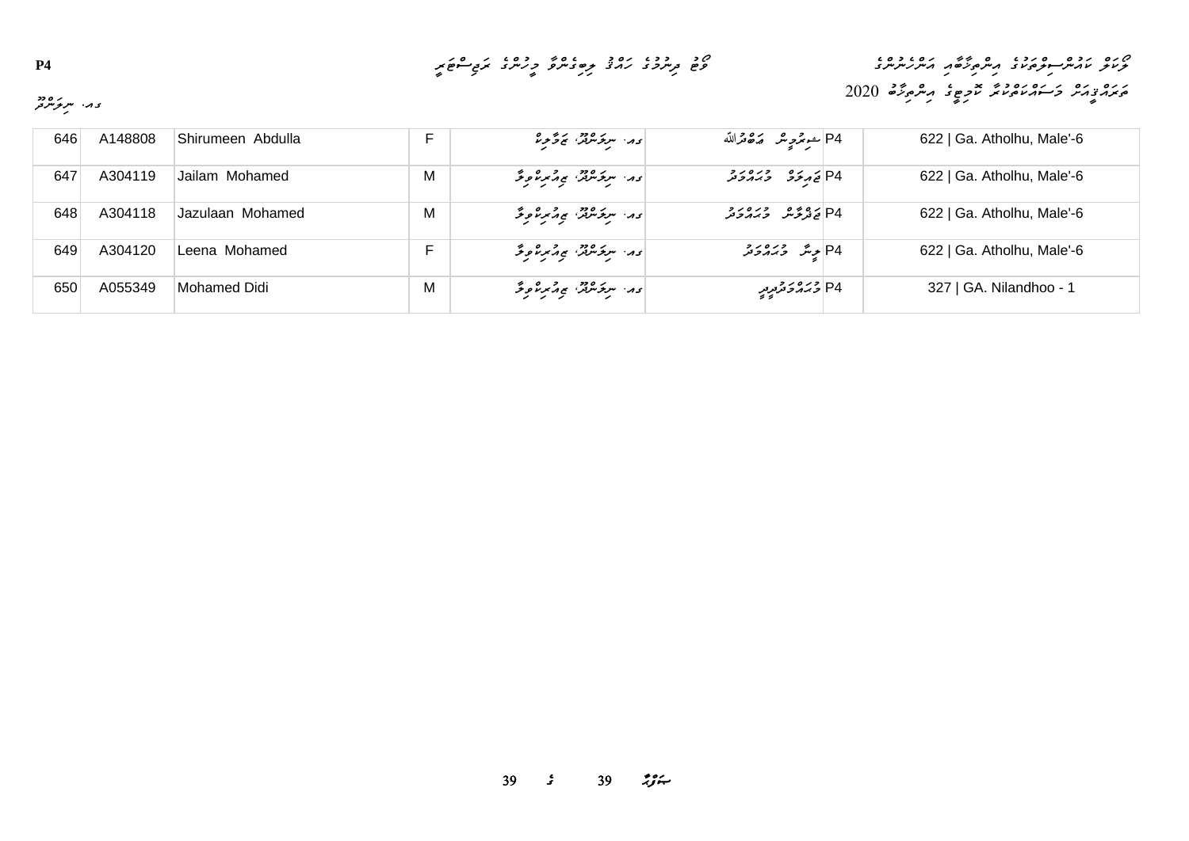ގާފަދު ކައުންސިލްތަކުގެ އިންތިޚާބާއި ލޯކަލްކައުންސިލް އިންތިޚާބާއި ދިޔަމިގިލި ވޯޓު ދެވޭ ތަންތަނާއި ޕޮއިންޓް P4

ބައިއަޅާނަށް ލިސްޓުގައިވާ ރަޖިސްޓްރީވެފައިވާ ލިބިގެންވާ މީހުން 2020

ގއ. ނިލަންދޫ

| | | | | | | | |
|---|---|---|---|---|---|---|---|
| 646 | A148808 | Shirumeen Abdulla | F | ގއ. ނިލަންދޫ، ރަމްލީމާ | ޝިރުމީން  ޢަބްދުﷲ | P4 | 622 \| Ga. Atholhu, Male'-6 |
| 647 | A304119 | Jailam Mohamed | M | ގއ. ނިލަންދޫ، ޖައުރީނާވިލާ | ޖައިލަމް  މުޙައްމަދު | P4 | 622 \| Ga. Atholhu, Male'-6 |
| 648 | A304118 | Jazulaan Mohamed | M | ގއ. ނިލަންދޫ، ޖައުރީނާވިލާ | ޖަޒުލާން  މުޙައްމަދު | P4 | 622 \| Ga. Atholhu, Male'-6 |
| 649 | A304120 | Leena Mohamed | F | ގއ. ނިލަންދޫ، ޖައުރީނާވިލާ | ލީނާ  މުޙައްމަދު | P4 | 622 \| Ga. Atholhu, Male'-6 |
| 650 | A055349 | Mohamed Didi | M | ގއ. ނިލަންދޫ، ޖައުރީނާވިލާ | މުޙައްމަދުދީދީ | P4 | 327 \| GA. Nilandhoo - 1 |